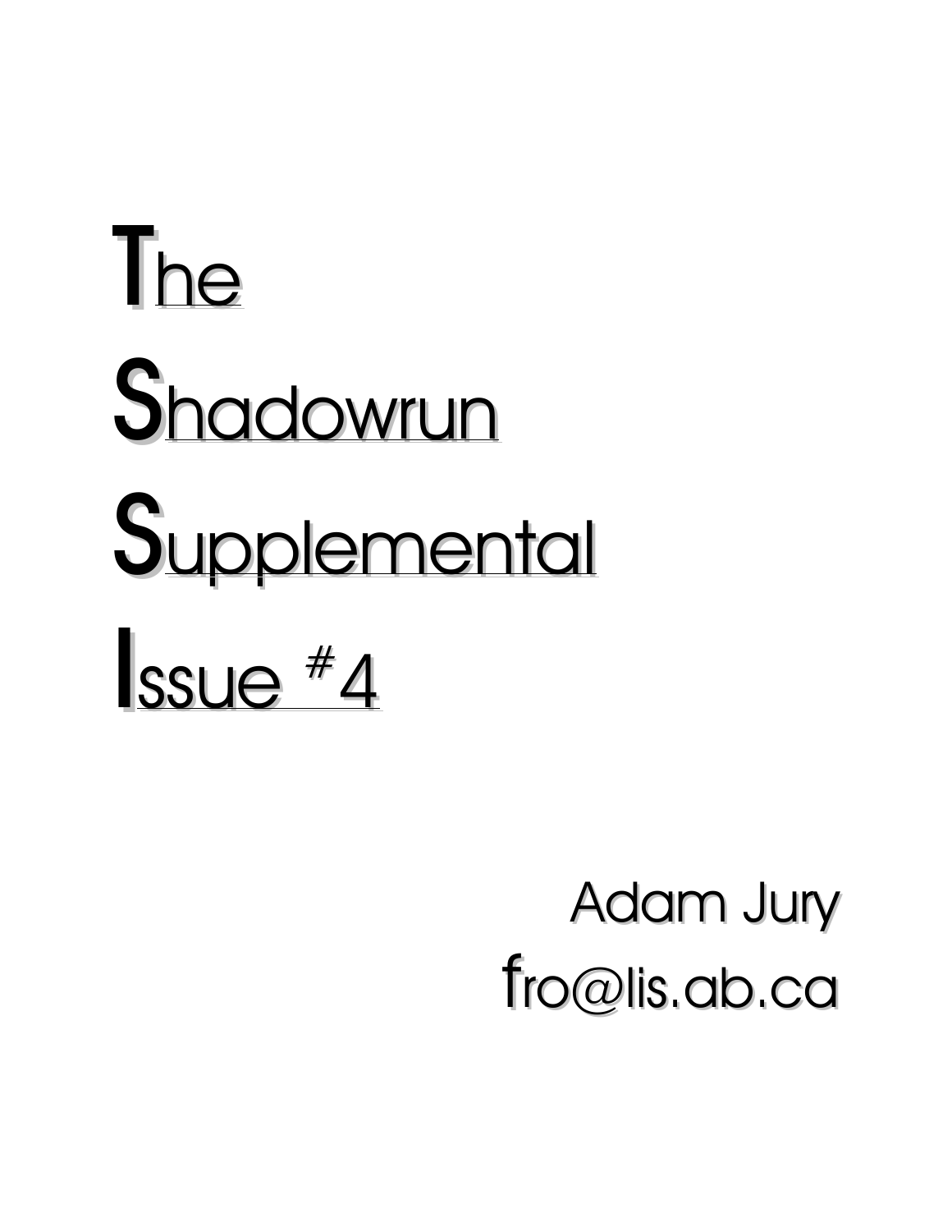# The Shadowrun Supplemental Issue #4

Adam Jury
fro@lis.ab.ca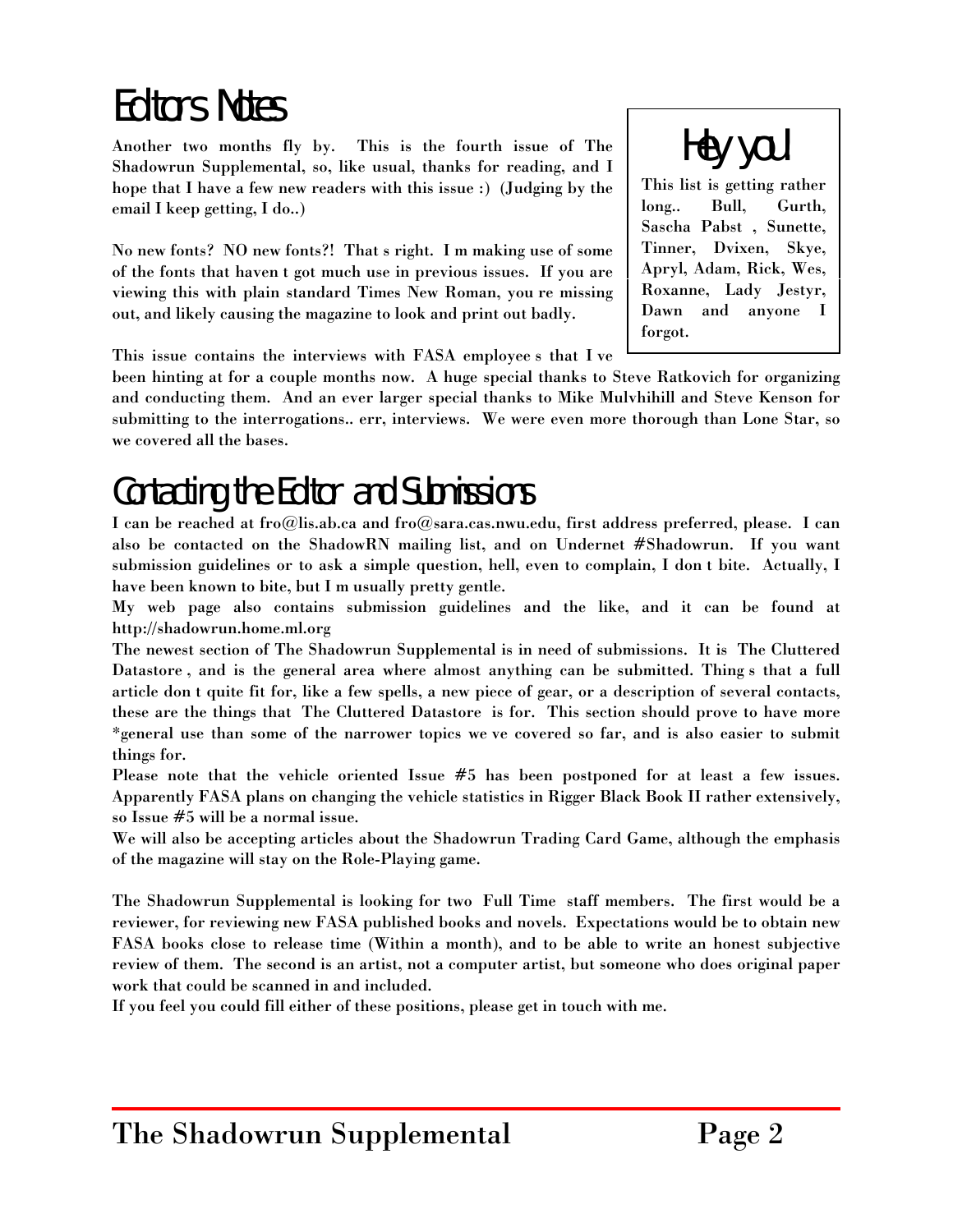# Editors Notes

Another two months fly by. This is the fourth issue of The Shadowrun Supplemental, so, like usual, thanks for reading, and I hope that I have a few new readers with this issue :) (Judging by the email I keep getting, I do..)

No new fonts? NO new fonts?! That s right. I m making use of some of the fonts that haven t got much use in previous issues. If you are viewing this with plain standard Times New Roman, you re missing out, and likely causing the magazine to look and print out badly.

This issue contains the interviews with FASA employee s that I ve been hinting at for a couple months now. A huge special thanks to Steve Ratkovich for organizing and conducting them. And an ever larger special thanks to Mike Mulvhihill and Steve Kenson for submitting to the interrogations.. err, interviews. We were even more thorough than Lone Star, so we covered all the bases.

## Hey you!

This list is getting rather long.. Bull, Gurth, Sascha Pabst , Sunette, Tinner, Dvixen, Skye, Apryl, Adam, Rick, Wes, Roxanne, Lady Jestyr, Dawn and anyone I forgot.

# Contacting the Editor and Submissions

I can be reached at fro@lis.ab.ca and fro@sara.cas.nwu.edu, first address preferred, please. I can also be contacted on the ShadowRN mailing list, and on Undernet #Shadowrun. If you want submission guidelines or to ask a simple question, hell, even to complain, I don t bite. Actually, I have been known to bite, but I m usually pretty gentle.

My web page also contains submission guidelines and the like, and it can be found at http://shadowrun.home.ml.org

The newest section of The Shadowrun Supplemental is in need of submissions. It is The Cluttered Datastore , and is the general area where almost anything can be submitted. Thing s that a full article don t quite fit for, like a few spells, a new piece of gear, or a description of several contacts, these are the things that The Cluttered Datastore is for. This section should prove to have more *general use than some of the narrower topics we ve covered so far, and is also easier to submit things for.

Please note that the vehicle oriented Issue #5 has been postponed for at least a few issues. Apparently FASA plans on changing the vehicle statistics in Rigger Black Book II rather extensively, so Issue #5 will be a normal issue.

We will also be accepting articles about the Shadowrun Trading Card Game, although the emphasis of the magazine will stay on the Role-Playing game.

The Shadowrun Supplemental is looking for two Full Time staff members. The first would be a reviewer, for reviewing new FASA published books and novels. Expectations would be to obtain new FASA books close to release time (Within a month), and to be able to write an honest subjective review of them. The second is an artist, not a computer artist, but someone who does original paper work that could be scanned in and included.

If you feel you could fill either of these positions, please get in touch with me.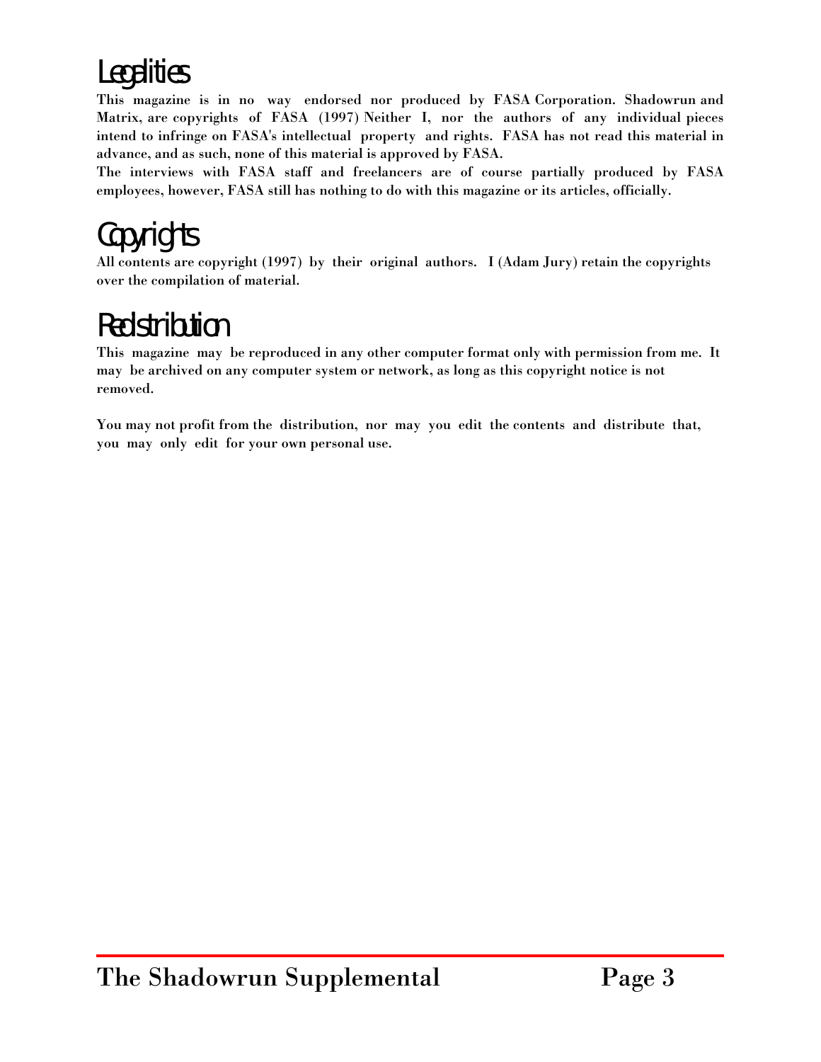# Legalities

**This magazine is in no way endorsed nor produced by FASA Corporation. Shadowrun and Matrix, are copyrights of FASA (1997) Neither I, nor the authors of any individual pieces intend to infringe on FASA's intellectual property and rights. FASA has not read this material in advance, and as such, none of this material is approved by FASA.**

**The interviews with FASA staff and freelancers are of course partially produced by FASA employees, however, FASA still has nothing to do with this magazine or its articles, officially.**

# Copyrights

**All contents are copyright (1997) by their original authors. I (Adam Jury) retain the copyrights over the compilation of material.**

# Redistribution

**This magazine may be reproduced in any other computer format only with permission from me. It may be archived on any computer system or network, as long as this copyright notice is not removed.**

**You may not profit from the distribution, nor may you edit the contents and distribute that, you may only edit for your own personal use.**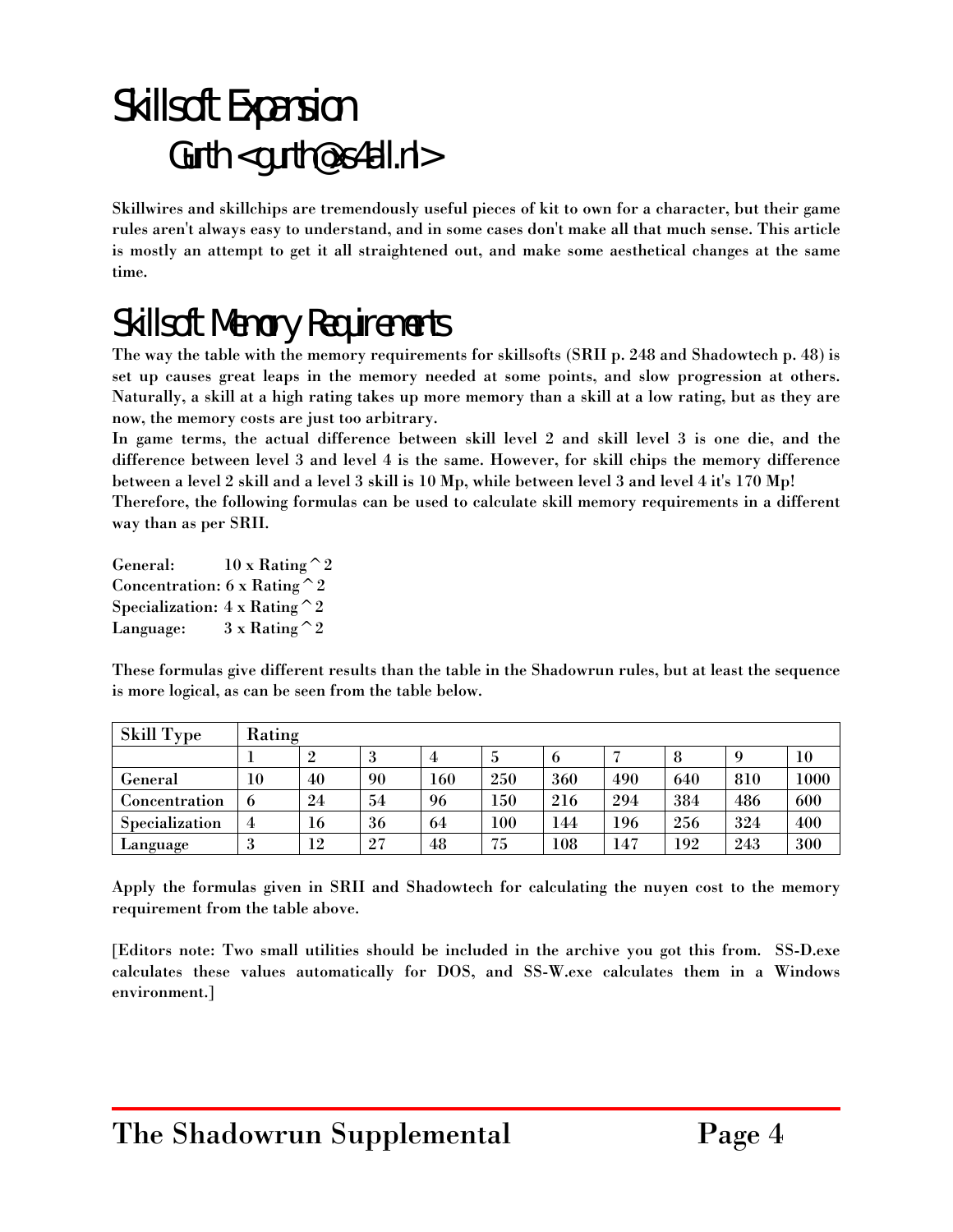# Skillsoft Expansion

## Gurth <gurth@xs4all.nl>

**Skillwires and skillchips are tremendously useful pieces of kit to own for a character, but their game rules aren't always easy to understand, and in some cases don't make all that much sense. This article is mostly an attempt to get it all straightened out, and make some aesthetical changes at the same time.**

## Skillsoft Memory Requirements

**The way the table with the memory requirements for skillsofts (SRII p. 248 and Shadowtech p. 48) is set up causes great leaps in the memory needed at some points, and slow progression at others. Naturally, a skill at a high rating takes up more memory than a skill at a low rating, but as they are now, the memory costs are just too arbitrary.**

**In game terms, the actual difference between skill level 2 and skill level 3 is one die, and the difference between level 3 and level 4 is the same. However, for skill chips the memory difference between a level 2 skill and a level 3 skill is 10 Mp, while between level 3 and level 4 it's 170 Mp!**

**Therefore, the following formulas can be used to calculate skill memory requirements in a different way than as per SRII.**

**General: $10 \times Rating^2$**
**Concentration: $6 \times Rating^2$**
**Specialization: $4 \times Rating^2$**
**Language: $3 \times Rating^2$**

**These formulas give different results than the table in the Shadowrun rules, but at least the sequence is more logical, as can be seen from the table below.**

| Skill Type | Rating | | | | | | | | | |
|---|---|---|---|---|---|---|---|---|---|---|
| | 1 | 2 | 3 | 4 | 5 | 6 | 7 | 8 | 9 | 10 |
| General | 10 | 40 | 90 | 160 | 250 | 360 | 490 | 640 | 810 | 1000 |
| Concentration | 6 | 24 | 54 | 96 | 150 | 216 | 294 | 384 | 486 | 600 |
| Specialization | 4 | 16 | 36 | 64 | 100 | 144 | 196 | 256 | 324 | 400 |
| Language | 3 | 12 | 27 | 48 | 75 | 108 | 147 | 192 | 243 | 300 |

**Apply the formulas given in SRII and Shadowtech for calculating the nuyen cost to the memory requirement from the table above.**

**[Editors note: Two small utilities should be included in the archive you got this from. SS-D.exe calculates these values automatically for DOS, and SS-W.exe calculates them in a Windows environment.]**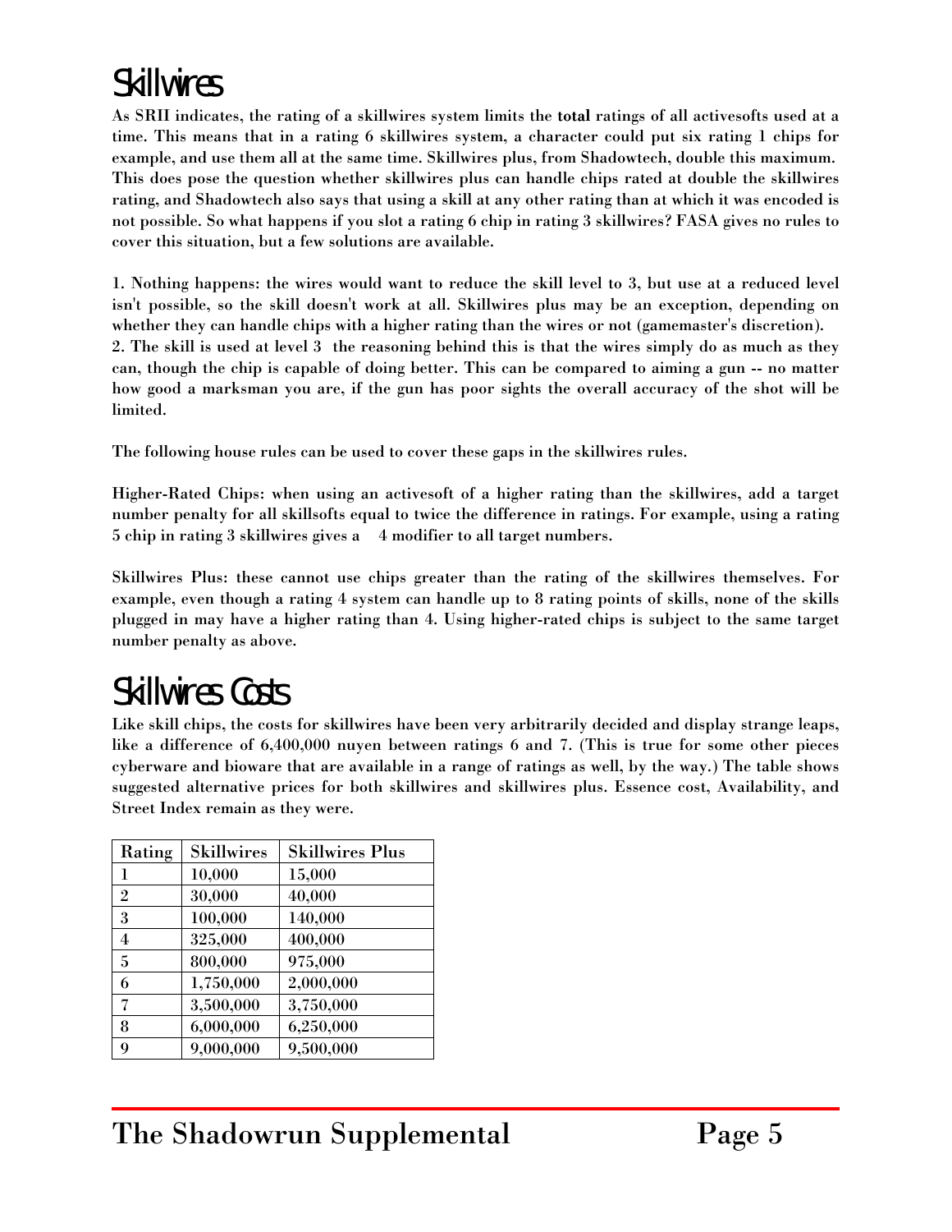# Skillwires

As SRII indicates, the rating of a skillwires system limits the **total** ratings of all activesofts used at a time. This means that in a rating 6 skillwires system, a character could put six rating 1 chips for example, and use them all at the same time. Skillwires plus, from Shadowtech, double this maximum. This does pose the question whether skillwires plus can handle chips rated at double the skillwires rating, and Shadowtech also says that using a skill at any other rating than at which it was encoded is not possible. So what happens if you slot a rating 6 chip in rating 3 skillwires? FASA gives no rules to cover this situation, but a few solutions are available.

1. Nothing happens: the wires would want to reduce the skill level to 3, but use at a reduced level isn't possible, so the skill doesn't work at all. Skillwires plus may be an exception, depending on whether they can handle chips with a higher rating than the wires or not (gamemaster's discretion).
2. The skill is used at level 3 the reasoning behind this is that the wires simply do as much as they can, though the chip is capable of doing better. This can be compared to aiming a gun -- no matter how good a marksman you are, if the gun has poor sights the overall accuracy of the shot will be limited.

The following house rules can be used to cover these gaps in the skillwires rules.

Higher-Rated Chips: when using an activesoft of a higher rating than the skillwires, add a target number penalty for all skillsofts equal to twice the difference in ratings. For example, using a rating 5 chip in rating 3 skillwires gives a 4 modifier to all target numbers.

Skillwires Plus: these cannot use chips greater than the rating of the skillwires themselves. For example, even though a rating 4 system can handle up to 8 rating points of skills, none of the skills plugged in may have a higher rating than 4. Using higher-rated chips is subject to the same target number penalty as above.

# Skillwires Costs

Like skill chips, the costs for skillwires have been very arbitrarily decided and display strange leaps, like a difference of 6,400,000 nuyen between ratings 6 and 7. (This is true for some other pieces cyberware and bioware that are available in a range of ratings as well, by the way.) The table shows suggested alternative prices for both skillwires and skillwires plus. Essence cost, Availability, and Street Index remain as they were.

| Rating | Skillwires | Skillwires Plus |
|---|---|---|
| 1 | 10,000 | 15,000 |
| 2 | 30,000 | 40,000 |
| 3 | 100,000 | 140,000 |
| 4 | 325,000 | 400,000 |
| 5 | 800,000 | 975,000 |
| 6 | 1,750,000 | 2,000,000 |
| 7 | 3,500,000 | 3,750,000 |
| 8 | 6,000,000 | 6,250,000 |
| 9 | 9,000,000 | 9,500,000 |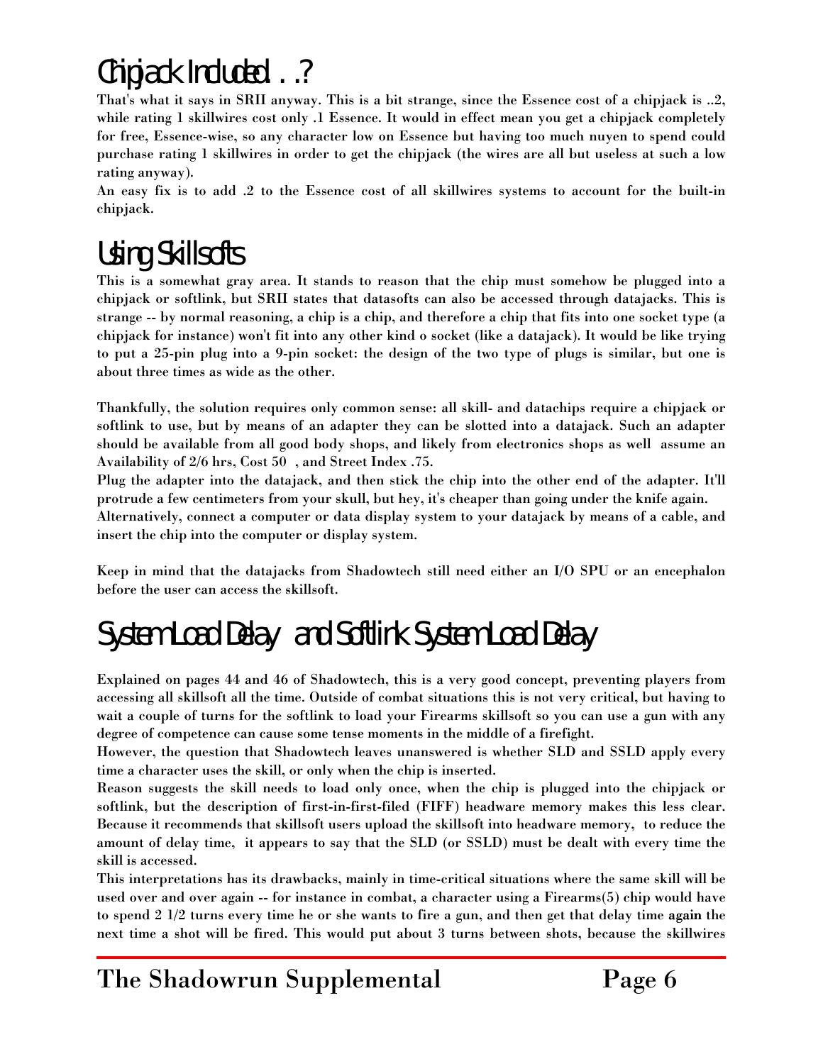# Chipjack Included . . ?

That's what it says in SRII anyway. This is a bit strange, since the Essence cost of a chipjack is ..2, while rating 1 skillwires cost only .1 Essence. It would in effect mean you get a chipjack completely for free, Essence-wise, so any character low on Essence but having too much nuyen to spend could purchase rating 1 skillwires in order to get the chipjack (the wires are all but useless at such a low rating anyway).

An easy fix is to add .2 to the Essence cost of all skillwires systems to account for the built-in chipjack.

# Using Skillsofts

This is a somewhat gray area. It stands to reason that the chip must somehow be plugged into a chipjack or softlink, but SRII states that datasofts can also be accessed through datajacks. This is strange -- by normal reasoning, a chip is a chip, and therefore a chip that fits into one socket type (a chipjack for instance) won't fit into any other kind o socket (like a datajack). It would be like trying to put a 25-pin plug into a 9-pin socket: the design of the two type of plugs is similar, but one is about three times as wide as the other.

Thankfully, the solution requires only common sense: all skill- and datachips require a chipjack or softlink to use, but by means of an adapter they can be slotted into a datajack. Such an adapter should be available from all good body shops, and likely from electronics shops as well assume an Availability of 2/6 hrs, Cost 50 , and Street Index .75.

Plug the adapter into the datajack, and then stick the chip into the other end of the adapter. It'll protrude a few centimeters from your skull, but hey, it's cheaper than going under the knife again.

Alternatively, connect a computer or data display system to your datajack by means of a cable, and insert the chip into the computer or display system.

Keep in mind that the datajacks from Shadowtech still need either an I/O SPU or an encephalon before the user can access the skillsoft.

# System Load Delay and Softlink System Load Delay

Explained on pages 44 and 46 of Shadowtech, this is a very good concept, preventing players from accessing all skillsoft all the time. Outside of combat situations this is not very critical, but having to wait a couple of turns for the softlink to load your Firearms skillsoft so you can use a gun with any degree of competence can cause some tense moments in the middle of a firefight.

However, the question that Shadowtech leaves unanswered is whether SLD and SSLD apply every time a character uses the skill, or only when the chip is inserted.

Reason suggests the skill needs to load only once, when the chip is plugged into the chipjack or softlink, but the description of first-in-first-filed (FIFF) headware memory makes this less clear. Because it recommends that skillsoft users upload the skillsoft into headware memory, to reduce the amount of delay time, it appears to say that the SLD (or SSLD) must be dealt with every time the skill is accessed.

This interpretations has its drawbacks, mainly in time-critical situations where the same skill will be used over and over again -- for instance in combat, a character using a Firearms(5) chip would have to spend 2 1/2 turns every time he or she wants to fire a gun, and then get that delay time **again** the next time a shot will be fired. This would put about 3 turns between shots, because the skillwires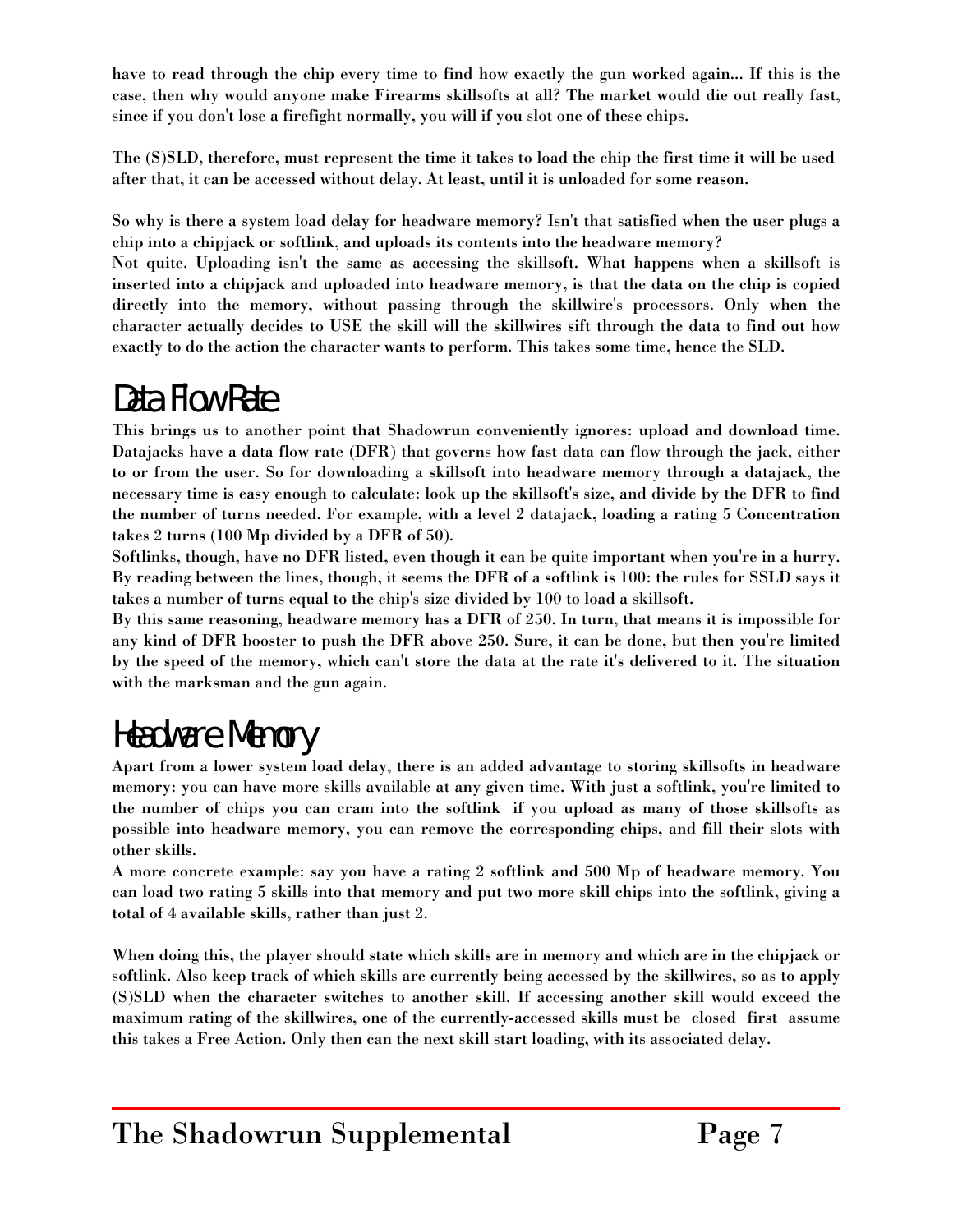have to read through the chip every time to find how exactly the gun worked again... If this is the case, then why would anyone make Firearms skillsofts at all? The market would die out really fast, since if you don't lose a firefight normally, you will if you slot one of these chips.

The (S)SLD, therefore, must represent the time it takes to load the chip the first time it will be used after that, it can be accessed without delay. At least, until it is unloaded for some reason.

So why is there a system load delay for headware memory? Isn't that satisfied when the user plugs a chip into a chipjack or softlink, and uploads its contents into the headware memory?

Not quite. Uploading isn't the same as accessing the skillsoft. What happens when a skillsoft is inserted into a chipjack and uploaded into headware memory, is that the data on the chip is copied directly into the memory, without passing through the skillwire's processors. Only when the character actually decides to USE the skill will the skillwires sift through the data to find out how exactly to do the action the character wants to perform. This takes some time, hence the SLD.

## Data Flow Rate

This brings us to another point that Shadowrun conveniently ignores: upload and download time. Datajacks have a data flow rate (DFR) that governs how fast data can flow through the jack, either to or from the user. So for downloading a skillsoft into headware memory through a datajack, the necessary time is easy enough to calculate: look up the skillsoft's size, and divide by the DFR to find the number of turns needed. For example, with a level 2 datajack, loading a rating 5 Concentration takes 2 turns (100 Mp divided by a DFR of 50).

Softlinks, though, have no DFR listed, even though it can be quite important when you're in a hurry. By reading between the lines, though, it seems the DFR of a softlink is 100: the rules for SSLD says it takes a number of turns equal to the chip's size divided by 100 to load a skillsoft.

By this same reasoning, headware memory has a DFR of 250. In turn, that means it is impossible for any kind of DFR booster to push the DFR above 250. Sure, it can be done, but then you're limited by the speed of the memory, which can't store the data at the rate it's delivered to it. The situation with the marksman and the gun again.

## Headware Memory

Apart from a lower system load delay, there is an added advantage to storing skillsofts in headware memory: you can have more skills available at any given time. With just a softlink, you're limited to the number of chips you can cram into the softlink if you upload as many of those skillsofts as possible into headware memory, you can remove the corresponding chips, and fill their slots with other skills.

A more concrete example: say you have a rating 2 softlink and 500 Mp of headware memory. You can load two rating 5 skills into that memory and put two more skill chips into the softlink, giving a total of 4 available skills, rather than just 2.

When doing this, the player should state which skills are in memory and which are in the chipjack or softlink. Also keep track of which skills are currently being accessed by the skillwires, so as to apply (S)SLD when the character switches to another skill. If accessing another skill would exceed the maximum rating of the skillwires, one of the currently-accessed skills must be closed first assume this takes a Free Action. Only then can the next skill start loading, with its associated delay.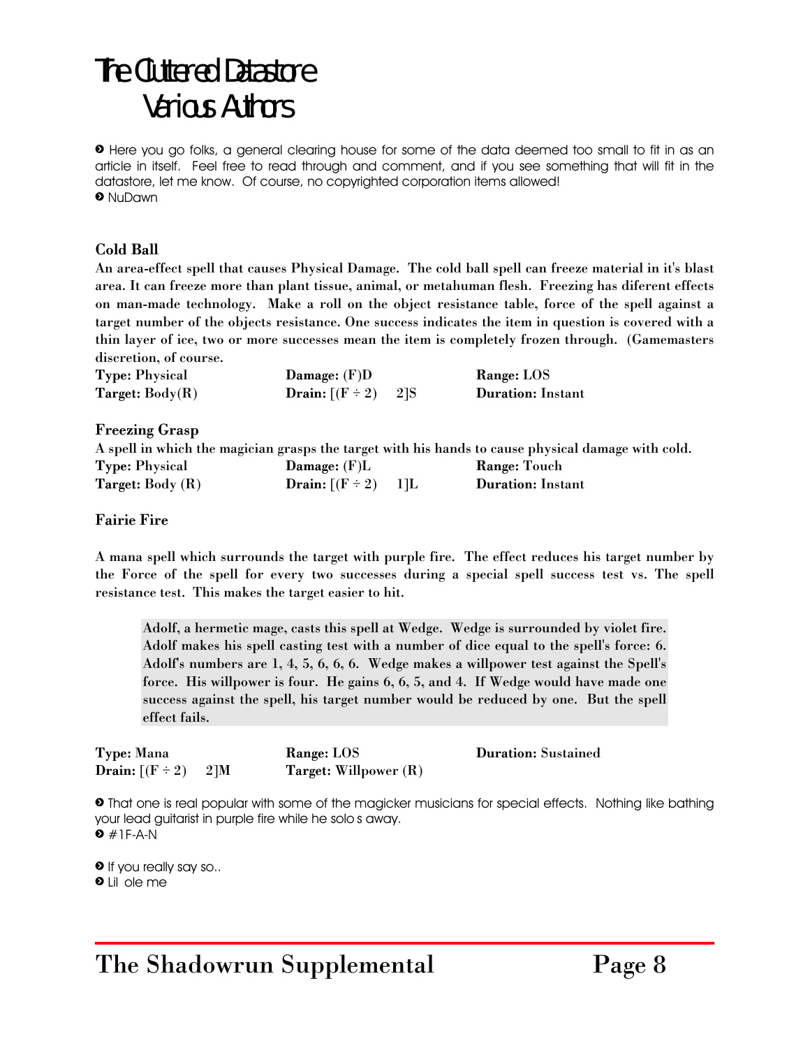# The Cluttered Datastore
## Various Authors

› Here you go folks, a general clearing house for some of the data deemed too small to fit in as an article in itself. Feel free to read through and comment, and if you see something that will fit in the datastore, let me know. Of course, no copyrighted corporation items allowed!
› NuDawn

### Cold Ball

**An area-effect spell that causes Physical Damage. The cold ball spell can freeze material in it's blast area. It can freeze more than plant tissue, animal, or metahuman flesh. Freezing has diferent effects on man-made technology. Make a roll on the object resistance table, force of the spell against a target number of the objects resistance. One success indicates the item in question is covered with a thin layer of ice, two or more successes mean the item is completely frozen through. (Gamemasters discretion, of course.**

| | | |
|---|---|---|
| **Type:** Physical | **Damage:** (F)D | **Range:** LOS |
| **Target:** Body(R) | **Drain:** [(F ÷ 2)   2]S | **Duration:** Instant |

### Freezing Grasp

**A spell in which the magician grasps the target with his hands to cause physical damage with cold.**

| | | |
|---|---|---|
| **Type:** Physical | **Damage:** (F)L | **Range:** Touch |
| **Target:** Body (R) | **Drain:** [(F ÷ 2)   1]L | **Duration:** Instant |

### Fairie Fire

**A mana spell which surrounds the target with purple fire. The effect reduces his target number by the Force of the spell for every two successes during a special spell success test vs. The spell resistance test. This makes the target easier to hit.**

> **Adolf, a hermetic mage, casts this spell at Wedge. Wedge is surrounded by violet fire. Adolf makes his spell casting test with a number of dice equal to the spell's force: 6. Adolf's numbers are 1, 4, 5, 6, 6, 6. Wedge makes a willpower test against the Spell's force. His willpower is four. He gains 6, 6, 5, and 4. If Wedge would have made one success against the spell, his target number would be reduced by one. But the spell effect fails.**

| | | |
|---|---|---|
| **Type:** Mana | **Range:** LOS | **Duration:** Sustained |
| **Drain:** [(F ÷ 2)   2]M | **Target:** Willpower (R) | |

› That one is real popular with some of the magicker musicians for special effects. Nothing like bathing your lead guitarist in purple fire while he solo s away.
› #1F-A-N

› If you really say so..
› Lil ole me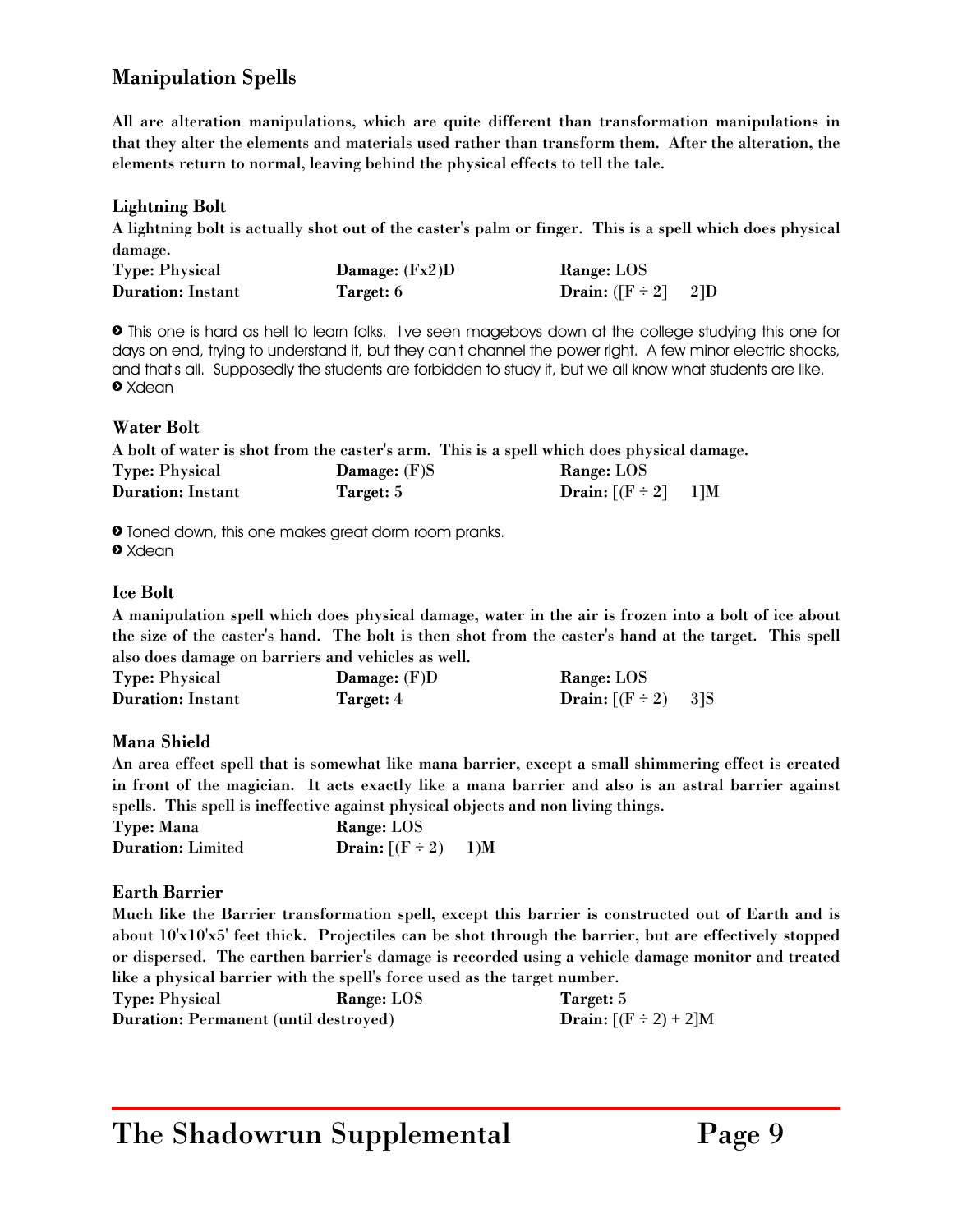## Manipulation Spells

**All are alteration manipulations, which are quite different than transformation manipulations in that they alter the elements and materials used rather than transform them. After the alteration, the elements return to normal, leaving behind the physical effects to tell the tale.**

### Lightning Bolt

**A lightning bolt is actually shot out of the caster's palm or finger. This is a spell which does physical damage.**

**Type:** Physical **Damage:** (Fx2)D **Range:** LOS
**Duration:** Instant **Target:** 6 **Drain:** ([F ÷ 2]  2]D

➋ This one is hard as hell to learn folks. I ve seen mageboys down at the college studying this one for days on end, trying to understand it, but they can t channel the power right. A few minor electric shocks, and that s all. Supposedly the students are forbidden to study it, but we all know what students are like.
➋ Xdean

### Water Bolt

**A bolt of water is shot from the caster's arm. This is a spell which does physical damage.**

**Type:** Physical **Damage:** (F)S **Range:** LOS
**Duration:** Instant **Target:** 5 **Drain:** [(F ÷ 2]  1]M

➋ Toned down, this one makes great dorm room pranks.
➋ Xdean

### Ice Bolt

**A manipulation spell which does physical damage, water in the air is frozen into a bolt of ice about the size of the caster's hand. The bolt is then shot from the caster's hand at the target. This spell also does damage on barriers and vehicles as well.**

**Type:** Physical **Damage:** (F)D **Range:** LOS
**Duration:** Instant **Target:** 4 **Drain:** [(F ÷ 2)  3]S

### Mana Shield

**An area effect spell that is somewhat like mana barrier, except a small shimmering effect is created in front of the magician. It acts exactly like a mana barrier and also is an astral barrier against spells. This spell is ineffective against physical objects and non living things.**

**Type:** Mana **Range:** LOS
**Duration:** Limited **Drain:** [(F ÷ 2)  1)M

### Earth Barrier

**Much like the Barrier transformation spell, except this barrier is constructed out of Earth and is about 10'x10'x5' feet thick. Projectiles can be shot through the barrier, but are effectively stopped or dispersed. The earthen barrier's damage is recorded using a vehicle damage monitor and treated like a physical barrier with the spell's force used as the target number.**

**Type:** Physical **Range:** LOS **Target:** 5
**Duration:** Permanent (until destroyed) **Drain:** [(F ÷ 2) + 2]M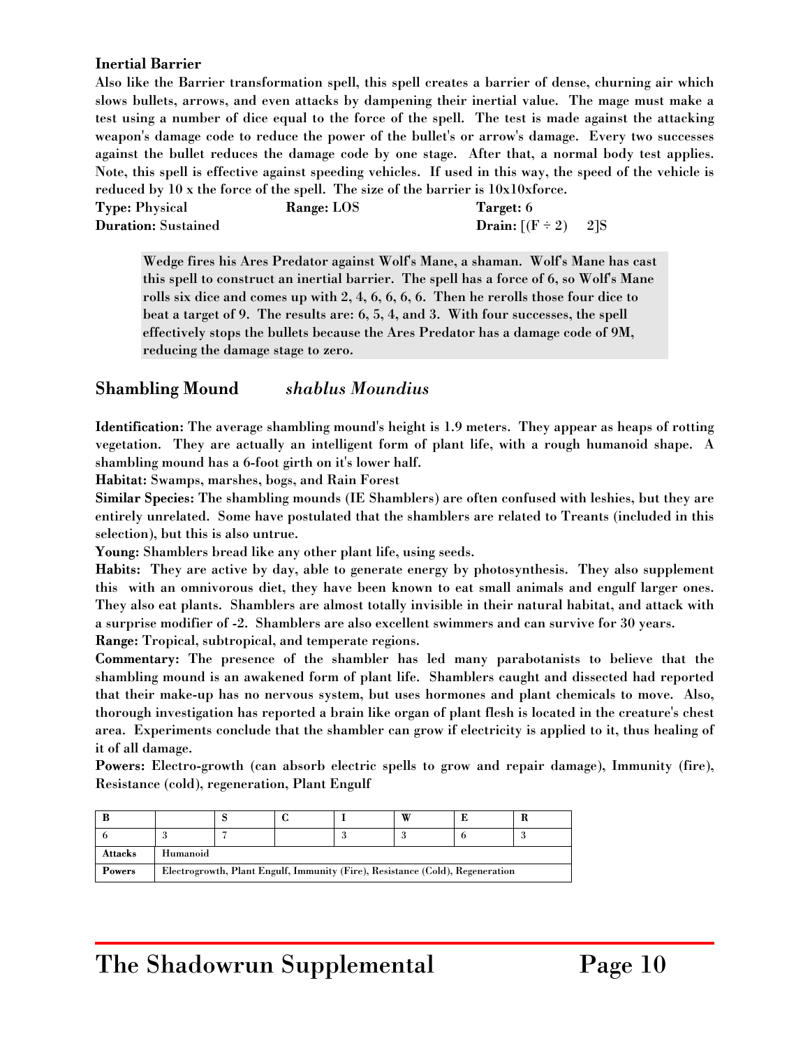**Inertial Barrier**

Also like the Barrier transformation spell, this spell creates a barrier of dense, churning air which slows bullets, arrows, and even attacks by dampening their inertial value. The mage must make a test using a number of dice equal to the force of the spell. The test is made against the attacking weapon's damage code to reduce the power of the bullet's or arrow's damage. Every two successes against the bullet reduces the damage code by one stage. After that, a normal body test applies. Note, this spell is effective against speeding vehicles. If used in this way, the speed of the vehicle is reduced by 10 x the force of the spell. The size of the barrier is 10x10xforce.

**Type:** Physical **Range:** LOS **Target:** 6
**Duration:** Sustained **Drain:** [(F ÷ 2) 2]S

> Wedge fires his Ares Predator against Wolf's Mane, a shaman. Wolf's Mane has cast this spell to construct an inertial barrier. The spell has a force of 6, so Wolf's Mane rolls six dice and comes up with 2, 4, 6, 6, 6, 6. Then he rerolls those four dice to beat a target of 9. The results are: 6, 5, 4, and 3. With four successes, the spell effectively stops the bullets because the Ares Predator has a damage code of 9M, reducing the damage stage to zero.

## Shambling Mound *shablus Moundius*

**Identification:** The average shambling mound's height is 1.9 meters. They appear as heaps of rotting vegetation. They are actually an intelligent form of plant life, with a rough humanoid shape. A shambling mound has a 6-foot girth on it's lower half.

**Habitat:** Swamps, marshes, bogs, and Rain Forest

**Similar Species:** The shambling mounds (IE Shamblers) are often confused with leshies, but they are entirely unrelated. Some have postulated that the shamblers are related to Treants (included in this selection), but this is also untrue.

**Young:** Shamblers bread like any other plant life, using seeds.

**Habits:** They are active by day, able to generate energy by photosynthesis. They also supplement this with an omnivorous diet, they have been known to eat small animals and engulf larger ones. They also eat plants. Shamblers are almost totally invisible in their natural habitat, and attack with a surprise modifier of -2. Shamblers are also excellent swimmers and can survive for 30 years.

**Range:** Tropical, subtropical, and temperate regions.

**Commentary:** The presence of the shambler has led many parabotanists to believe that the shambling mound is an awakened form of plant life. Shamblers caught and dissected had reported that their make-up has no nervous system, but uses hormones and plant chemicals to move. Also, thorough investigation has reported a brain like organ of plant flesh is located in the creature's chest area. Experiments conclude that the shambler can grow if electricity is applied to it, thus healing of it of all damage.

**Powers:** Electro-growth (can absorb electric spells to grow and repair damage), Immunity (fire), Resistance (cold), regeneration, Plant Engulf

| B | | S | C | I | W | E | R |
|---|---|---|---|---|---|---|---|
| 6 | 3 | 7 | | 3 | 3 | 6 | 3 |
| **Attacks** | Humanoid | | | | | | |
| **Powers** | Electrogrowth, Plant Engulf, Immunity (Fire), Resistance (Cold), Regeneration | | | | | | |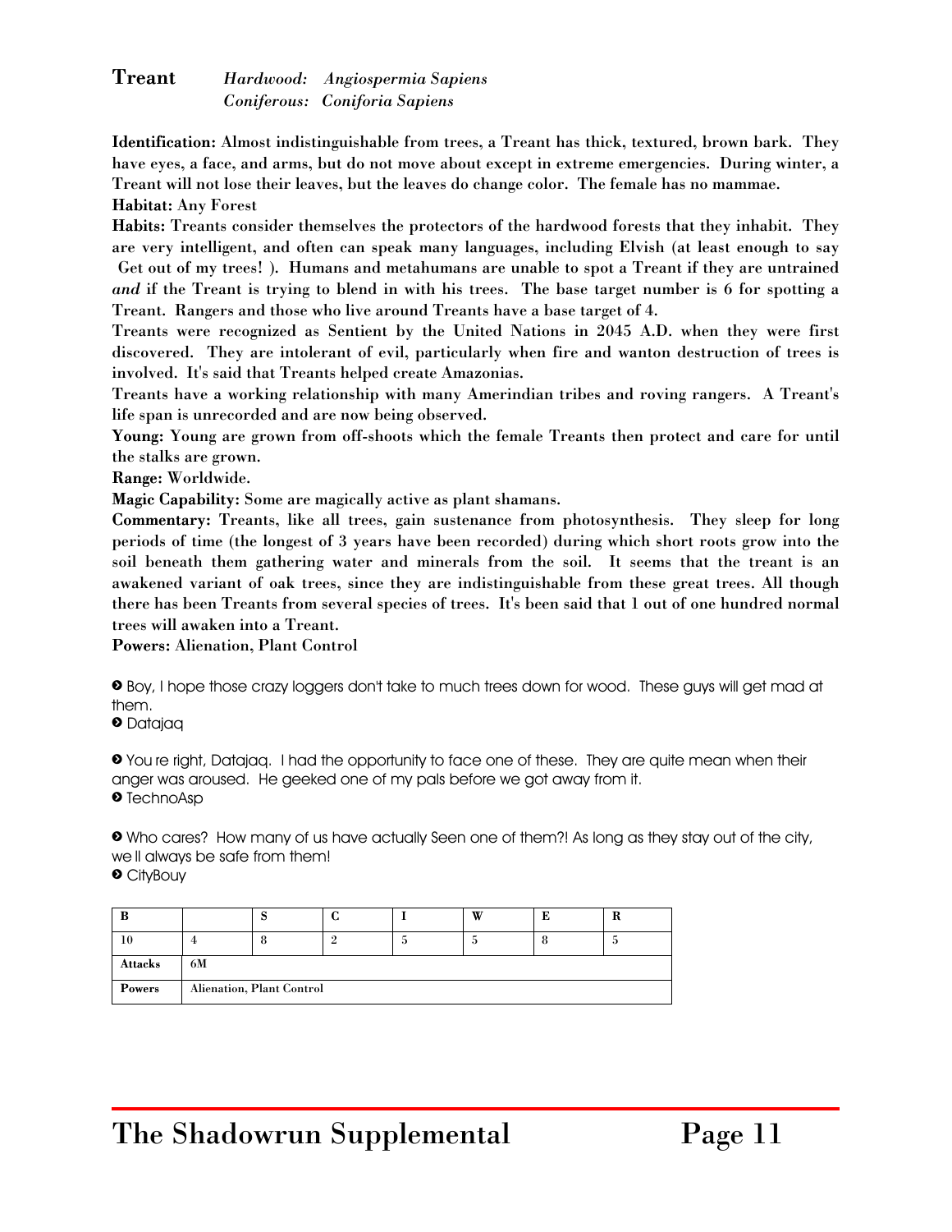## Treant

*Hardwood: Angiospermia Sapiens*
*Coniferous: Coniforia Sapiens*

**Identification:** Almost indistinguishable from trees, a Treant has thick, textured, brown bark. They have eyes, a face, and arms, but do not move about except in extreme emergencies. During winter, a Treant will not lose their leaves, but the leaves do change color. The female has no mammae.

**Habitat:** Any Forest

**Habits:** Treants consider themselves the protectors of the hardwood forests that they inhabit. They are very intelligent, and often can speak many languages, including Elvish (at least enough to say Get out of my trees! ). Humans and metahumans are unable to spot a Treant if they are untrained *and* if the Treant is trying to blend in with his trees. The base target number is 6 for spotting a Treant. Rangers and those who live around Treants have a base target of 4.

Treants were recognized as Sentient by the United Nations in 2045 A.D. when they were first discovered. They are intolerant of evil, particularly when fire and wanton destruction of trees is involved. It's said that Treants helped create Amazonias.

Treants have a working relationship with many Amerindian tribes and roving rangers. A Treant's life span is unrecorded and are now being observed.

**Young:** Young are grown from off-shoots which the female Treants then protect and care for until the stalks are grown.

**Range:** Worldwide.

**Magic Capability:** Some are magically active as plant shamans.

**Commentary:** Treants, like all trees, gain sustenance from photosynthesis. They sleep for long periods of time (the longest of 3 years have been recorded) during which short roots grow into the soil beneath them gathering water and minerals from the soil. It seems that the treant is an awakened variant of oak trees, since they are indistinguishable from these great trees. All though there has been Treants from several species of trees. It's been said that 1 out of one hundred normal trees will awaken into a Treant.

**Powers:** Alienation, Plant Control

> Boy, I hope those crazy loggers don't take to much trees down for wood. These guys will get mad at them.
> Datajaq

> You re right, Datajaq. I had the opportunity to face one of these. They are quite mean when their anger was aroused. He geeked one of my pals before we got away from it.
> TechnoAsp

> Who cares? How many of us have actually Seen one of them?! As long as they stay out of the city, we ll always be safe from them!
> CityBouy

| B | | S | C | I | W | E | R |
|---|---|---|---|---|---|---|---|
| 10 | 4 | 8 | 2 | 5 | 5 | 8 | 5 |
| **Attacks** | 6M | | | | | | |
| **Powers** | Alienation, Plant Control | | | | | | |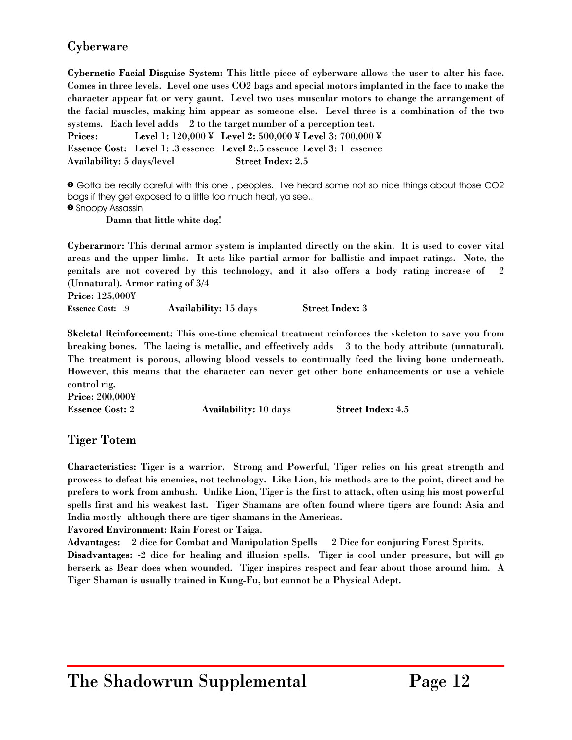## Cyberware

**Cybernetic Facial Disguise System: This little piece of cyberware allows the user to alter his face. Comes in three levels. Level one uses $CO_2$ bags and special motors implanted in the face to make the character appear fat or very gaunt. Level two uses muscular motors to change the arrangement of the facial muscles, making him appear as someone else. Level three is a combination of the two systems. Each level adds 2 to the target number of a perception test.**

**Prices:** **Level 1:** 120,000 ¥ **Level 2:** 500,000 ¥ **Level 3:** 700,000 ¥

**Essence Cost:** **Level 1:** .3 essence **Level 2:**.5 essence **Level 3:** 1 essence

**Availability:** 5 days/level **Street Index:** 2.5

› Gotta be really careful with this one , peoples. Ive heard some not so nice things about those $CO_2$ bags if they get exposed to a little too much heat, ya see..

› Snoopy Assassin

**Damn that little white dog!**

**Cyberarmor: This dermal armor system is implanted directly on the skin. It is used to cover vital areas and the upper limbs. It acts like partial armor for ballistic and impact ratings. Note, the genitals are not covered by this technology, and it also offers a body rating increase of 2 (Unnatural). Armor rating of 3/4**

**Price:** 125,000¥

**Essence Cost:** .9 **Availability:** 15 days **Street Index:** 3

**Skeletal Reinforcement: This one-time chemical treatment reinforces the skeleton to save you from breaking bones. The lacing is metallic, and effectively adds 3 to the body attribute (unnatural). The treatment is porous, allowing blood vessels to continually feed the living bone underneath. However, this means that the character can never get other bone enhancements or use a vehicle control rig.**

**Price:** 200,000¥

**Essence Cost:** 2 **Availability:** 10 days **Street Index:** 4.5

## Tiger Totem

**Characteristics: Tiger is a warrior. Strong and Powerful, Tiger relies on his great strength and prowess to defeat his enemies, not technology. Like Lion, his methods are to the point, direct and he prefers to work from ambush. Unlike Lion, Tiger is the first to attack, often using his most powerful spells first and his weakest last. Tiger Shamans are often found where tigers are found: Asia and India mostly although there are tiger shamans in the Americas.**

**Favored Environment: Rain Forest or Taiga.**

**Advantages: 2 dice for Combat and Manipulation Spells 2 Dice for conjuring Forest Spirits.**

**Disadvantages: -2 dice for healing and illusion spells. Tiger is cool under pressure, but will go berserk as Bear does when wounded. Tiger inspires respect and fear about those around him. A Tiger Shaman is usually trained in Kung-Fu, but cannot be a Physical Adept.**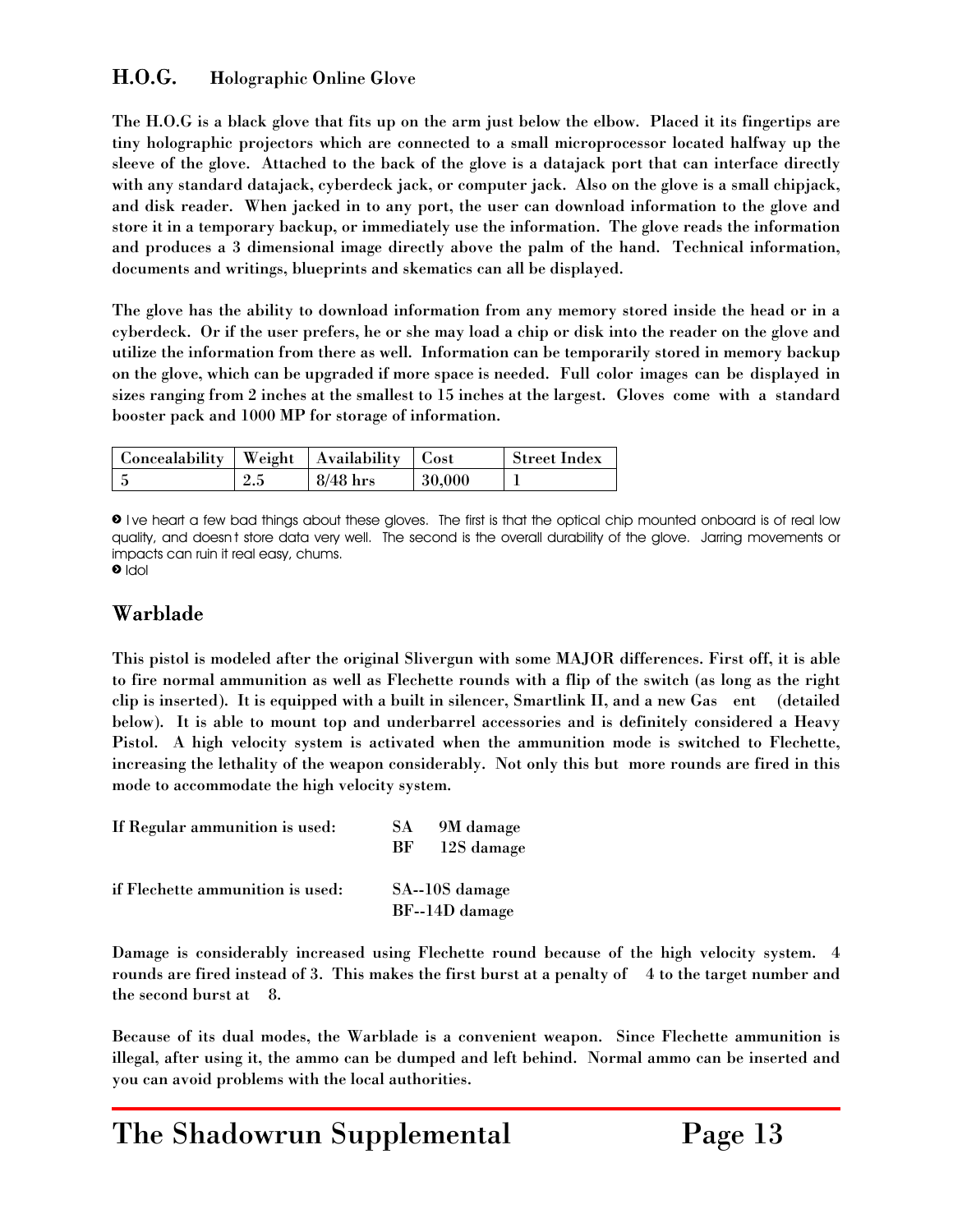## H.O.G. Holographic Online Glove

The H.O.G is a black glove that fits up on the arm just below the elbow. Placed it its fingertips are tiny holographic projectors which are connected to a small microprocessor located halfway up the sleeve of the glove. Attached to the back of the glove is a datajack port that can interface directly with any standard datajack, cyberdeck jack, or computer jack. Also on the glove is a small chipjack, and disk reader. When jacked in to any port, the user can download information to the glove and store it in a temporary backup, or immediately use the information. The glove reads the information and produces a 3 dimensional image directly above the palm of the hand. Technical information, documents and writings, blueprints and skematics can all be displayed.

The glove has the ability to download information from any memory stored inside the head or in a cyberdeck. Or if the user prefers, he or she may load a chip or disk into the reader on the glove and utilize the information from there as well. Information can be temporarily stored in memory backup on the glove, which can be upgraded if more space is needed. Full color images can be displayed in sizes ranging from 2 inches at the smallest to 15 inches at the largest. Gloves come with a standard booster pack and 1000 MP for storage of information.

| Concealability | Weight | Availability | Cost | Street Index |
|---|---|---|---|---|
| 5 | 2.5 | 8/48 hrs | 30,000 | 1 |

> I ve heart a few bad things about these gloves. The first is that the optical chip mounted onboard is of real low quality, and doesn t store data very well. The second is the overall durability of the glove. Jarring movements or impacts can ruin it real easy, chums.
> Idol

## Warblade

This pistol is modeled after the original Slivergun with some MAJOR differences. First off, it is able to fire normal ammunition as well as Flechette rounds with a flip of the switch (as long as the right clip is inserted). It is equipped with a built in silencer, Smartlink II, and a new Gas ent (detailed below). It is able to mount top and underbarrel accessories and is definitely considered a Heavy Pistol. A high velocity system is activated when the ammunition mode is switched to Flechette, increasing the lethality of the weapon considerably. Not only this but more rounds are fired in this mode to accommodate the high velocity system.

**If Regular ammunition is used:** SA 9M damage
BF 12S damage

**if Flechette ammunition is used:** SA--10S damage
BF--14D damage

Damage is considerably increased using Flechette round because of the high velocity system. 4 rounds are fired instead of 3. This makes the first burst at a penalty of 4 to the target number and the second burst at 8.

Because of its dual modes, the Warblade is a convenient weapon. Since Flechette ammunition is illegal, after using it, the ammo can be dumped and left behind. Normal ammo can be inserted and you can avoid problems with the local authorities.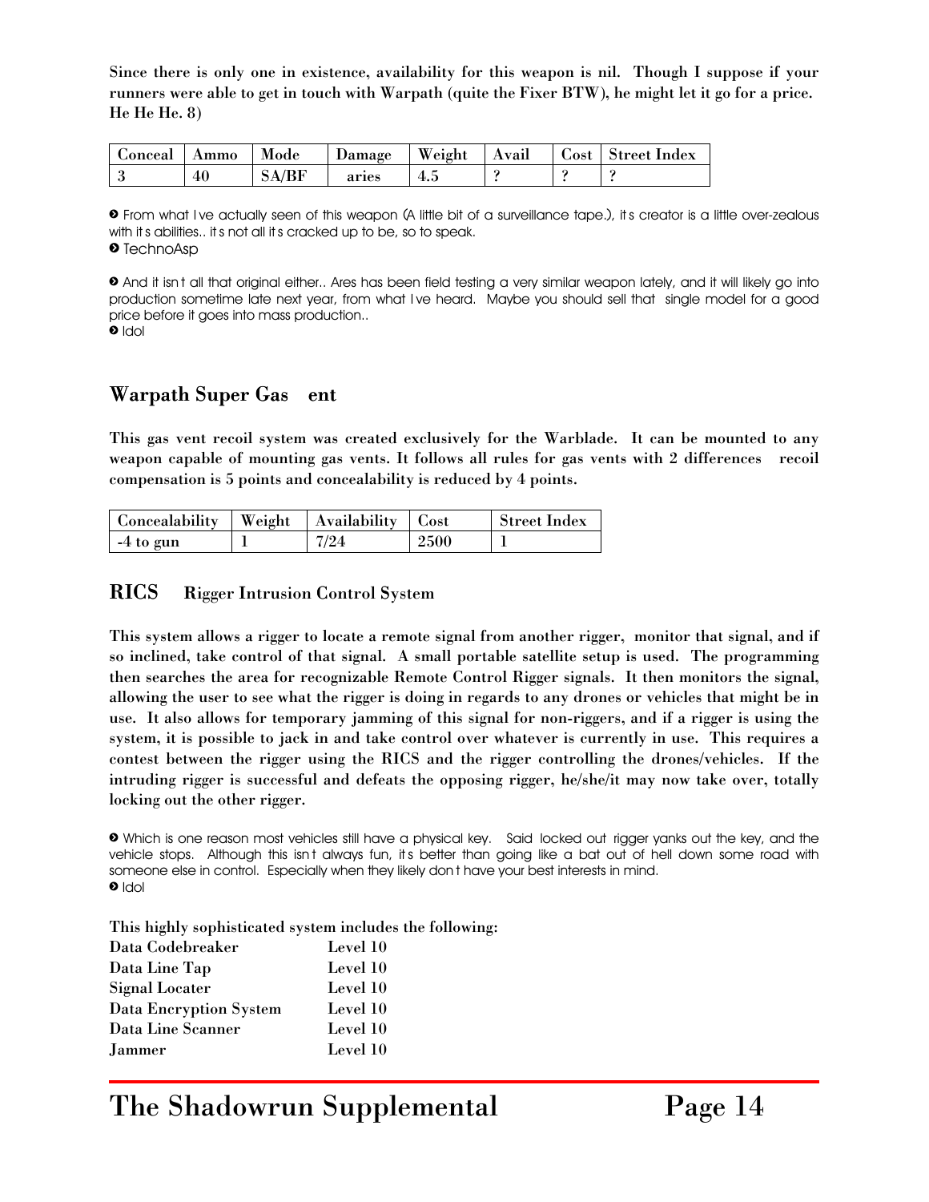Since there is only one in existence, availability for this weapon is nil. Though I suppose if your runners were able to get in touch with Warpath (quite the Fixer BTW), he might let it go for a price. He He He. 8)

| Conceal | Ammo | Mode | Damage | Weight | Avail | Cost | Street Index |
|---|---|---|---|---|---|---|---|
| 3 | 40 | SA/BF | aries | 4.5 | ? | ? | ? |

➋ From what I ve actually seen of this weapon (A little bit of a surveillance tape.), it s creator is a little over-zealous with it s abilities.. it s not all it s cracked up to be, so to speak.
➋ TechnoAsp

➋ And it isn t all that original either.. Ares has been field testing a very similar weapon lately, and it will likely go into production sometime late next year, from what I ve heard. Maybe you should sell that single model for a good price before it goes into mass production..
➋ Idol

## Warpath Super Gas ent

This gas vent recoil system was created exclusively for the Warblade. It can be mounted to any weapon capable of mounting gas vents. It follows all rules for gas vents with 2 differences recoil compensation is 5 points and concealability is reduced by 4 points.

| Concealability | Weight | Availability | Cost | Street Index |
|---|---|---|---|---|
| -4 to gun | 1 | 7/24 | 2500 | 1 |

## RICS Rigger Intrusion Control System

This system allows a rigger to locate a remote signal from another rigger, monitor that signal, and if so inclined, take control of that signal. A small portable satellite setup is used. The programming then searches the area for recognizable Remote Control Rigger signals. It then monitors the signal, allowing the user to see what the rigger is doing in regards to any drones or vehicles that might be in use. It also allows for temporary jamming of this signal for non-riggers, and if a rigger is using the system, it is possible to jack in and take control over whatever is currently in use. This requires a contest between the rigger using the RICS and the rigger controlling the drones/vehicles. If the intruding rigger is successful and defeats the opposing rigger, he/she/it may now take over, totally locking out the other rigger.

➋ Which is one reason most vehicles still have a physical key. Said locked out rigger yanks out the key, and the vehicle stops. Although this isn t always fun, it s better than going like a bat out of hell down some road with someone else in control. Especially when they likely don t have your best interests in mind.
➋ Idol

This highly sophisticated system includes the following:

| | |
|---|---|
| Data Codebreaker | Level 10 |
| Data Line Tap | Level 10 |
| Signal Locater | Level 10 |
| Data Encryption System | Level 10 |
| Data Line Scanner | Level 10 |
| Jammer | Level 10 |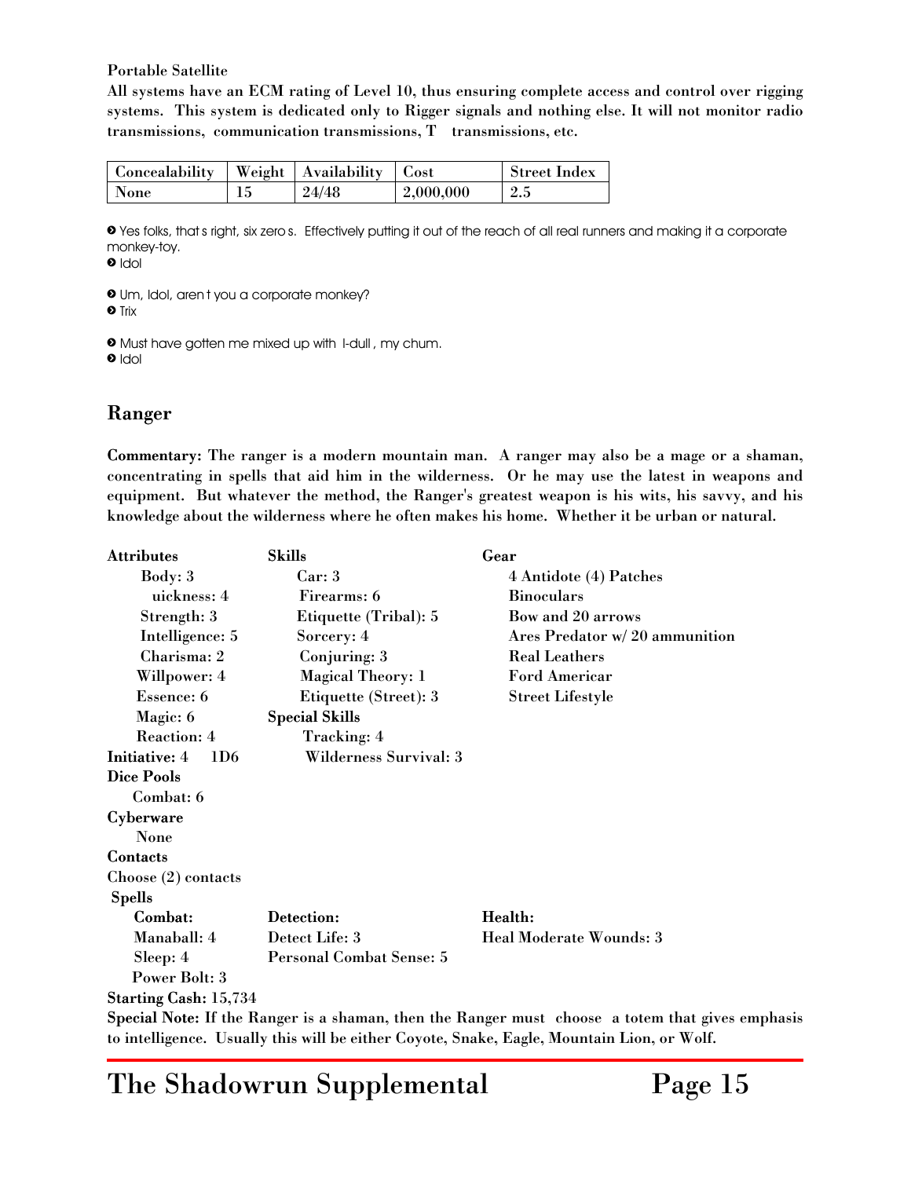Portable Satellite

All systems have an ECM rating of Level 10, thus ensuring complete access and control over rigging systems. This system is dedicated only to Rigger signals and nothing else. It will not monitor radio transmissions, communication transmissions, T transmissions, etc.

| Concealability | Weight | Availability | Cost | Street Index |
|---|---|---|---|---|
| None | 15 | 24/48 | 2,000,000 | 2.5 |

> Yes folks, that s right, six zero s. Effectively putting it out of the reach of all real runners and making it a corporate monkey-toy.
> Idol

> Um, Idol, aren t you a corporate monkey?
> Trix

> Must have gotten me mixed up with I-dull , my chum.
> Idol

## Ranger

**Commentary:** The ranger is a modern mountain man. A ranger may also be a mage or a shaman, concentrating in spells that aid him in the wilderness. Or he may use the latest in weapons and equipment. But whatever the method, the Ranger's greatest weapon is his wits, his savvy, and his knowledge about the wilderness where he often makes his home. Whether it be urban or natural.

**Attributes**
- Body: 3
- uickness: 4
- Strength: 3
- Intelligence: 5
- Charisma: 2
- Willpower: 4
- Essence: 6
- Magic: 6
- Reaction: 4

**Initiative:** 4 1D6

**Dice Pools**
- Combat: 6

**Cyberware**
- None

**Contacts**

Choose (2) contacts

**Skills**
- Car: 3
- Firearms: 6
- Etiquette (Tribal): 5
- Sorcery: 4
- Conjuring: 3
- Magical Theory: 1
- Etiquette (Street): 3

**Special Skills**
- Tracking: 4
- Wilderness Survival: 3

**Gear**
- 4 Antidote (4) Patches
- Binoculars
- Bow and 20 arrows
- Ares Predator w/ 20 ammunition
- Real Leathers
- Ford Americar
- Street Lifestyle

**Spells**

**Combat:**
- Manaball: 4
- Sleep: 4
- Power Bolt: 3

**Detection:**
- Detect Life: 3
- Personal Combat Sense: 5

**Health:**
- Heal Moderate Wounds: 3

**Starting Cash:** 15,734

**Special Note:** If the Ranger is a shaman, then the Ranger must choose a totem that gives emphasis to intelligence. Usually this will be either Coyote, Snake, Eagle, Mountain Lion, or Wolf.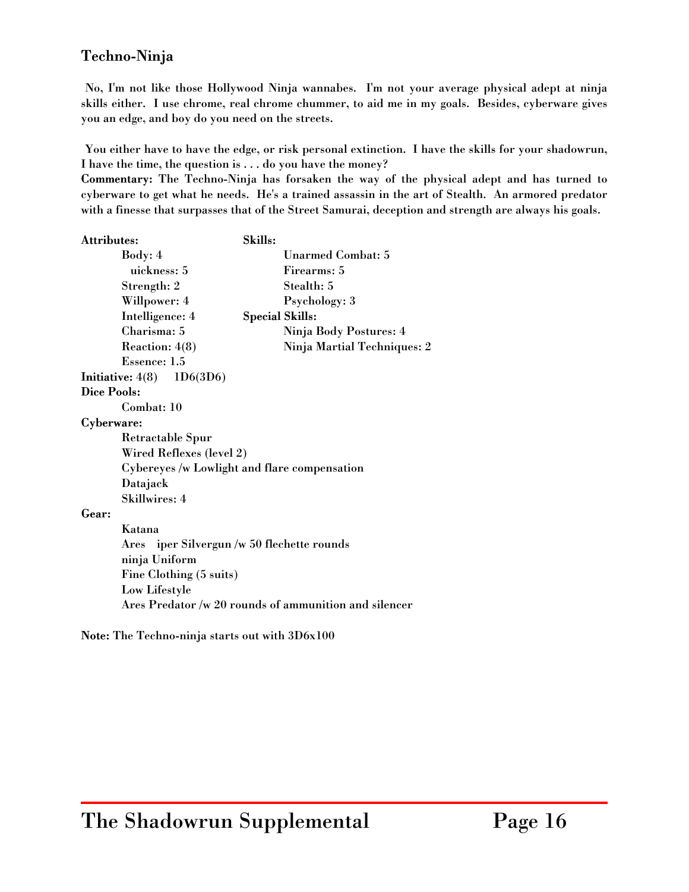## Techno-Ninja

No, I'm not like those Hollywood Ninja wannabes. I'm not your average physical adept at ninja skills either. I use chrome, real chrome chummer, to aid me in my goals. Besides, cyberware gives you an edge, and boy do you need on the streets.

You either have to have the edge, or risk personal extinction. I have the skills for your shadowrun, I have the time, the question is . . . do you have the money?

**Commentary:** The Techno-Ninja has forsaken the way of the physical adept and has turned to cyberware to get what he needs. He's a trained assassin in the art of Stealth. An armored predator with a finesse that surpasses that of the Street Samurai, deception and strength are always his goals.

**Attributes:**
- Body: 4
- uickness: 5
- Strength: 2
- Willpower: 4
- Intelligence: 4
- Charisma: 5
- Reaction: 4(8)
- Essence: 1.5

**Skills:**
- Unarmed Combat: 5
- Firearms: 5
- Stealth: 5
- Psychology: 3

**Special Skills:**
- Ninja Body Postures: 4
- Ninja Martial Techniques: 2

**Initiative:** 4(8) 1D6(3D6)

**Dice Pools:**
- Combat: 10

**Cyberware:**
- Retractable Spur
- Wired Reflexes (level 2)
- Cybereyes /w Lowlight and flare compensation
- Datajack
- Skillwires: 4

**Gear:**
- Katana
- Ares iper Silvergun /w 50 flechette rounds
- ninja Uniform
- Fine Clothing (5 suits)
- Low Lifestyle
- Ares Predator /w 20 rounds of ammunition and silencer

**Note:** The Techno-ninja starts out with 3D6x100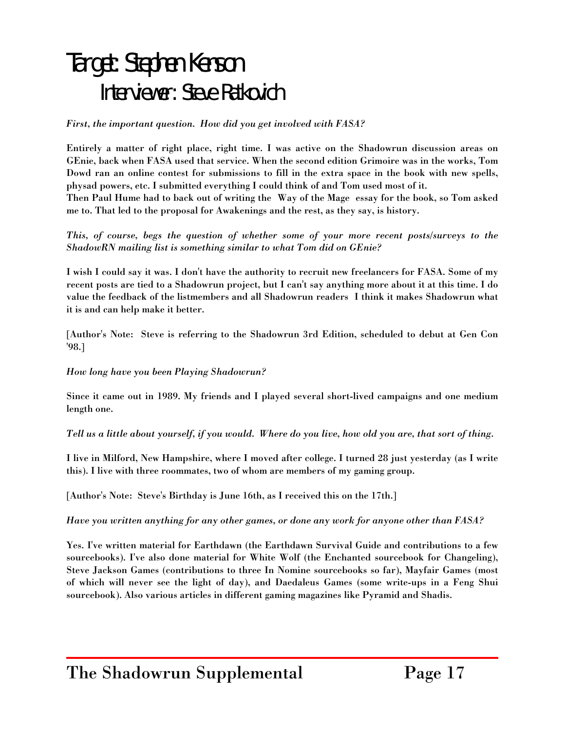# Target: Stephen Kenson

## Interviewer: Steve Ratkovich

*First, the important question. How did you get involved with FASA?*

Entirely a matter of right place, right time. I was active on the Shadowrun discussion areas on GEnie, back when FASA used that service. When the second edition Grimoire was in the works, Tom Dowd ran an online contest for submissions to fill in the extra space in the book with new spells, physad powers, etc. I submitted everything I could think of and Tom used most of it.
Then Paul Hume had to back out of writing the Way of the Mage essay for the book, so Tom asked me to. That led to the proposal for Awakenings and the rest, as they say, is history.

*This, of course, begs the question of whether some of your more recent posts/surveys to the ShadowRN mailing list is something similar to what Tom did on GEnie?*

I wish I could say it was. I don't have the authority to recruit new freelancers for FASA. Some of my recent posts are tied to a Shadowrun project, but I can't say anything more about it at this time. I do value the feedback of the listmembers and all Shadowrun readers I think it makes Shadowrun what it is and can help make it better.

[Author's Note: Steve is referring to the Shadowrun 3rd Edition, scheduled to debut at Gen Con '98.]

*How long have you been Playing Shadowrun?*

Since it came out in 1989. My friends and I played several short-lived campaigns and one medium length one.

*Tell us a little about yourself, if you would. Where do you live, how old you are, that sort of thing.*

I live in Milford, New Hampshire, where I moved after college. I turned 28 just yesterday (as I write this). I live with three roommates, two of whom are members of my gaming group.

[Author's Note: Steve's Birthday is June 16th, as I received this on the 17th.]

*Have you written anything for any other games, or done any work for anyone other than FASA?*

Yes. I've written material for Earthdawn (the Earthdawn Survival Guide and contributions to a few sourcebooks). I've also done material for White Wolf (the Enchanted sourcebook for Changeling), Steve Jackson Games (contributions to three In Nomine sourcebooks so far), Mayfair Games (most of which will never see the light of day), and Daedaleus Games (some write-ups in a Feng Shui sourcebook). Also various articles in different gaming magazines like Pyramid and Shadis.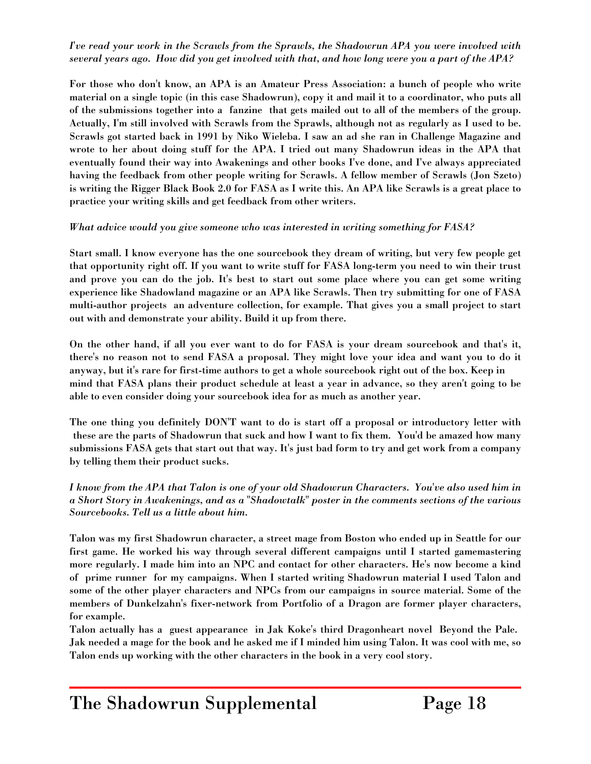*I've read your work in the Scrawls from the Sprawls, the Shadowrun APA you were involved with several years ago. How did you get involved with that, and how long were you a part of the APA?*

**For those who don't know, an APA is an Amateur Press Association: a bunch of people who write material on a single topic (in this case Shadowrun), copy it and mail it to a coordinator, who puts all of the submissions together into a fanzine that gets mailed out to all of the members of the group. Actually, I'm still involved with Scrawls from the Sprawls, although not as regularly as I used to be. Scrawls got started back in 1991 by Niko Wieleba. I saw an ad she ran in Challenge Magazine and wrote to her about doing stuff for the APA. I tried out many Shadowrun ideas in the APA that eventually found their way into Awakenings and other books I've done, and I've always appreciated having the feedback from other people writing for Scrawls. A fellow member of Scrawls (Jon Szeto) is writing the Rigger Black Book 2.0 for FASA as I write this. An APA like Scrawls is a great place to practice your writing skills and get feedback from other writers.**

*What advice would you give someone who was interested in writing something for FASA?*

**Start small. I know everyone has the one sourcebook they dream of writing, but very few people get that opportunity right off. If you want to write stuff for FASA long-term you need to win their trust and prove you can do the job. It's best to start out some place where you can get some writing experience like Shadowland magazine or an APA like Scrawls. Then try submitting for one of FASA multi-author projects an adventure collection, for example. That gives you a small project to start out with and demonstrate your ability. Build it up from there.**

**On the other hand, if all you ever want to do for FASA is your dream sourcebook and that's it, there's no reason not to send FASA a proposal. They might love your idea and want you to do it anyway, but it's rare for first-time authors to get a whole sourcebook right out of the box. Keep in mind that FASA plans their product schedule at least a year in advance, so they aren't going to be able to even consider doing your sourcebook idea for as much as another year.**

**The one thing you definitely DON'T want to do is start off a proposal or introductory letter with these are the parts of Shadowrun that suck and how I want to fix them. You'd be amazed how many submissions FASA gets that start out that way. It's just bad form to try and get work from a company by telling them their product sucks.**

*I know from the APA that Talon is one of your old Shadowrun Characters. You've also used him in a Short Story in Awakenings, and as a "Shadowtalk" poster in the comments sections of the various Sourcebooks. Tell us a little about him.*

**Talon was my first Shadowrun character, a street mage from Boston who ended up in Seattle for our first game. He worked his way through several different campaigns until I started gamemastering more regularly. I made him into an NPC and contact for other characters. He's now become a kind of prime runner for my campaigns. When I started writing Shadowrun material I used Talon and some of the other player characters and NPCs from our campaigns in source material. Some of the members of Dunkelzahn's fixer-network from Portfolio of a Dragon are former player characters, for example.**

**Talon actually has a guest appearance in Jak Koke's third Dragonheart novel Beyond the Pale. Jak needed a mage for the book and he asked me if I minded him using Talon. It was cool with me, so Talon ends up working with the other characters in the book in a very cool story.**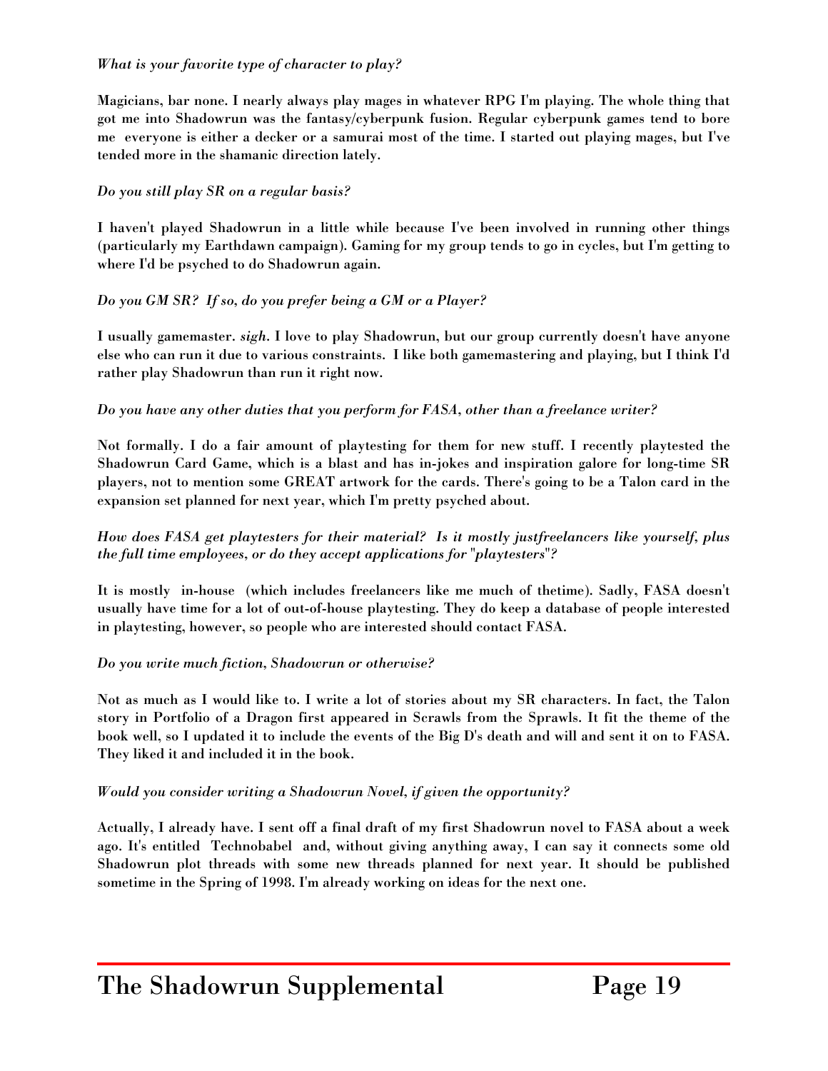*What is your favorite type of character to play?*

**Magicians, bar none. I nearly always play mages in whatever RPG I'm playing. The whole thing that got me into Shadowrun was the fantasy/cyberpunk fusion. Regular cyberpunk games tend to bore me  everyone is either a decker or a samurai most of the time. I started out playing mages, but I've tended more in the shamanic direction lately.**

*Do you still play SR on a regular basis?*

**I haven't played Shadowrun in a little while because I've been involved in running other things (particularly my Earthdawn campaign). Gaming for my group tends to go in cycles, but I'm getting to where I'd be psyched to do Shadowrun again.**

*Do you GM SR? If so, do you prefer being a GM or a Player?*

**I usually gamemaster. *sigh*. I love to play Shadowrun, but our group currently doesn't have anyone else who can run it due to various constraints. I like both gamemastering and playing, but I think I'd rather play Shadowrun than run it right now.**

*Do you have any other duties that you perform for FASA, other than a freelance writer?*

**Not formally. I do a fair amount of playtesting for them for new stuff. I recently playtested the Shadowrun Card Game, which is a blast and has in-jokes and inspiration galore for long-time SR players, not to mention some GREAT artwork for the cards. There's going to be a Talon card in the expansion set planned for next year, which I'm pretty psyched about.**

*How does FASA get playtesters for their material? Is it mostly justfreelancers like yourself, plus the full time employees, or do they accept applications for "playtesters"?*

**It is mostly  in-house  (which includes freelancers like me much of thetime). Sadly, FASA doesn't usually have time for a lot of out-of-house playtesting. They do keep a database of people interested in playtesting, however, so people who are interested should contact FASA.**

*Do you write much fiction, Shadowrun or otherwise?*

**Not as much as I would like to. I write a lot of stories about my SR characters. In fact, the Talon story in Portfolio of a Dragon first appeared in Scrawls from the Sprawls. It fit the theme of the book well, so I updated it to include the events of the Big D's death and will and sent it on to FASA. They liked it and included it in the book.**

*Would you consider writing a Shadowrun Novel, if given the opportunity?*

**Actually, I already have. I sent off a final draft of my first Shadowrun novel to FASA about a week ago. It's entitled  Technobabel  and, without giving anything away, I can say it connects some old Shadowrun plot threads with some new threads planned for next year. It should be published sometime in the Spring of 1998. I'm already working on ideas for the next one.**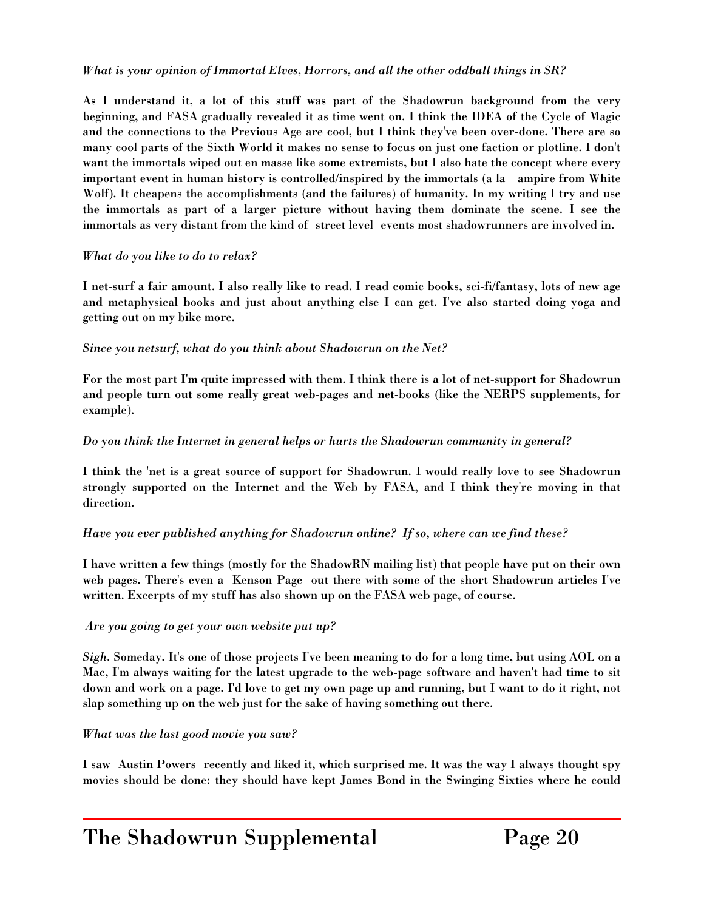*What is your opinion of Immortal Elves, Horrors, and all the other oddball things in SR?*

**As I understand it, a lot of this stuff was part of the Shadowrun background from the very beginning, and FASA gradually revealed it as time went on. I think the IDEA of the Cycle of Magic and the connections to the Previous Age are cool, but I think they've been over-done. There are so many cool parts of the Sixth World it makes no sense to focus on just one faction or plotline. I don't want the immortals wiped out en masse like some extremists, but I also hate the concept where every important event in human history is controlled/inspired by the immortals (a la ampire from White Wolf). It cheapens the accomplishments (and the failures) of humanity. In my writing I try and use the immortals as part of a larger picture without having them dominate the scene. I see the immortals as very distant from the kind of street level events most shadowrunners are involved in.**

*What do you like to do to relax?*

**I net-surf a fair amount. I also really like to read. I read comic books, sci-fi/fantasy, lots of new age and metaphysical books and just about anything else I can get. I've also started doing yoga and getting out on my bike more.**

*Since you netsurf, what do you think about Shadowrun on the Net?*

**For the most part I'm quite impressed with them. I think there is a lot of net-support for Shadowrun and people turn out some really great web-pages and net-books (like the NERPS supplements, for example).**

*Do you think the Internet in general helps or hurts the Shadowrun community in general?*

**I think the 'net is a great source of support for Shadowrun. I would really love to see Shadowrun strongly supported on the Internet and the Web by FASA, and I think they're moving in that direction.**

*Have you ever published anything for Shadowrun online? If so, where can we find these?*

**I have written a few things (mostly for the ShadowRN mailing list) that people have put on their own web pages. There's even a Kenson Page out there with some of the short Shadowrun articles I've written. Excerpts of my stuff has also shown up on the FASA web page, of course.**

*Are you going to get your own website put up?*

***Sigh*. Someday. It's one of those projects I've been meaning to do for a long time, but using AOL on a Mac, I'm always waiting for the latest upgrade to the web-page software and haven't had time to sit down and work on a page. I'd love to get my own page up and running, but I want to do it right, not slap something up on the web just for the sake of having something out there.**

*What was the last good movie you saw?*

**I saw Austin Powers recently and liked it, which surprised me. It was the way I always thought spy movies should be done: they should have kept James Bond in the Swinging Sixties where he could**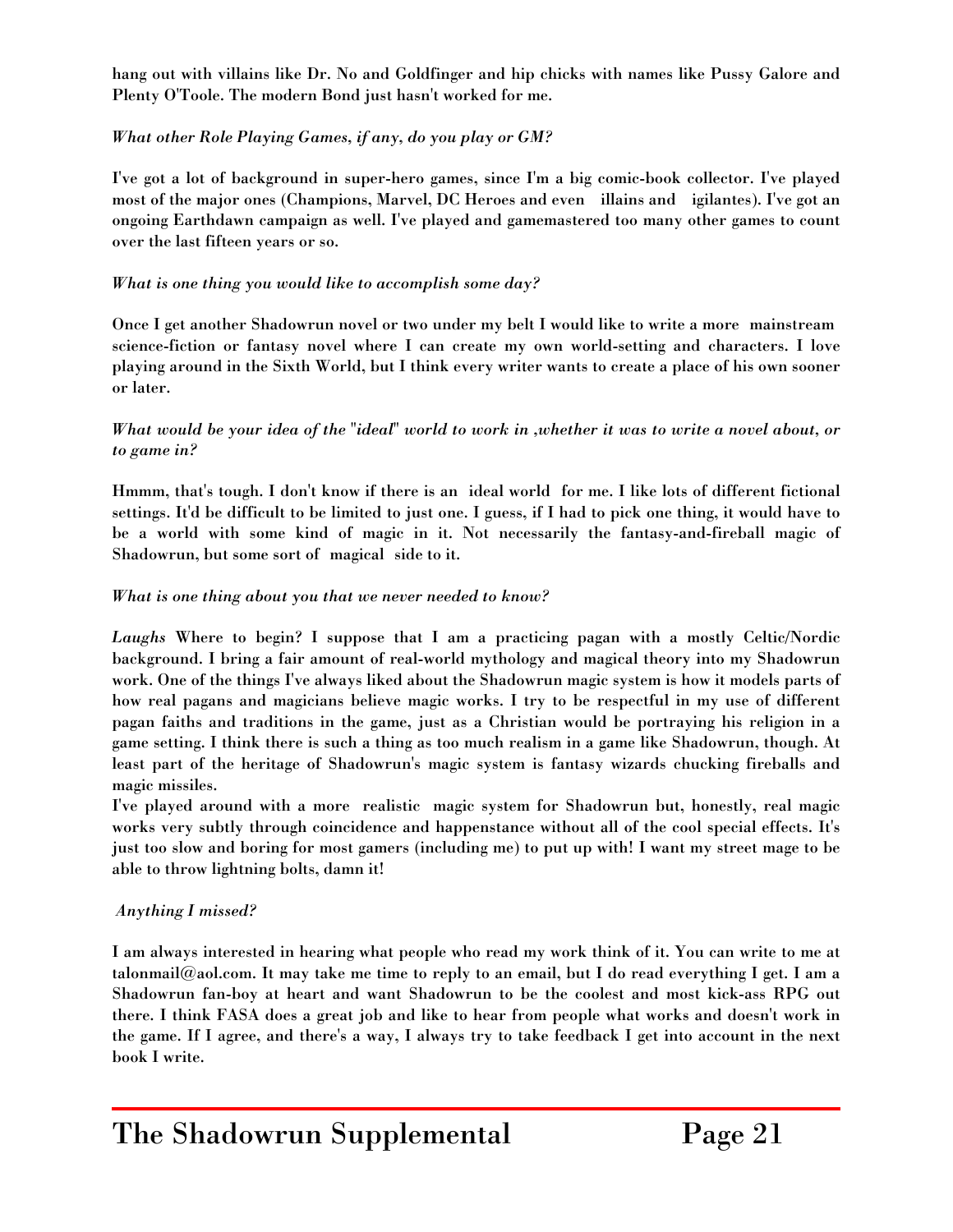**hang out with villains like Dr. No and Goldfinger and hip chicks with names like Pussy Galore and Plenty O'Toole. The modern Bond just hasn't worked for me.**

*What other Role Playing Games, if any, do you play or GM?*

**I've got a lot of background in super-hero games, since I'm a big comic-book collector. I've played most of the major ones (Champions, Marvel, DC Heroes and even  illains and  igilantes). I've got an ongoing Earthdawn campaign as well. I've played and gamemastered too many other games to count over the last fifteen years or so.**

*What is one thing you would like to accomplish some day?*

**Once I get another Shadowrun novel or two under my belt I would like to write a more  mainstream  science-fiction or fantasy novel where I can create my own world-setting and characters. I love playing around in the Sixth World, but I think every writer wants to create a place of his own sooner or later.**

*What would be your idea of the "ideal" world to work in ,whether it was to write a novel about, or to game in?*

**Hmmm, that's tough. I don't know if there is an  ideal world  for me. I like lots of different fictional settings. It'd be difficult to be limited to just one. I guess, if I had to pick one thing, it would have to be a world with some kind of magic in it. Not necessarily the fantasy-and-fireball magic of Shadowrun, but some sort of  magical  side to it.**

*What is one thing about you that we never needed to know?*

***Laughs* Where to begin? I suppose that I am a practicing pagan with a mostly Celtic/Nordic background. I bring a fair amount of real-world mythology and magical theory into my Shadowrun work. One of the things I've always liked about the Shadowrun magic system is how it models parts of how real pagans and magicians believe magic works. I try to be respectful in my use of different pagan faiths and traditions in the game, just as a Christian would be portraying his religion in a game setting. I think there is such a thing as too much realism in a game like Shadowrun, though. At least part of the heritage of Shadowrun's magic system is fantasy wizards chucking fireballs and magic missiles.**
**I've played around with a more  realistic  magic system for Shadowrun but, honestly, real magic works very subtly through coincidence and happenstance without all of the cool special effects. It's just too slow and boring for most gamers (including me) to put up with! I want my street mage to be able to throw lightning bolts, damn it!**

*Anything I missed?*

**I am always interested in hearing what people who read my work think of it. You can write to me at talonmail@aol.com. It may take me time to reply to an email, but I do read everything I get. I am a Shadowrun fan-boy at heart and want Shadowrun to be the coolest and most kick-ass RPG out there. I think FASA does a great job and like to hear from people what works and doesn't work in the game. If I agree, and there's a way, I always try to take feedback I get into account in the next book I write.**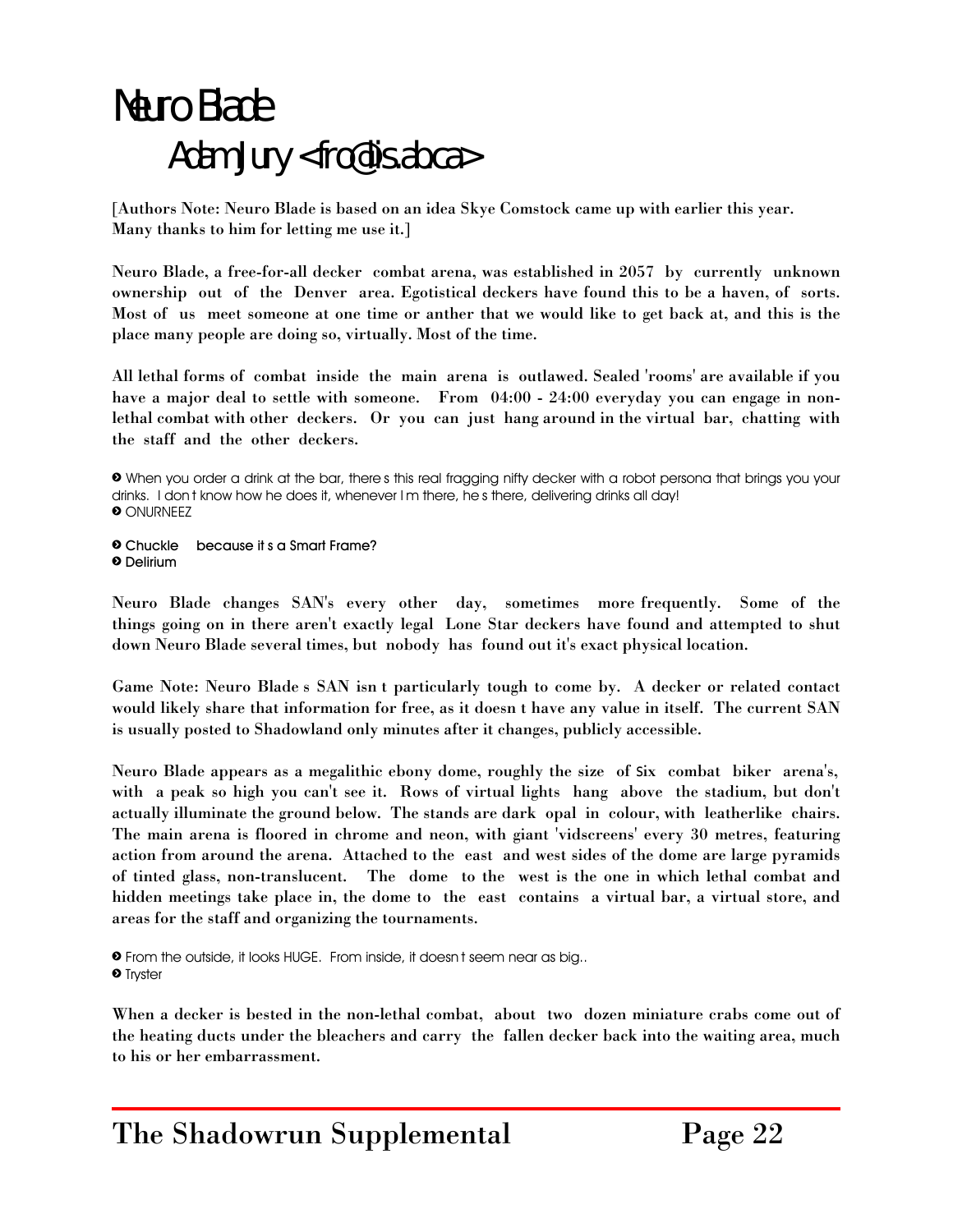# Neuro Blade

## Adam Jury <fro@lis.ab.ca>

[Authors Note: Neuro Blade is based on an idea Skye Comstock came up with earlier this year. Many thanks to him for letting me use it.]

Neuro Blade, a free-for-all decker combat arena, was established in 2057 by currently unknown ownership out of the Denver area. Egotistical deckers have found this to be a haven, of sorts. Most of us meet someone at one time or anther that we would like to get back at, and this is the place many people are doing so, virtually. Most of the time.

All lethal forms of combat inside the main arena is outlawed. Sealed 'rooms' are available if you have a major deal to settle with someone. From 04:00 - 24:00 everyday you can engage in non-lethal combat with other deckers. Or you can just hang around in the virtual bar, chatting with the staff and the other deckers.

> When you order a drink at the bar, there s this real fragging nifty decker with a robot persona that brings you your drinks. I don t know how he does it, whenever I m there, he s there, delivering drinks all day!
> ONURNEEZ

> Chuckle because it s a Smart Frame?
> Delirium

Neuro Blade changes SAN's every other day, sometimes more frequently. Some of the things going on in there aren't exactly legal Lone Star deckers have found and attempted to shut down Neuro Blade several times, but nobody has found out it's exact physical location.

Game Note: Neuro Blade s SAN isn t particularly tough to come by. A decker or related contact would likely share that information for free, as it doesn t have any value in itself. The current SAN is usually posted to Shadowland only minutes after it changes, publicly accessible.

Neuro Blade appears as a megalithic ebony dome, roughly the size of Six combat biker arena's, with a peak so high you can't see it. Rows of virtual lights hang above the stadium, but don't actually illuminate the ground below. The stands are dark opal in colour, with leatherlike chairs. The main arena is floored in chrome and neon, with giant 'vidscreens' every 30 metres, featuring action from around the arena. Attached to the east and west sides of the dome are large pyramids of tinted glass, non-translucent. The dome to the west is the one in which lethal combat and hidden meetings take place in, the dome to the east contains a virtual bar, a virtual store, and areas for the staff and organizing the tournaments.

> From the outside, it looks HUGE. From inside, it doesn t seem near as big..
> Tryster

When a decker is bested in the non-lethal combat, about two dozen miniature crabs come out of the heating ducts under the bleachers and carry the fallen decker back into the waiting area, much to his or her embarrassment.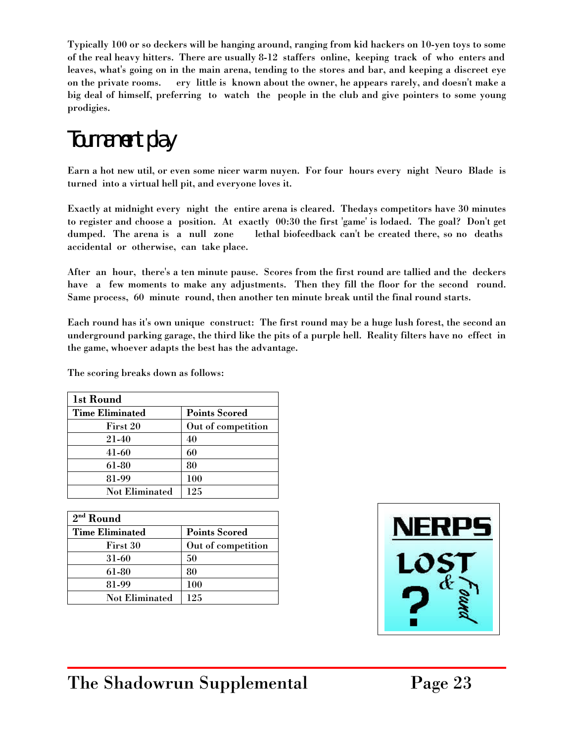Typically 100 or so deckers will be hanging around, ranging from kid hackers on 10-yen toys to some of the real heavy hitters. There are usually 8-12 staffers online, keeping track of who enters and leaves, what's going on in the main arena, tending to the stores and bar, and keeping a discreet eye on the private rooms. ery little is known about the owner, he appears rarely, and doesn't make a big deal of himself, preferring to watch the people in the club and give pointers to some young prodigies.

# Tournament play

Earn a hot new util, or even some nicer warm nuyen. For four hours every night Neuro Blade is turned into a virtual hell pit, and everyone loves it.

Exactly at midnight every night the entire arena is cleared. Thedays competitors have 30 minutes to register and choose a position. At exactly 00:30 the first 'game' is lodaed. The goal? Don't get dumped. The arena is a null zone lethal biofeedback can't be created there, so no deaths accidental or otherwise, can take place.

After an hour, there's a ten minute pause. Scores from the first round are tallied and the deckers have a few moments to make any adjustments. Then they fill the floor for the second round. Same process, 60 minute round, then another ten minute break until the final round starts.

Each round has it's own unique construct: The first round may be a huge lush forest, the second an underground parking garage, the third like the pits of a purple hell. Reality filters have no effect in the game, whoever adapts the best has the advantage.

The scoring breaks down as follows:

| 1st Round | |
|---|---|
| **Time Eliminated** | **Points Scored** |
| First 20 | Out of competition |
| 21-40 | 40 |
| 41-60 | 60 |
| 61-80 | 80 |
| 81-99 | 100 |
| Not Eliminated | 125 |

| 2nd Round | |
|---|---|
| **Time Eliminated** | **Points Scored** |
| First 30 | Out of competition |
| 31-60 | 50 |
| 61-80 | 80 |
| 81-99 | 100 |
| Not Eliminated | 125 |

NERPS LOST & Found ?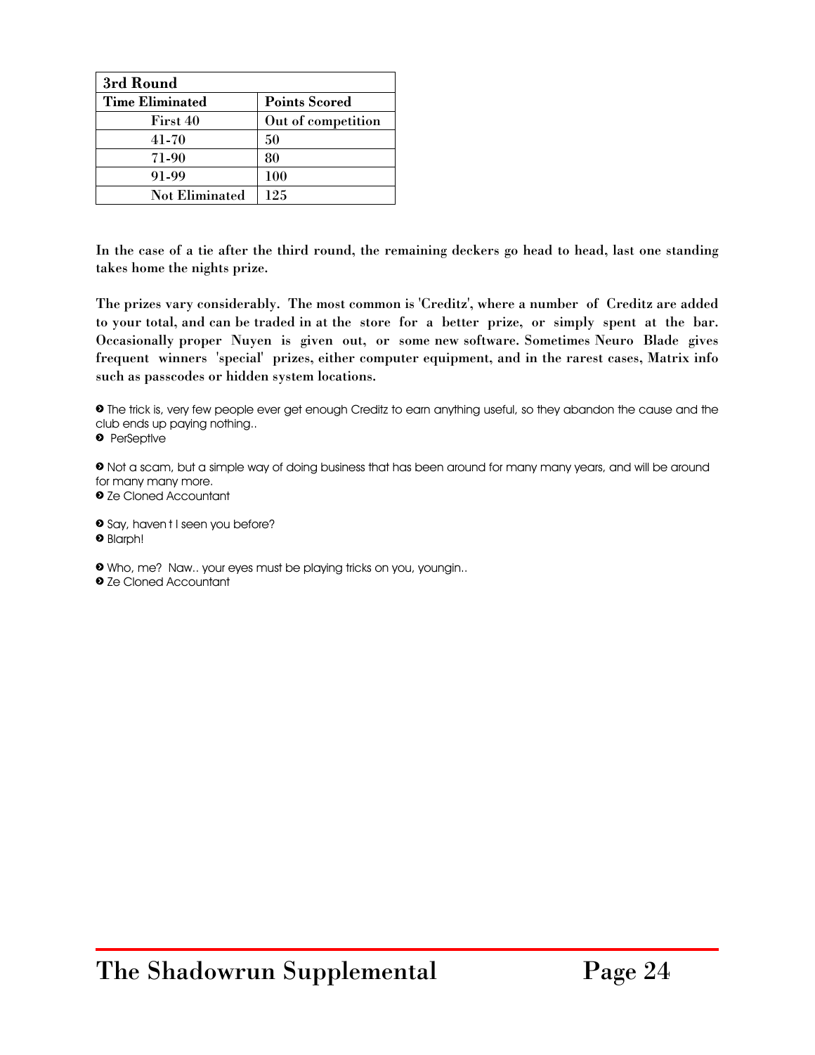| 3rd Round | |
|---|---|
| **Time Eliminated** | **Points Scored** |
| First 40 | Out of competition |
| 41-70 | 50 |
| 71-90 | 80 |
| 91-99 | 100 |
| Not Eliminated | 125 |

**In the case of a tie after the third round, the remaining deckers go head to head, last one standing takes home the nights prize.**

**The prizes vary considerably. The most common is 'Creditz', where a number of Creditz are added to your total, and can be traded in at the store for a better prize, or simply spent at the bar. Occasionally proper Nuyen is given out, or some new software. Sometimes Neuro Blade gives frequent winners 'special' prizes, either computer equipment, and in the rarest cases, Matrix info such as passcodes or hidden system locations.**

> The trick is, very few people ever get enough Creditz to earn anything useful, so they abandon the cause and the club ends up paying nothing..
> PerSeptIve

> Not a scam, but a simple way of doing business that has been around for many many years, and will be around for many many more.
> Ze Cloned Accountant

> Say, haven t I seen you before?
> Blarph!

> Who, me? Naw.. your eyes must be playing tricks on you, youngin..
> Ze Cloned Accountant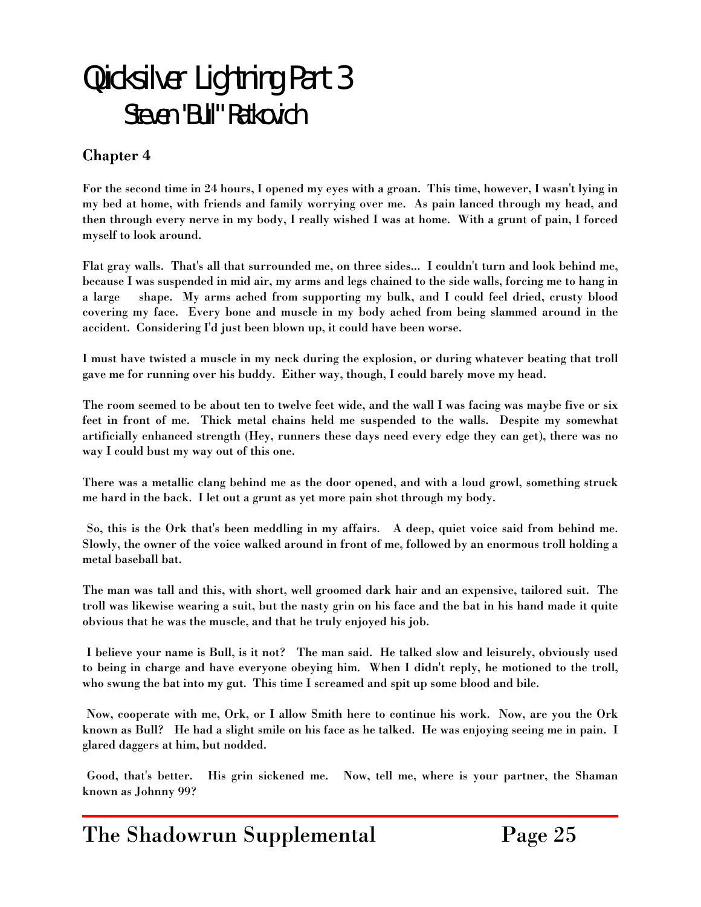# Quicksilver Lightning Part 3

## Steven "Bull" Ratkovich

### Chapter 4

For the second time in 24 hours, I opened my eyes with a groan. This time, however, I wasn't lying in my bed at home, with friends and family worrying over me. As pain lanced through my head, and then through every nerve in my body, I really wished I was at home. With a grunt of pain, I forced myself to look around.

Flat gray walls. That's all that surrounded me, on three sides... I couldn't turn and look behind me, because I was suspended in mid air, my arms and legs chained to the side walls, forcing me to hang in a large shape. My arms ached from supporting my bulk, and I could feel dried, crusty blood covering my face. Every bone and muscle in my body ached from being slammed around in the accident. Considering I'd just been blown up, it could have been worse.

I must have twisted a muscle in my neck during the explosion, or during whatever beating that troll gave me for running over his buddy. Either way, though, I could barely move my head.

The room seemed to be about ten to twelve feet wide, and the wall I was facing was maybe five or six feet in front of me. Thick metal chains held me suspended to the walls. Despite my somewhat artificially enhanced strength (Hey, runners these days need every edge they can get), there was no way I could bust my way out of this one.

There was a metallic clang behind me as the door opened, and with a loud growl, something struck me hard in the back. I let out a grunt as yet more pain shot through my body.

So, this is the Ork that's been meddling in my affairs. A deep, quiet voice said from behind me. Slowly, the owner of the voice walked around in front of me, followed by an enormous troll holding a metal baseball bat.

The man was tall and this, with short, well groomed dark hair and an expensive, tailored suit. The troll was likewise wearing a suit, but the nasty grin on his face and the bat in his hand made it quite obvious that he was the muscle, and that he truly enjoyed his job.

I believe your name is Bull, is it not? The man said. He talked slow and leisurely, obviously used to being in charge and have everyone obeying him. When I didn't reply, he motioned to the troll, who swung the bat into my gut. This time I screamed and spit up some blood and bile.

Now, cooperate with me, Ork, or I allow Smith here to continue his work. Now, are you the Ork known as Bull? He had a slight smile on his face as he talked. He was enjoying seeing me in pain. I glared daggers at him, but nodded.

Good, that's better. His grin sickened me. Now, tell me, where is your partner, the Shaman known as Johnny 99?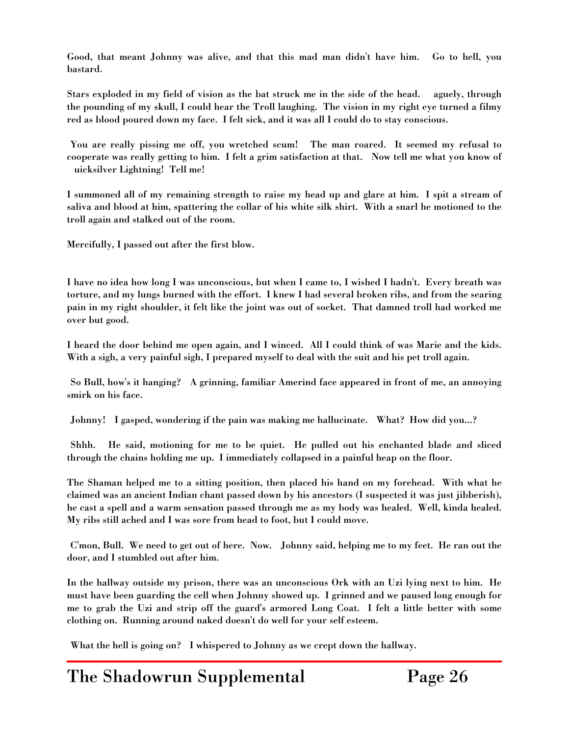**Good, that meant Johnny was alive, and that this mad man didn't have him. Go to hell, you bastard.**

**Stars exploded in my field of vision as the bat struck me in the side of the head. aguely, through the pounding of my skull, I could hear the Troll laughing. The vision in my right eye turned a filmy red as blood poured down my face. I felt sick, and it was all I could do to stay conscious.**

**You are really pissing me off, you wretched scum! The man roared. It seemed my refusal to cooperate was really getting to him. I felt a grim satisfaction at that. Now tell me what you know of uicksilver Lightning! Tell me!**

**I summoned all of my remaining strength to raise my head up and glare at him. I spit a stream of saliva and blood at him, spattering the collar of his white silk shirt. With a snarl he motioned to the troll again and stalked out of the room.**

**Mercifully, I passed out after the first blow.**

**I have no idea how long I was unconscious, but when I came to, I wished I hadn't. Every breath was torture, and my lungs burned with the effort. I knew I had several broken ribs, and from the searing pain in my right shoulder, it felt like the joint was out of socket. That damned troll had worked me over but good.**

**I heard the door behind me open again, and I winced. All I could think of was Marie and the kids. With a sigh, a very painful sigh, I prepared myself to deal with the suit and his pet troll again.**

**So Bull, how's it hanging? A grinning, familiar Amerind face appeared in front of me, an annoying smirk on his face.**

**Johnny! I gasped, wondering if the pain was making me hallucinate. What? How did you...?**

**Shhh. He said, motioning for me to be quiet. He pulled out his enchanted blade and sliced through the chains holding me up. I immediately collapsed in a painful heap on the floor.**

**The Shaman helped me to a sitting position, then placed his hand on my forehead. With what he claimed was an ancient Indian chant passed down by his ancestors (I suspected it was just jibberish), he cast a spell and a warm sensation passed through me as my body was healed. Well, kinda healed. My ribs still ached and I was sore from head to foot, but I could move.**

**C'mon, Bull. We need to get out of here. Now. Johnny said, helping me to my feet. He ran out the door, and I stumbled out after him.**

**In the hallway outside my prison, there was an unconscious Ork with an Uzi lying next to him. He must have been guarding the cell when Johnny showed up. I grinned and we paused long enough for me to grab the Uzi and strip off the guard's armored Long Coat. I felt a little better with some clothing on. Running around naked doesn't do well for your self esteem.**

**What the hell is going on? I whispered to Johnny as we crept down the hallway.**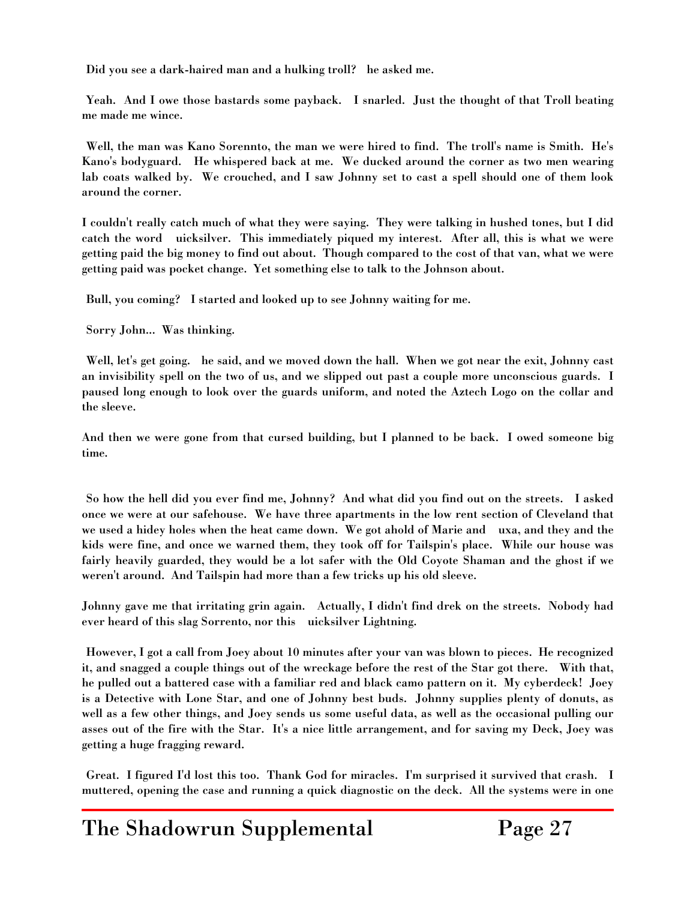**Did you see a dark-haired man and a hulking troll?  he asked me.**

**Yeah.  And I owe those bastards some payback.   I snarled.  Just the thought of that Troll beating me made me wince.**

**Well, the man was Kano Sorennto, the man we were hired to find.  The troll's name is Smith.  He's Kano's bodyguard.   He whispered back at me.  We ducked around the corner as two men wearing lab coats walked by.  We crouched, and I saw Johnny set to cast a spell should one of them look around the corner.**

**I couldn't really catch much of what they were saying.  They were talking in hushed tones, but I did catch the word   uicksilver.  This immediately piqued my interest.  After all, this is what we were getting paid the big money to find out about.  Though compared to the cost of that van, what we were getting paid was pocket change.  Yet something else to talk to the Johnson about.**

**Bull, you coming?   I started and looked up to see Johnny waiting for me.**

**Sorry John...  Was thinking.**

**Well, let's get going.   he said, and we moved down the hall.  When we got near the exit, Johnny cast an invisibility spell on the two of us, and we slipped out past a couple more unconscious guards.  I paused long enough to look over the guards uniform, and noted the Aztech Logo on the collar and the sleeve.**

**And then we were gone from that cursed building, but I planned to be back.  I owed someone big time.**

**So how the hell did you ever find me, Johnny?  And what did you find out on the streets.   I asked once we were at our safehouse.  We have three apartments in the low rent section of Cleveland that we used a hidey holes when the heat came down.  We got ahold of Marie and   uxa, and they and the kids were fine, and once we warned them, they took off for Tailspin's place.  While our house was fairly heavily guarded, they would be a lot safer with the Old Coyote Shaman and the ghost if we weren't around.  And Tailspin had more than a few tricks up his old sleeve.**

**Johnny gave me that irritating grin again.   Actually, I didn't find drek on the streets.  Nobody had ever heard of this slag Sorrento, nor this   uicksilver Lightning.**

**However, I got a call from Joey about 10 minutes after your van was blown to pieces.  He recognized it, and snagged a couple things out of the wreckage before the rest of the Star got there.   With that, he pulled out a battered case with a familiar red and black camo pattern on it.  My cyberdeck!  Joey is a Detective with Lone Star, and one of Johnny best buds.  Johnny supplies plenty of donuts, as well as a few other things, and Joey sends us some useful data, as well as the occasional pulling our asses out of the fire with the Star.  It's a nice little arrangement, and for saving my Deck, Joey was getting a huge fragging reward.**

**Great.  I figured I'd lost this too.  Thank God for miracles.  I'm surprised it survived that crash.   I muttered, opening the case and running a quick diagnostic on the deck.  All the systems were in one**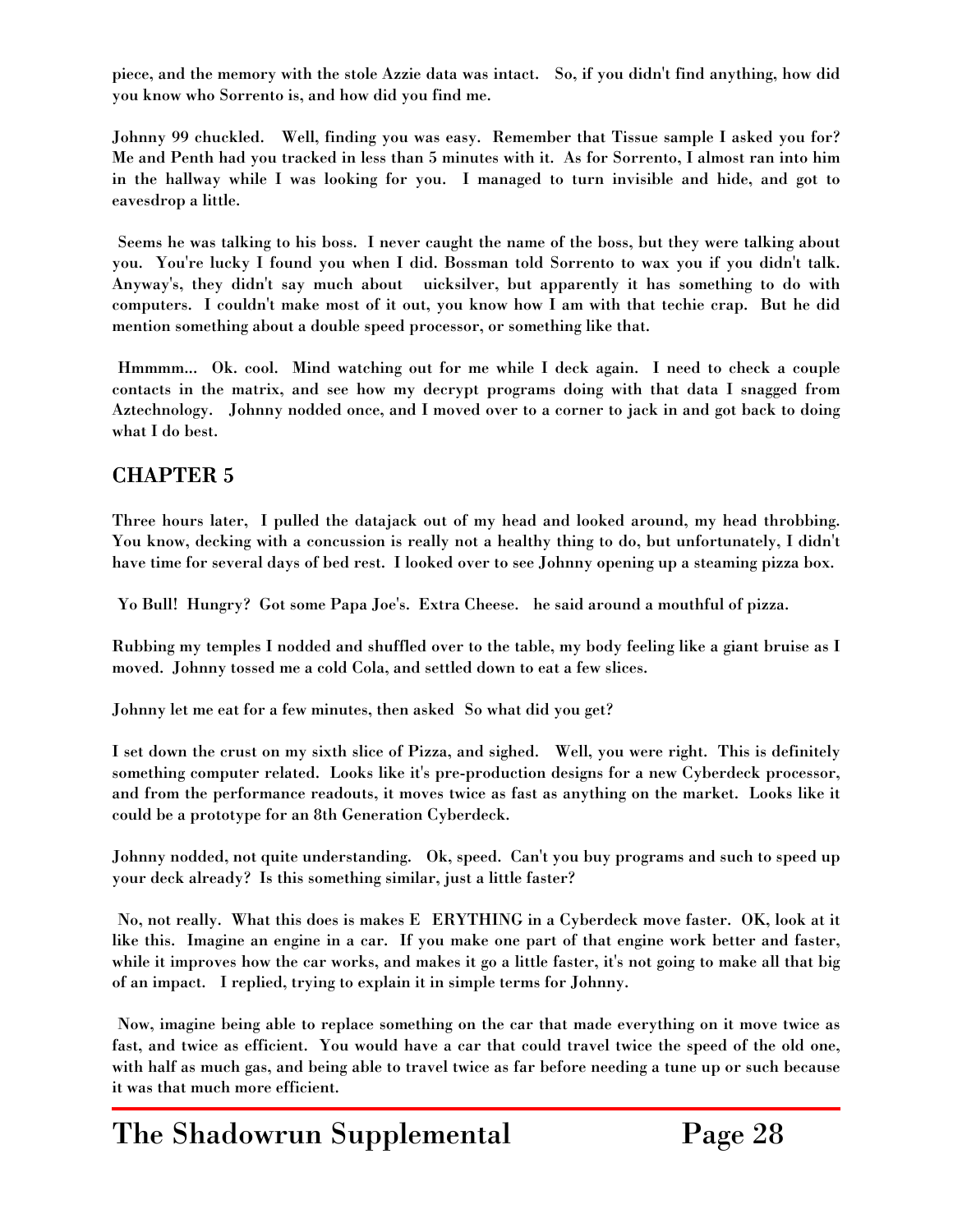**piece, and the memory with the stole Azzie data was intact. So, if you didn't find anything, how did you know who Sorrento is, and how did you find me.**

**Johnny 99 chuckled. Well, finding you was easy. Remember that Tissue sample I asked you for? Me and Penth had you tracked in less than 5 minutes with it. As for Sorrento, I almost ran into him in the hallway while I was looking for you. I managed to turn invisible and hide, and got to eavesdrop a little.**

**Seems he was talking to his boss. I never caught the name of the boss, but they were talking about you. You're lucky I found you when I did. Bossman told Sorrento to wax you if you didn't talk. Anyway's, they didn't say much about uicksilver, but apparently it has something to do with computers. I couldn't make most of it out, you know how I am with that techie crap. But he did mention something about a double speed processor, or something like that.**

**Hmmmm... Ok. cool. Mind watching out for me while I deck again. I need to check a couple contacts in the matrix, and see how my decrypt programs doing with that data I snagged from Aztechnology. Johnny nodded once, and I moved over to a corner to jack in and got back to doing what I do best.**

## CHAPTER 5

**Three hours later, I pulled the datajack out of my head and looked around, my head throbbing. You know, decking with a concussion is really not a healthy thing to do, but unfortunately, I didn't have time for several days of bed rest. I looked over to see Johnny opening up a steaming pizza box.**

**Yo Bull! Hungry? Got some Papa Joe's. Extra Cheese. he said around a mouthful of pizza.**

**Rubbing my temples I nodded and shuffled over to the table, my body feeling like a giant bruise as I moved. Johnny tossed me a cold Cola, and settled down to eat a few slices.**

**Johnny let me eat for a few minutes, then asked So what did you get?**

**I set down the crust on my sixth slice of Pizza, and sighed. Well, you were right. This is definitely something computer related. Looks like it's pre-production designs for a new Cyberdeck processor, and from the performance readouts, it moves twice as fast as anything on the market. Looks like it could be a prototype for an 8th Generation Cyberdeck.**

**Johnny nodded, not quite understanding. Ok, speed. Can't you buy programs and such to speed up your deck already? Is this something similar, just a little faster?**

**No, not really. What this does is makes E ERYTHING in a Cyberdeck move faster. OK, look at it like this. Imagine an engine in a car. If you make one part of that engine work better and faster, while it improves how the car works, and makes it go a little faster, it's not going to make all that big of an impact. I replied, trying to explain it in simple terms for Johnny.**

**Now, imagine being able to replace something on the car that made everything on it move twice as fast, and twice as efficient. You would have a car that could travel twice the speed of the old one, with half as much gas, and being able to travel twice as far before needing a tune up or such because it was that much more efficient.**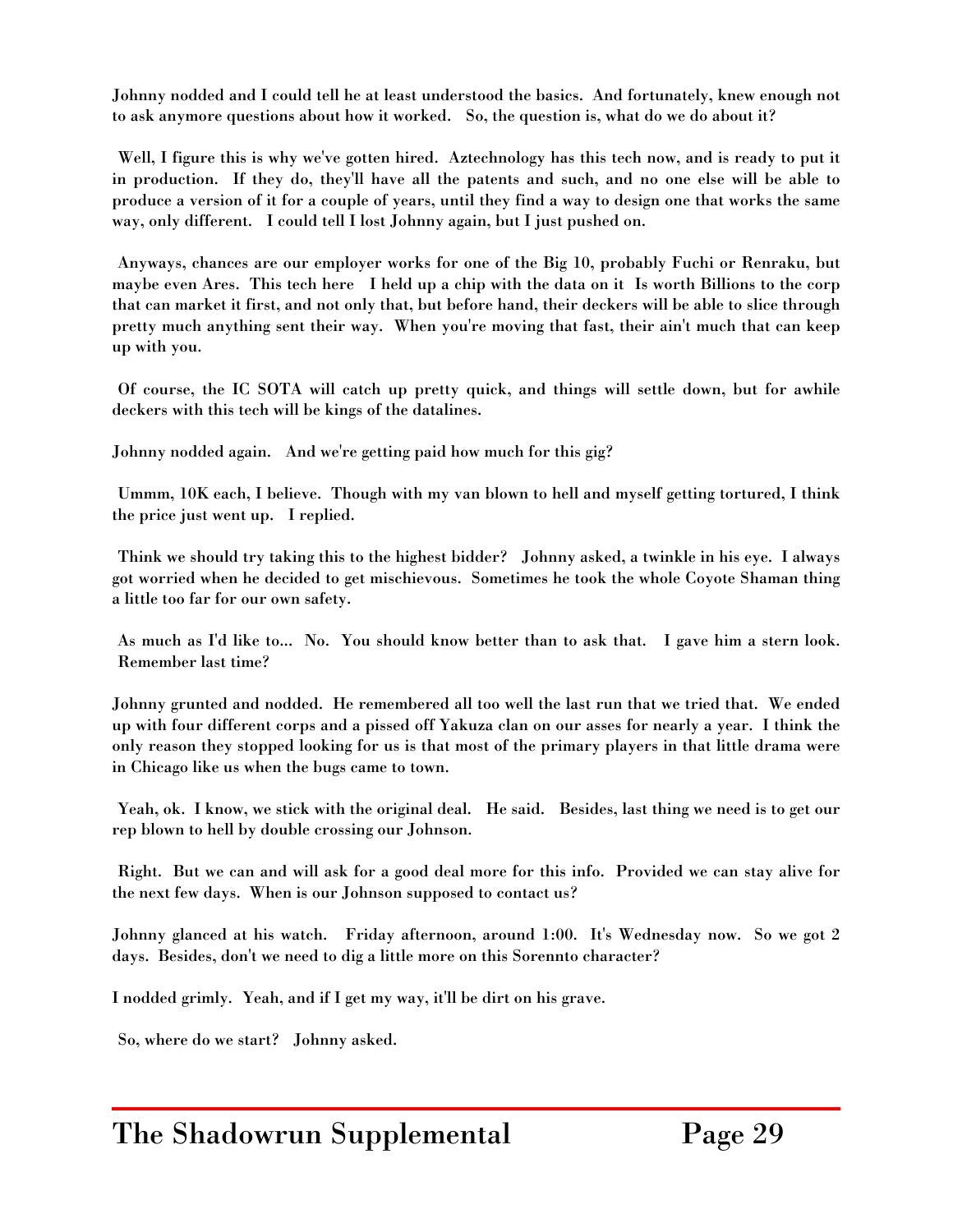**Johnny nodded and I could tell he at least understood the basics. And fortunately, knew enough not to ask anymore questions about how it worked. So, the question is, what do we do about it?**

**Well, I figure this is why we've gotten hired. Aztechnology has this tech now, and is ready to put it in production. If they do, they'll have all the patents and such, and no one else will be able to produce a version of it for a couple of years, until they find a way to design one that works the same way, only different. I could tell I lost Johnny again, but I just pushed on.**

**Anyways, chances are our employer works for one of the Big 10, probably Fuchi or Renraku, but maybe even Ares. This tech here I held up a chip with the data on it Is worth Billions to the corp that can market it first, and not only that, but before hand, their deckers will be able to slice through pretty much anything sent their way. When you're moving that fast, their ain't much that can keep up with you.**

**Of course, the IC SOTA will catch up pretty quick, and things will settle down, but for awhile deckers with this tech will be kings of the datalines.**

**Johnny nodded again. And we're getting paid how much for this gig?**

**Ummm, 10K each, I believe. Though with my van blown to hell and myself getting tortured, I think the price just went up. I replied.**

**Think we should try taking this to the highest bidder? Johnny asked, a twinkle in his eye. I always got worried when he decided to get mischievous. Sometimes he took the whole Coyote Shaman thing a little too far for our own safety.**

**As much as I'd like to... No. You should know better than to ask that. I gave him a stern look. Remember last time?**

**Johnny grunted and nodded. He remembered all too well the last run that we tried that. We ended up with four different corps and a pissed off Yakuza clan on our asses for nearly a year. I think the only reason they stopped looking for us is that most of the primary players in that little drama were in Chicago like us when the bugs came to town.**

**Yeah, ok. I know, we stick with the original deal. He said. Besides, last thing we need is to get our rep blown to hell by double crossing our Johnson.**

**Right. But we can and will ask for a good deal more for this info. Provided we can stay alive for the next few days. When is our Johnson supposed to contact us?**

**Johnny glanced at his watch. Friday afternoon, around 1:00. It's Wednesday now. So we got 2 days. Besides, don't we need to dig a little more on this Sorennto character?**

**I nodded grimly. Yeah, and if I get my way, it'll be dirt on his grave.**

**So, where do we start? Johnny asked.**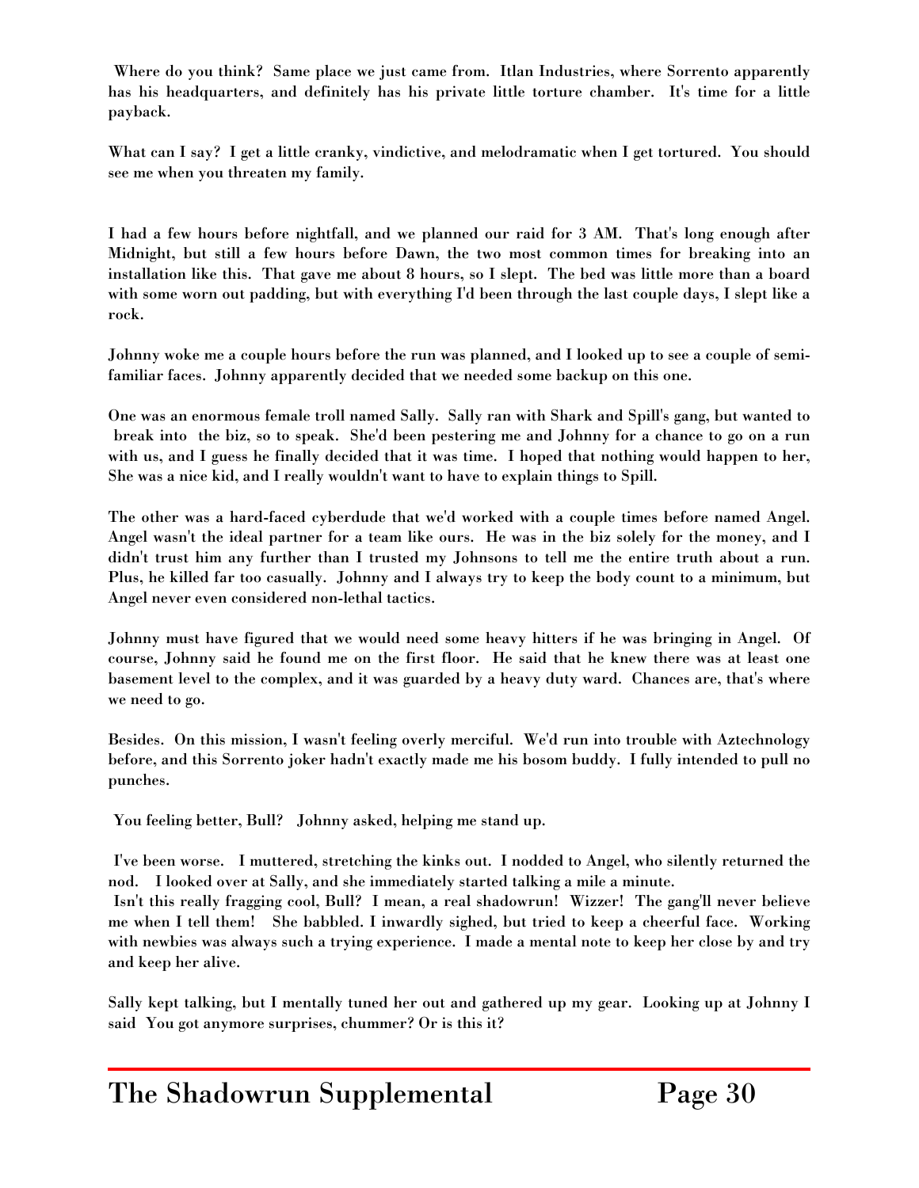Where do you think? Same place we just came from. Itlan Industries, where Sorrento apparently has his headquarters, and definitely has his private little torture chamber. It's time for a little payback.

What can I say? I get a little cranky, vindictive, and melodramatic when I get tortured. You should see me when you threaten my family.

I had a few hours before nightfall, and we planned our raid for 3 AM. That's long enough after Midnight, but still a few hours before Dawn, the two most common times for breaking into an installation like this. That gave me about 8 hours, so I slept. The bed was little more than a board with some worn out padding, but with everything I'd been through the last couple days, I slept like a rock.

Johnny woke me a couple hours before the run was planned, and I looked up to see a couple of semi-familiar faces. Johnny apparently decided that we needed some backup on this one.

One was an enormous female troll named Sally. Sally ran with Shark and Spill's gang, but wanted to break into the biz, so to speak. She'd been pestering me and Johnny for a chance to go on a run with us, and I guess he finally decided that it was time. I hoped that nothing would happen to her, She was a nice kid, and I really wouldn't want to have to explain things to Spill.

The other was a hard-faced cyberdude that we'd worked with a couple times before named Angel. Angel wasn't the ideal partner for a team like ours. He was in the biz solely for the money, and I didn't trust him any further than I trusted my Johnsons to tell me the entire truth about a run. Plus, he killed far too casually. Johnny and I always try to keep the body count to a minimum, but Angel never even considered non-lethal tactics.

Johnny must have figured that we would need some heavy hitters if he was bringing in Angel. Of course, Johnny said he found me on the first floor. He said that he knew there was at least one basement level to the complex, and it was guarded by a heavy duty ward. Chances are, that's where we need to go.

Besides. On this mission, I wasn't feeling overly merciful. We'd run into trouble with Aztechnology before, and this Sorrento joker hadn't exactly made me his bosom buddy. I fully intended to pull no punches.

You feeling better, Bull? Johnny asked, helping me stand up.

I've been worse. I muttered, stretching the kinks out. I nodded to Angel, who silently returned the nod. I looked over at Sally, and she immediately started talking a mile a minute.

Isn't this really fragging cool, Bull? I mean, a real shadowrun! Wizzer! The gang'll never believe me when I tell them! She babbled. I inwardly sighed, but tried to keep a cheerful face. Working with newbies was always such a trying experience. I made a mental note to keep her close by and try and keep her alive.

Sally kept talking, but I mentally tuned her out and gathered up my gear. Looking up at Johnny I said You got anymore surprises, chummer? Or is this it?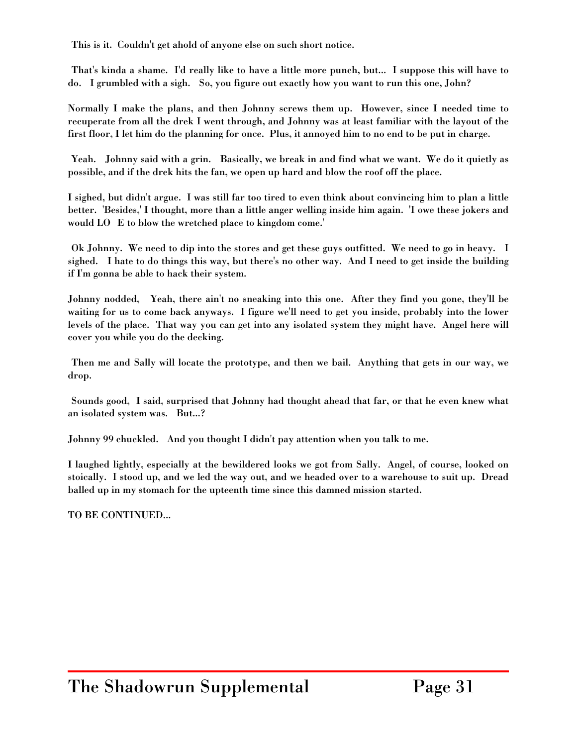**This is it. Couldn't get ahold of anyone else on such short notice.**

**That's kinda a shame. I'd really like to have a little more punch, but... I suppose this will have to do. I grumbled with a sigh. So, you figure out exactly how you want to run this one, John?**

**Normally I make the plans, and then Johnny screws them up. However, since I needed time to recuperate from all the drek I went through, and Johnny was at least familiar with the layout of the first floor, I let him do the planning for once. Plus, it annoyed him to no end to be put in charge.**

**Yeah. Johnny said with a grin. Basically, we break in and find what we want. We do it quietly as possible, and if the drek hits the fan, we open up hard and blow the roof off the place.**

**I sighed, but didn't argue. I was still far too tired to even think about convincing him to plan a little better. 'Besides,' I thought, more than a little anger welling inside him again. 'I owe these jokers and would LO E to blow the wretched place to kingdom come.'**

**Ok Johnny. We need to dip into the stores and get these guys outfitted. We need to go in heavy. I sighed. I hate to do things this way, but there's no other way. And I need to get inside the building if I'm gonna be able to hack their system.**

**Johnny nodded, Yeah, there ain't no sneaking into this one. After they find you gone, they'll be waiting for us to come back anyways. I figure we'll need to get you inside, probably into the lower levels of the place. That way you can get into any isolated system they might have. Angel here will cover you while you do the decking.**

**Then me and Sally will locate the prototype, and then we bail. Anything that gets in our way, we drop.**

**Sounds good, I said, surprised that Johnny had thought ahead that far, or that he even knew what an isolated system was. But...?**

**Johnny 99 chuckled. And you thought I didn't pay attention when you talk to me.**

**I laughed lightly, especially at the bewildered looks we got from Sally. Angel, of course, looked on stoically. I stood up, and we led the way out, and we headed over to a warehouse to suit up. Dread balled up in my stomach for the upteenth time since this damned mission started.**

**TO BE CONTINUED...**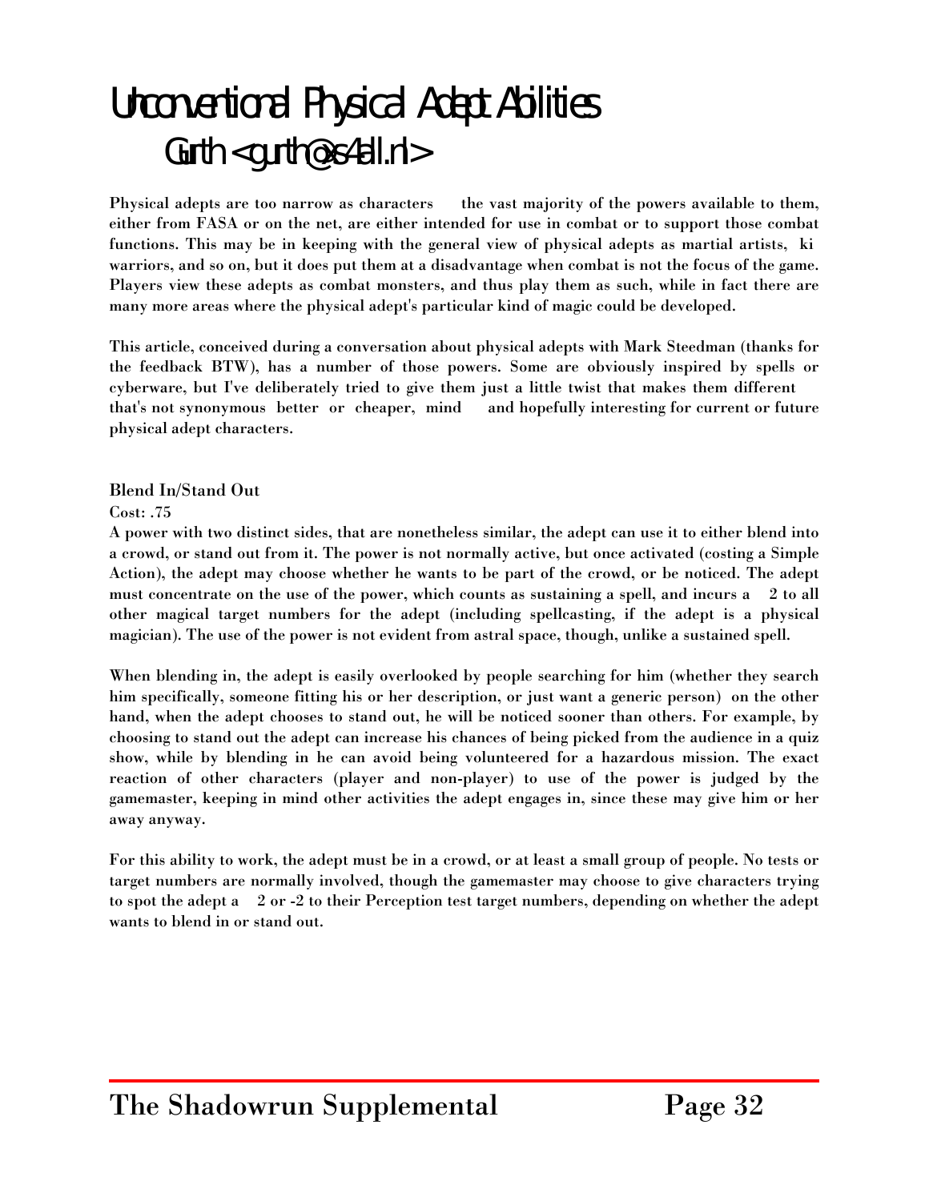# Unconventional Physical Adept Abilities

## Gurth <gurth@xs4all.nl>

Physical adepts are too narrow as characters the vast majority of the powers available to them, either from FASA or on the net, are either intended for use in combat or to support those combat functions. This may be in keeping with the general view of physical adepts as martial artists, ki warriors, and so on, but it does put them at a disadvantage when combat is not the focus of the game. Players view these adepts as combat monsters, and thus play them as such, while in fact there are many more areas where the physical adept's particular kind of magic could be developed.

This article, conceived during a conversation about physical adepts with Mark Steedman (thanks for the feedback BTW), has a number of those powers. Some are obviously inspired by spells or cyberware, but I've deliberately tried to give them just a little twist that makes them different that's not synonymous better or cheaper, mind and hopefully interesting for current or future physical adept characters.

**Blend In/Stand Out**

**Cost: .75**

A power with two distinct sides, that are nonetheless similar, the adept can use it to either blend into a crowd, or stand out from it. The power is not normally active, but once activated (costing a Simple Action), the adept may choose whether he wants to be part of the crowd, or be noticed. The adept must concentrate on the use of the power, which counts as sustaining a spell, and incurs a 2 to all other magical target numbers for the adept (including spellcasting, if the adept is a physical magician). The use of the power is not evident from astral space, though, unlike a sustained spell.

When blending in, the adept is easily overlooked by people searching for him (whether they search him specifically, someone fitting his or her description, or just want a generic person) on the other hand, when the adept chooses to stand out, he will be noticed sooner than others. For example, by choosing to stand out the adept can increase his chances of being picked from the audience in a quiz show, while by blending in he can avoid being volunteered for a hazardous mission. The exact reaction of other characters (player and non-player) to use of the power is judged by the gamemaster, keeping in mind other activities the adept engages in, since these may give him or her away anyway.

For this ability to work, the adept must be in a crowd, or at least a small group of people. No tests or target numbers are normally involved, though the gamemaster may choose to give characters trying to spot the adept a 2 or -2 to their Perception test target numbers, depending on whether the adept wants to blend in or stand out.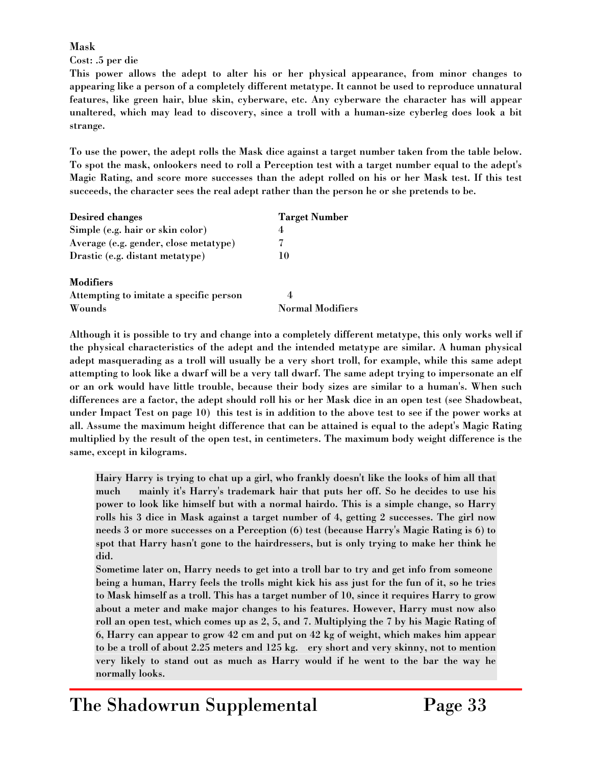**Mask**

Cost: .5 per die

This power allows the adept to alter his or her physical appearance, from minor changes to appearing like a person of a completely different metatype. It cannot be used to reproduce unnatural features, like green hair, blue skin, cyberware, etc. Any cyberware the character has will appear unaltered, which may lead to discovery, since a troll with a human-size cyberleg does look a bit strange.

To use the power, the adept rolls the Mask dice against a target number taken from the table below. To spot the mask, onlookers need to roll a Perception test with a target number equal to the adept's Magic Rating, and score more successes than the adept rolled on his or her Mask test. If this test succeeds, the character sees the real adept rather than the person he or she pretends to be.

| Desired changes | Target Number |
|---|---|
| Simple (e.g. hair or skin color) | 4 |
| Average (e.g. gender, close metatype) | 7 |
| Drastic (e.g. distant metatype) | 10 |

| Modifiers | |
|---|---|
| Attempting to imitate a specific person | 4 |
| Wounds | Normal Modifiers |

Although it is possible to try and change into a completely different metatype, this only works well if the physical characteristics of the adept and the intended metatype are similar. A human physical adept masquerading as a troll will usually be a very short troll, for example, while this same adept attempting to look like a dwarf will be a very tall dwarf. The same adept trying to impersonate an elf or an ork would have little trouble, because their body sizes are similar to a human's. When such differences are a factor, the adept should roll his or her Mask dice in an open test (see Shadowbeat, under Impact Test on page 10) this test is in addition to the above test to see if the power works at all. Assume the maximum height difference that can be attained is equal to the adept's Magic Rating multiplied by the result of the open test, in centimeters. The maximum body weight difference is the same, except in kilograms.

> Hairy Harry is trying to chat up a girl, who frankly doesn't like the looks of him all that much mainly it's Harry's trademark hair that puts her off. So he decides to use his power to look like himself but with a normal hairdo. This is a simple change, so Harry rolls his 3 dice in Mask against a target number of 4, getting 2 successes. The girl now needs 3 or more successes on a Perception (6) test (because Harry's Magic Rating is 6) to spot that Harry hasn't gone to the hairdressers, but is only trying to make her think he did.
>
> Sometime later on, Harry needs to get into a troll bar to try and get info from someone being a human, Harry feels the trolls might kick his ass just for the fun of it, so he tries to Mask himself as a troll. This has a target number of 10, since it requires Harry to grow about a meter and make major changes to his features. However, Harry must now also roll an open test, which comes up as 2, 5, and 7. Multiplying the 7 by his Magic Rating of 6, Harry can appear to grow 42 cm and put on 42 kg of weight, which makes him appear to be a troll of about 2.25 meters and 125 kg. ery short and very skinny, not to mention very likely to stand out as much as Harry would if he went to the bar the way he normally looks.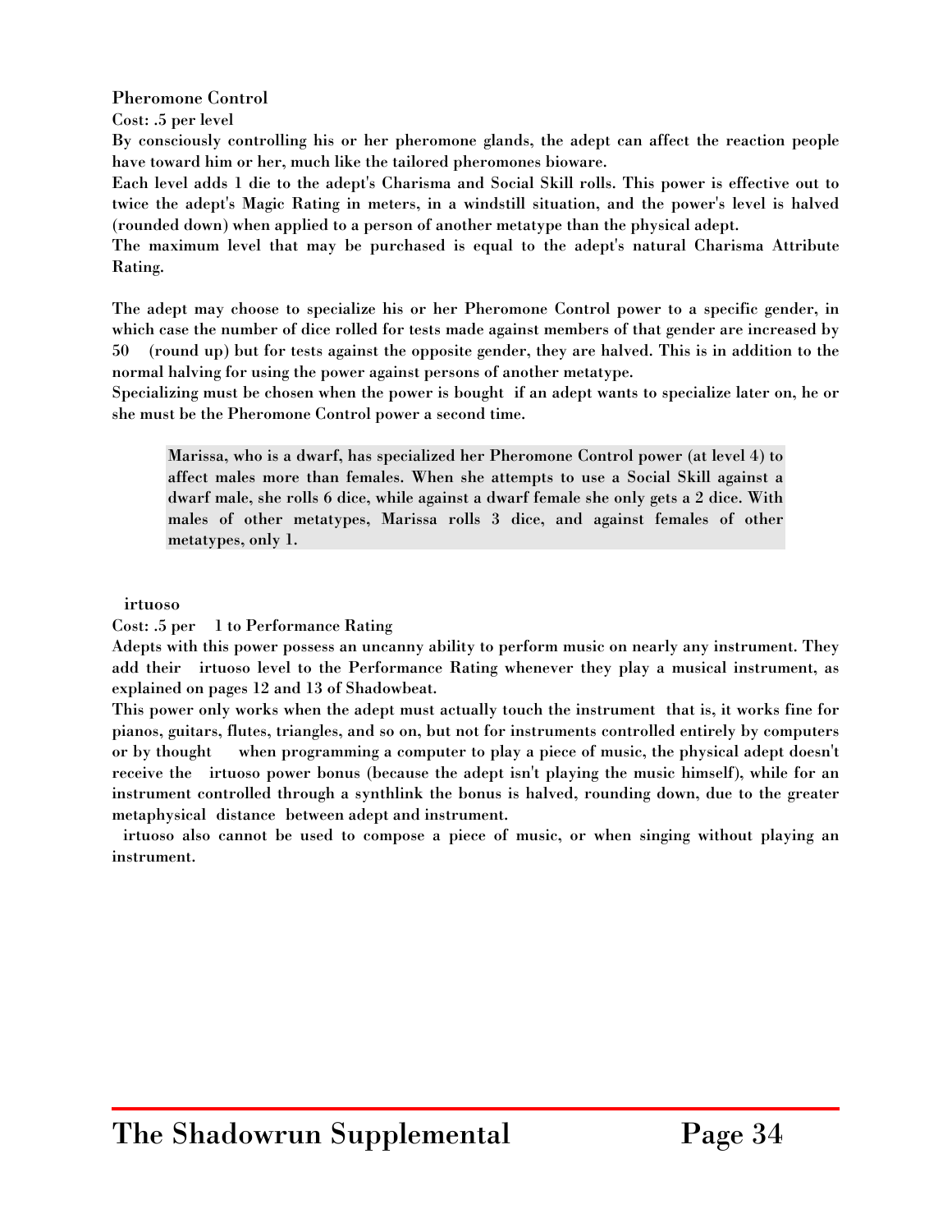**Pheromone Control**

**Cost: .5 per level**

**By consciously controlling his or her pheromone glands, the adept can affect the reaction people have toward him or her, much like the tailored pheromones bioware.**

**Each level adds 1 die to the adept's Charisma and Social Skill rolls. This power is effective out to twice the adept's Magic Rating in meters, in a windstill situation, and the power's level is halved (rounded down) when applied to a person of another metatype than the physical adept.**

**The maximum level that may be purchased is equal to the adept's natural Charisma Attribute Rating.**

**The adept may choose to specialize his or her Pheromone Control power to a specific gender, in which case the number of dice rolled for tests made against members of that gender are increased by 50 (round up) but for tests against the opposite gender, they are halved. This is in addition to the normal halving for using the power against persons of another metatype.**

**Specializing must be chosen when the power is bought if an adept wants to specialize later on, he or she must be the Pheromone Control power a second time.**

> **Marissa, who is a dwarf, has specialized her Pheromone Control power (at level 4) to affect males more than females. When she attempts to use a Social Skill against a dwarf male, she rolls 6 dice, while against a dwarf female she only gets a 2 dice. With males of other metatypes, Marissa rolls 3 dice, and against females of other metatypes, only 1.**

**irtuoso**

**Cost: .5 per 1 to Performance Rating**

**Adepts with this power possess an uncanny ability to perform music on nearly any instrument. They add their irtuoso level to the Performance Rating whenever they play a musical instrument, as explained on pages 12 and 13 of Shadowbeat.**

**This power only works when the adept must actually touch the instrument that is, it works fine for pianos, guitars, flutes, triangles, and so on, but not for instruments controlled entirely by computers or by thought when programming a computer to play a piece of music, the physical adept doesn't receive the irtuoso power bonus (because the adept isn't playing the music himself), while for an instrument controlled through a synthlink the bonus is halved, rounding down, due to the greater metaphysical distance between adept and instrument.**

**irtuoso also cannot be used to compose a piece of music, or when singing without playing an instrument.**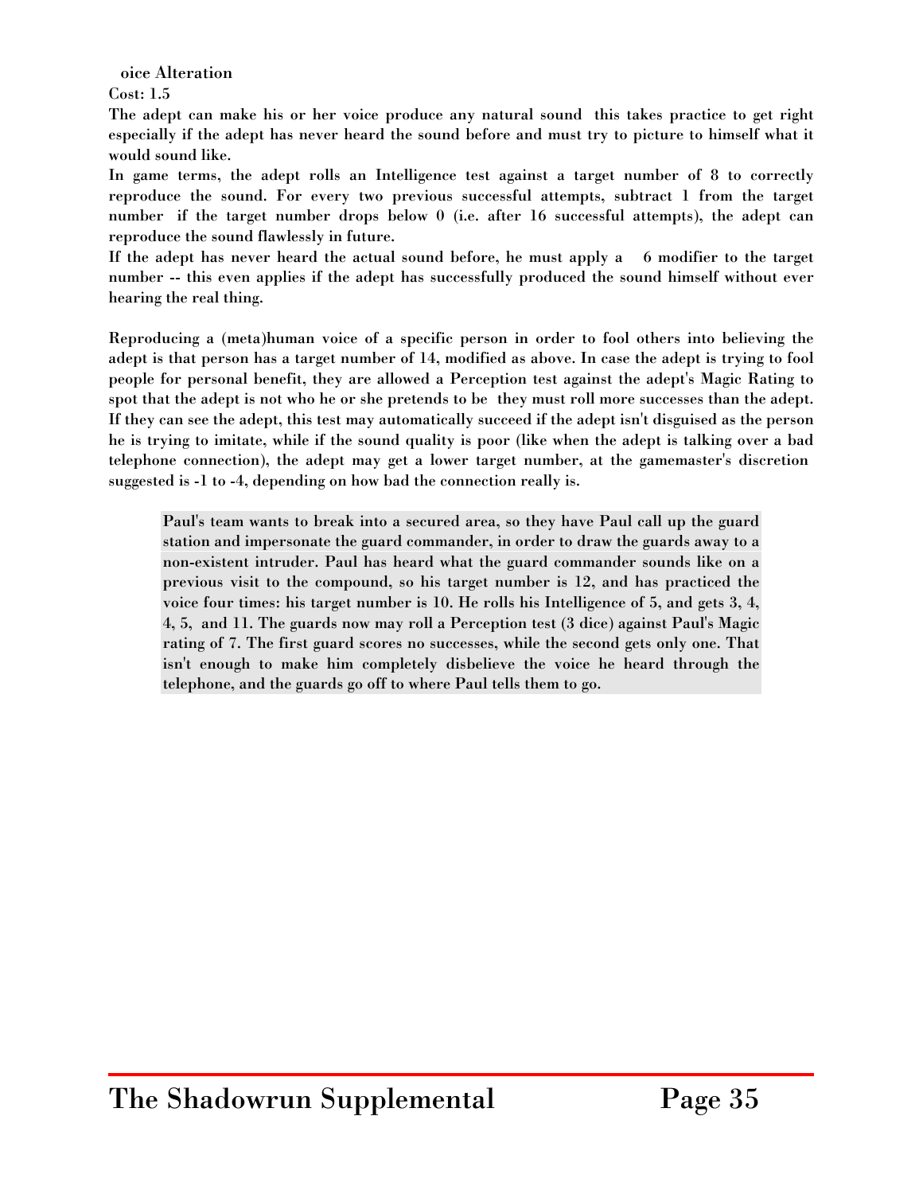**oice Alteration**

Cost: 1.5

The adept can make his or her voice produce any natural sound  this takes practice to get right especially if the adept has never heard the sound before and must try to picture to himself what it would sound like.

In game terms, the adept rolls an Intelligence test against a target number of 8 to correctly reproduce the sound. For every two previous successful attempts, subtract 1 from the target number  if the target number drops below 0 (i.e. after 16 successful attempts), the adept can reproduce the sound flawlessly in future.

If the adept has never heard the actual sound before, he must apply a  6 modifier to the target number -- this even applies if the adept has successfully produced the sound himself without ever hearing the real thing.

Reproducing a (meta)human voice of a specific person in order to fool others into believing the adept is that person has a target number of 14, modified as above. In case the adept is trying to fool people for personal benefit, they are allowed a Perception test against the adept's Magic Rating to spot that the adept is not who he or she pretends to be  they must roll more successes than the adept. If they can see the adept, this test may automatically succeed if the adept isn't disguised as the person he is trying to imitate, while if the sound quality is poor (like when the adept is talking over a bad telephone connection), the adept may get a lower target number, at the gamemaster's discretion  suggested is -1 to -4, depending on how bad the connection really is.

> Paul's team wants to break into a secured area, so they have Paul call up the guard station and impersonate the guard commander, in order to draw the guards away to a non-existent intruder. Paul has heard what the guard commander sounds like on a previous visit to the compound, so his target number is 12, and has practiced the voice four times: his target number is 10. He rolls his Intelligence of 5, and gets 3, 4, 4, 5, and 11. The guards now may roll a Perception test (3 dice) against Paul's Magic rating of 7. The first guard scores no successes, while the second gets only one. That isn't enough to make him completely disbelieve the voice he heard through the telephone, and the guards go off to where Paul tells them to go.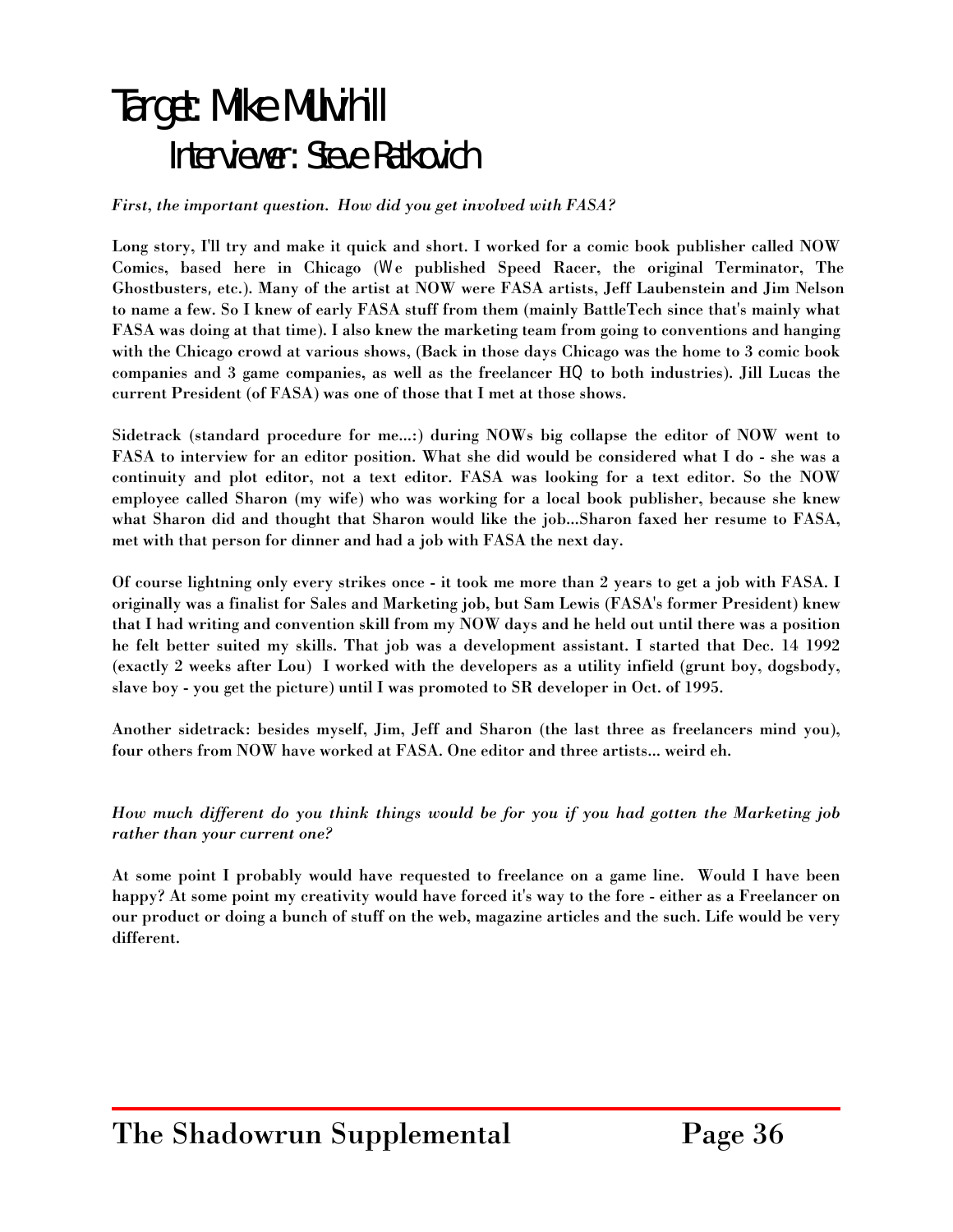# Target: Mike Mulvihill

## Interviewer: Steve Ratkovich

***First, the important question. How did you get involved with FASA?***

**Long story, I'll try and make it quick and short. I worked for a comic book publisher called NOW Comics, based here in Chicago (We published Speed Racer, the original Terminator, The Ghostbusters, etc.). Many of the artist at NOW were FASA artists, Jeff Laubenstein and Jim Nelson to name a few. So I knew of early FASA stuff from them (mainly BattleTech since that's mainly what FASA was doing at that time). I also knew the marketing team from going to conventions and hanging with the Chicago crowd at various shows, (Back in those days Chicago was the home to 3 comic book companies and 3 game companies, as well as the freelancer HQ to both industries). Jill Lucas the current President (of FASA) was one of those that I met at those shows.**

**Sidetrack (standard procedure for me...:) during NOWs big collapse the editor of NOW went to FASA to interview for an editor position. What she did would be considered what I do - she was a continuity and plot editor, not a text editor. FASA was looking for a text editor. So the NOW employee called Sharon (my wife) who was working for a local book publisher, because she knew what Sharon did and thought that Sharon would like the job...Sharon faxed her resume to FASA, met with that person for dinner and had a job with FASA the next day.**

**Of course lightning only every strikes once - it took me more than 2 years to get a job with FASA. I originally was a finalist for Sales and Marketing job, but Sam Lewis (FASA's former President) knew that I had writing and convention skill from my NOW days and he held out until there was a position he felt better suited my skills. That job was a development assistant. I started that Dec. 14 1992 (exactly 2 weeks after Lou) I worked with the developers as a utility infield (grunt boy, dogsbody, slave boy - you get the picture) until I was promoted to SR developer in Oct. of 1995.**

**Another sidetrack: besides myself, Jim, Jeff and Sharon (the last three as freelancers mind you), four others from NOW have worked at FASA. One editor and three artists... weird eh.**

***How much different do you think things would be for you if you had gotten the Marketing job rather than your current one?***

**At some point I probably would have requested to freelance on a game line. Would I have been happy? At some point my creativity would have forced it's way to the fore - either as a Freelancer on our product or doing a bunch of stuff on the web, magazine articles and the such. Life would be very different.**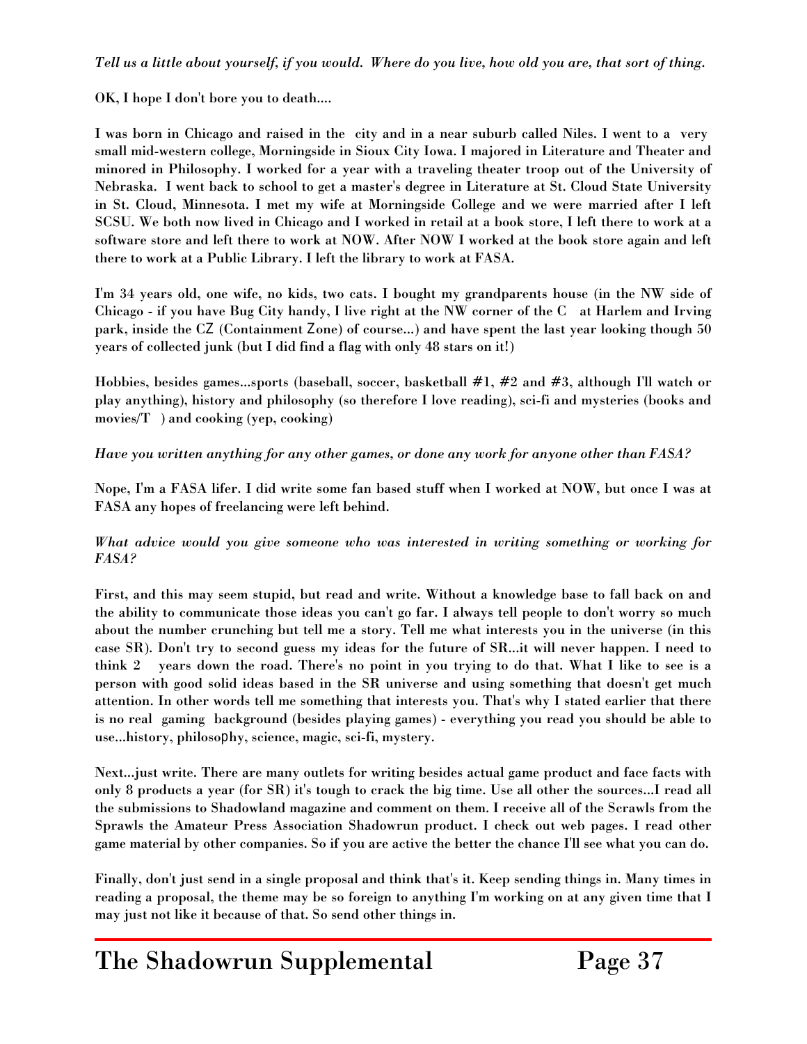*Tell us a little about yourself, if you would. Where do you live, how old you are, that sort of thing.*

**OK, I hope I don't bore you to death....**

**I was born in Chicago and raised in the city and in a near suburb called Niles. I went to a very small mid-western college, Morningside in Sioux City Iowa. I majored in Literature and Theater and minored in Philosophy. I worked for a year with a traveling theater troop out of the University of Nebraska. I went back to school to get a master's degree in Literature at St. Cloud State University in St. Cloud, Minnesota. I met my wife at Morningside College and we were married after I left SCSU. We both now lived in Chicago and I worked in retail at a book store, I left there to work at a software store and left there to work at NOW. After NOW I worked at the book store again and left there to work at a Public Library. I left the library to work at FASA.**

**I'm 34 years old, one wife, no kids, two cats. I bought my grandparents house (in the NW side of Chicago - if you have Bug City handy, I live right at the NW corner of the C at Harlem and Irving park, inside the CZ (Containment Zone) of course...) and have spent the last year looking though 50 years of collected junk (but I did find a flag with only 48 stars on it!)**

**Hobbies, besides games...sports (baseball, soccer, basketball #1, #2 and #3, although I'll watch or play anything), history and philosophy (so therefore I love reading), sci-fi and mysteries (books and movies/T ) and cooking (yep, cooking)**

*Have you written anything for any other games, or done any work for anyone other than FASA?*

**Nope, I'm a FASA lifer. I did write some fan based stuff when I worked at NOW, but once I was at FASA any hopes of freelancing were left behind.**

*What advice would you give someone who was interested in writing something or working for FASA?*

**First, and this may seem stupid, but read and write. Without a knowledge base to fall back on and the ability to communicate those ideas you can't go far. I always tell people to don't worry so much about the number crunching but tell me a story. Tell me what interests you in the universe (in this case SR). Don't try to second guess my ideas for the future of SR...it will never happen. I need to think 2 years down the road. There's no point in you trying to do that. What I like to see is a person with good solid ideas based in the SR universe and using something that doesn't get much attention. In other words tell me something that interests you. That's why I stated earlier that there is no real gaming background (besides playing games) - everything you read you should be able to use...history, philosophy, science, magic, sci-fi, mystery.**

**Next...just write. There are many outlets for writing besides actual game product and face facts with only 8 products a year (for SR) it's tough to crack the big time. Use all other the sources...I read all the submissions to Shadowland magazine and comment on them. I receive all of the Scrawls from the Sprawls the Amateur Press Association Shadowrun product. I check out web pages. I read other game material by other companies. So if you are active the better the chance I'll see what you can do.**

**Finally, don't just send in a single proposal and think that's it. Keep sending things in. Many times in reading a proposal, the theme may be so foreign to anything I'm working on at any given time that I may just not like it because of that. So send other things in.**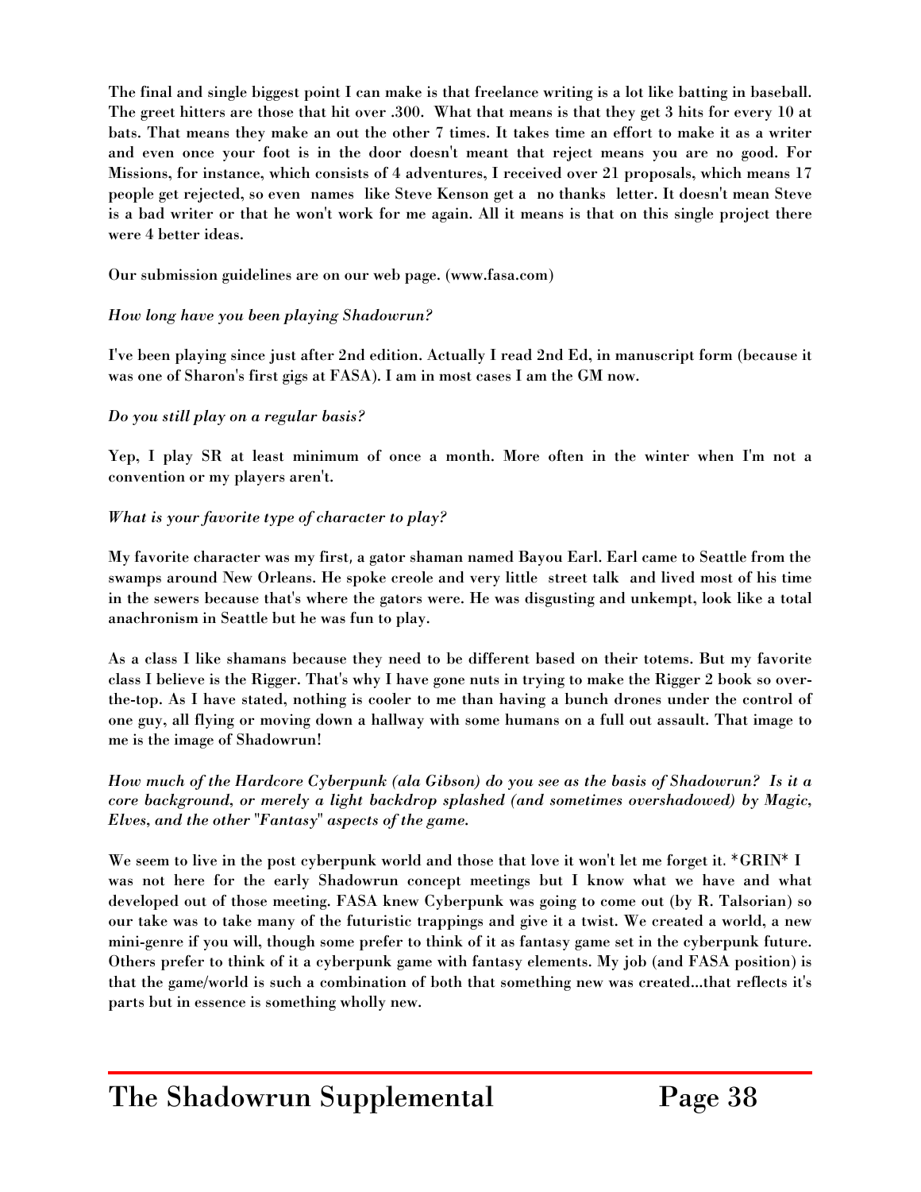**The final and single biggest point I can make is that freelance writing is a lot like batting in baseball. The greet hitters are those that hit over .300. What that means is that they get 3 hits for every 10 at bats. That means they make an out the other 7 times. It takes time an effort to make it as a writer and even once your foot is in the door doesn't meant that reject means you are no good. For Missions, for instance, which consists of 4 adventures, I received over 21 proposals, which means 17 people get rejected, so even names like Steve Kenson get a no thanks letter. It doesn't mean Steve is a bad writer or that he won't work for me again. All it means is that on this single project there were 4 better ideas.**

**Our submission guidelines are on our web page. (www.fasa.com)**

*How long have you been playing Shadowrun?*

**I've been playing since just after 2nd edition. Actually I read 2nd Ed, in manuscript form (because it was one of Sharon's first gigs at FASA). I am in most cases I am the GM now.**

*Do you still play on a regular basis?*

**Yep, I play SR at least minimum of once a month. More often in the winter when I'm not a convention or my players aren't.**

*What is your favorite type of character to play?*

**My favorite character was my first, a gator shaman named Bayou Earl. Earl came to Seattle from the swamps around New Orleans. He spoke creole and very little street talk and lived most of his time in the sewers because that's where the gators were. He was disgusting and unkempt, look like a total anachronism in Seattle but he was fun to play.**

**As a class I like shamans because they need to be different based on their totems. But my favorite class I believe is the Rigger. That's why I have gone nuts in trying to make the Rigger 2 book so over-the-top. As I have stated, nothing is cooler to me than having a bunch drones under the control of one guy, all flying or moving down a hallway with some humans on a full out assault. That image to me is the image of Shadowrun!**

*How much of the Hardcore Cyberpunk (ala Gibson) do you see as the basis of Shadowrun? Is it a core background, or merely a light backdrop splashed (and sometimes overshadowed) by Magic, Elves, and the other "Fantasy" aspects of the game.*

**We seem to live in the post cyberpunk world and those that love it won't let me forget it. *GRIN* I was not here for the early Shadowrun concept meetings but I know what we have and what developed out of those meeting. FASA knew Cyberpunk was going to come out (by R. Talsorian) so our take was to take many of the futuristic trappings and give it a twist. We created a world, a new mini-genre if you will, though some prefer to think of it as fantasy game set in the cyberpunk future. Others prefer to think of it a cyberpunk game with fantasy elements. My job (and FASA position) is that the game/world is such a combination of both that something new was created...that reflects it's parts but in essence is something wholly new.**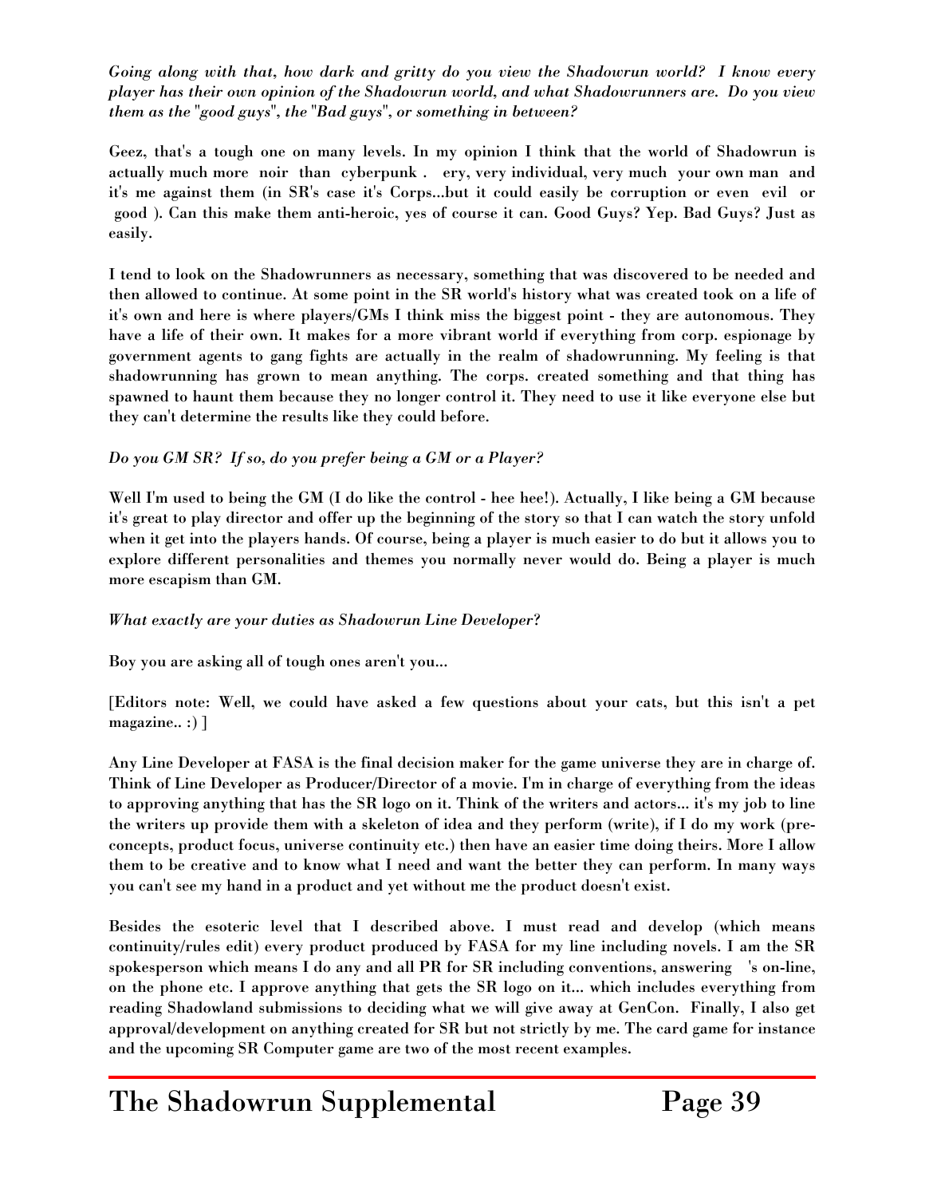*Going along with that, how dark and gritty do you view the Shadowrun world? I know every player has their own opinion of the Shadowrun world, and what Shadowrunners are. Do you view them as the "good guys", the "Bad guys", or something in between?*

**Geez, that's a tough one on many levels. In my opinion I think that the world of Shadowrun is actually much more noir than cyberpunk . ery, very individual, very much your own man and it's me against them (in SR's case it's Corps...but it could easily be corruption or even evil or good ). Can this make them anti-heroic, yes of course it can. Good Guys? Yep. Bad Guys? Just as easily.**

**I tend to look on the Shadowrunners as necessary, something that was discovered to be needed and then allowed to continue. At some point in the SR world's history what was created took on a life of it's own and here is where players/GMs I think miss the biggest point - they are autonomous. They have a life of their own. It makes for a more vibrant world if everything from corp. espionage by government agents to gang fights are actually in the realm of shadowrunning. My feeling is that shadowrunning has grown to mean anything. The corps. created something and that thing has spawned to haunt them because they no longer control it. They need to use it like everyone else but they can't determine the results like they could before.**

*Do you GM SR? If so, do you prefer being a GM or a Player?*

**Well I'm used to being the GM (I do like the control - hee hee!). Actually, I like being a GM because it's great to play director and offer up the beginning of the story so that I can watch the story unfold when it get into the players hands. Of course, being a player is much easier to do but it allows you to explore different personalities and themes you normally never would do. Being a player is much more escapism than GM.**

*What exactly are your duties as Shadowrun Line Developer?*

**Boy you are asking all of tough ones aren't you...**

**[Editors note: Well, we could have asked a few questions about your cats, but this isn't a pet magazine.. :) ]**

**Any Line Developer at FASA is the final decision maker for the game universe they are in charge of. Think of Line Developer as Producer/Director of a movie. I'm in charge of everything from the ideas to approving anything that has the SR logo on it. Think of the writers and actors... it's my job to line the writers up provide them with a skeleton of idea and they perform (write), if I do my work (pre-concepts, product focus, universe continuity etc.) then have an easier time doing theirs. More I allow them to be creative and to know what I need and want the better they can perform. In many ways you can't see my hand in a product and yet without me the product doesn't exist.**

**Besides the esoteric level that I described above. I must read and develop (which means continuity/rules edit) every product produced by FASA for my line including novels. I am the SR spokesperson which means I do any and all PR for SR including conventions, answering 's on-line, on the phone etc. I approve anything that gets the SR logo on it... which includes everything from reading Shadowland submissions to deciding what we will give away at GenCon. Finally, I also get approval/development on anything created for SR but not strictly by me. The card game for instance and the upcoming SR Computer game are two of the most recent examples.**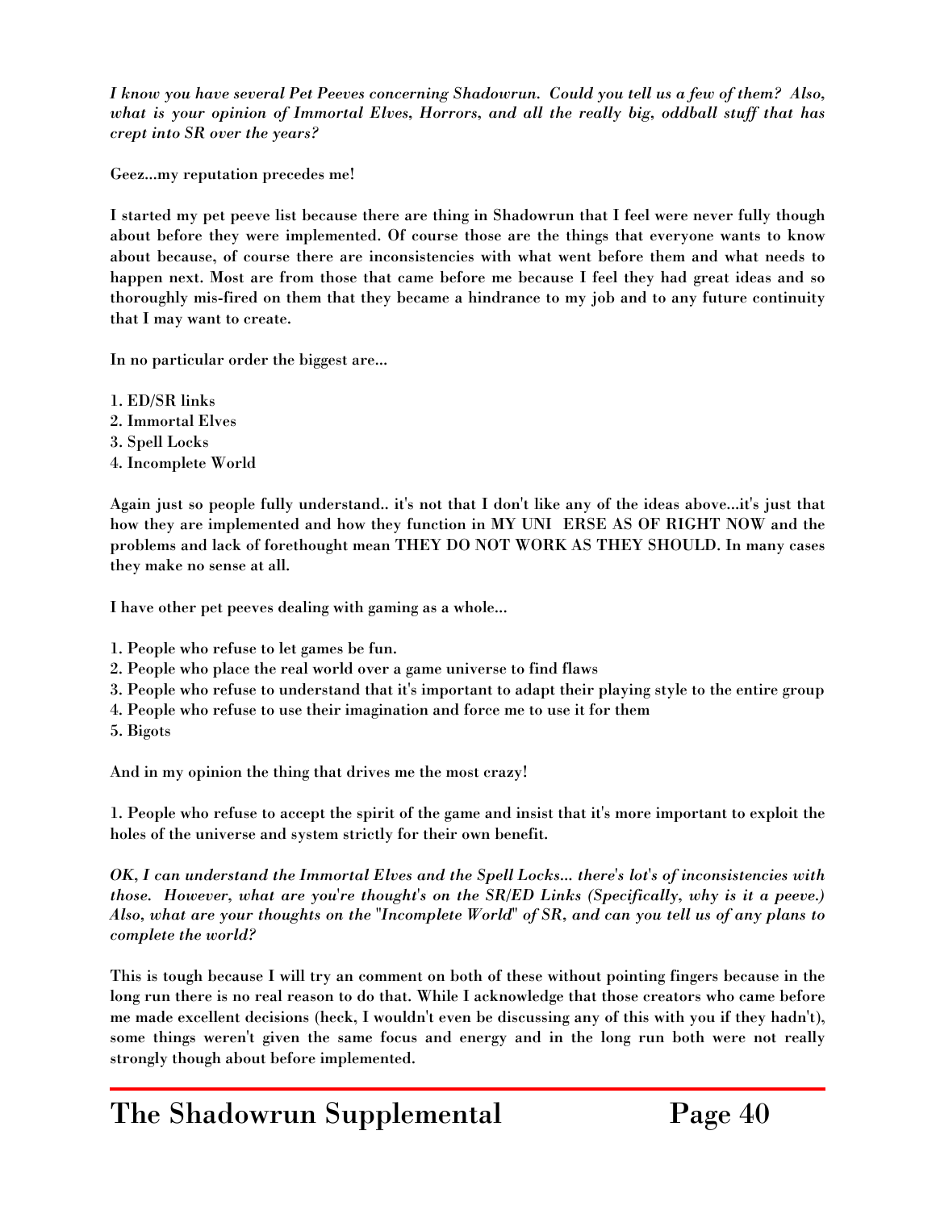*I know you have several Pet Peeves concerning Shadowrun. Could you tell us a few of them? Also, what is your opinion of Immortal Elves, Horrors, and all the really big, oddball stuff that has crept into SR over the years?*

**Geez...my reputation precedes me!**

**I started my pet peeve list because there are thing in Shadowrun that I feel were never fully though about before they were implemented. Of course those are the things that everyone wants to know about because, of course there are inconsistencies with what went before them and what needs to happen next. Most are from those that came before me because I feel they had great ideas and so thoroughly mis-fired on them that they became a hindrance to my job and to any future continuity that I may want to create.**

**In no particular order the biggest are...**

**1. ED/SR links**
**2. Immortal Elves**
**3. Spell Locks**
**4. Incomplete World**

**Again just so people fully understand.. it's not that I don't like any of the ideas above...it's just that how they are implemented and how they function in MY UNI ERSE AS OF RIGHT NOW and the problems and lack of forethought mean THEY DO NOT WORK AS THEY SHOULD. In many cases they make no sense at all.**

**I have other pet peeves dealing with gaming as a whole...**

**1. People who refuse to let games be fun.**
**2. People who place the real world over a game universe to find flaws**
**3. People who refuse to understand that it's important to adapt their playing style to the entire group**
**4. People who refuse to use their imagination and force me to use it for them**
**5. Bigots**

**And in my opinion the thing that drives me the most crazy!**

**1. People who refuse to accept the spirit of the game and insist that it's more important to exploit the holes of the universe and system strictly for their own benefit.**

*OK, I can understand the Immortal Elves and the Spell Locks... there's lot's of inconsistencies with those. However, what are you're thought's on the SR/ED Links (Specifically, why is it a peeve.) Also, what are your thoughts on the "Incomplete World" of SR, and can you tell us of any plans to complete the world?*

**This is tough because I will try an comment on both of these without pointing fingers because in the long run there is no real reason to do that. While I acknowledge that those creators who came before me made excellent decisions (heck, I wouldn't even be discussing any of this with you if they hadn't), some things weren't given the same focus and energy and in the long run both were not really strongly though about before implemented.**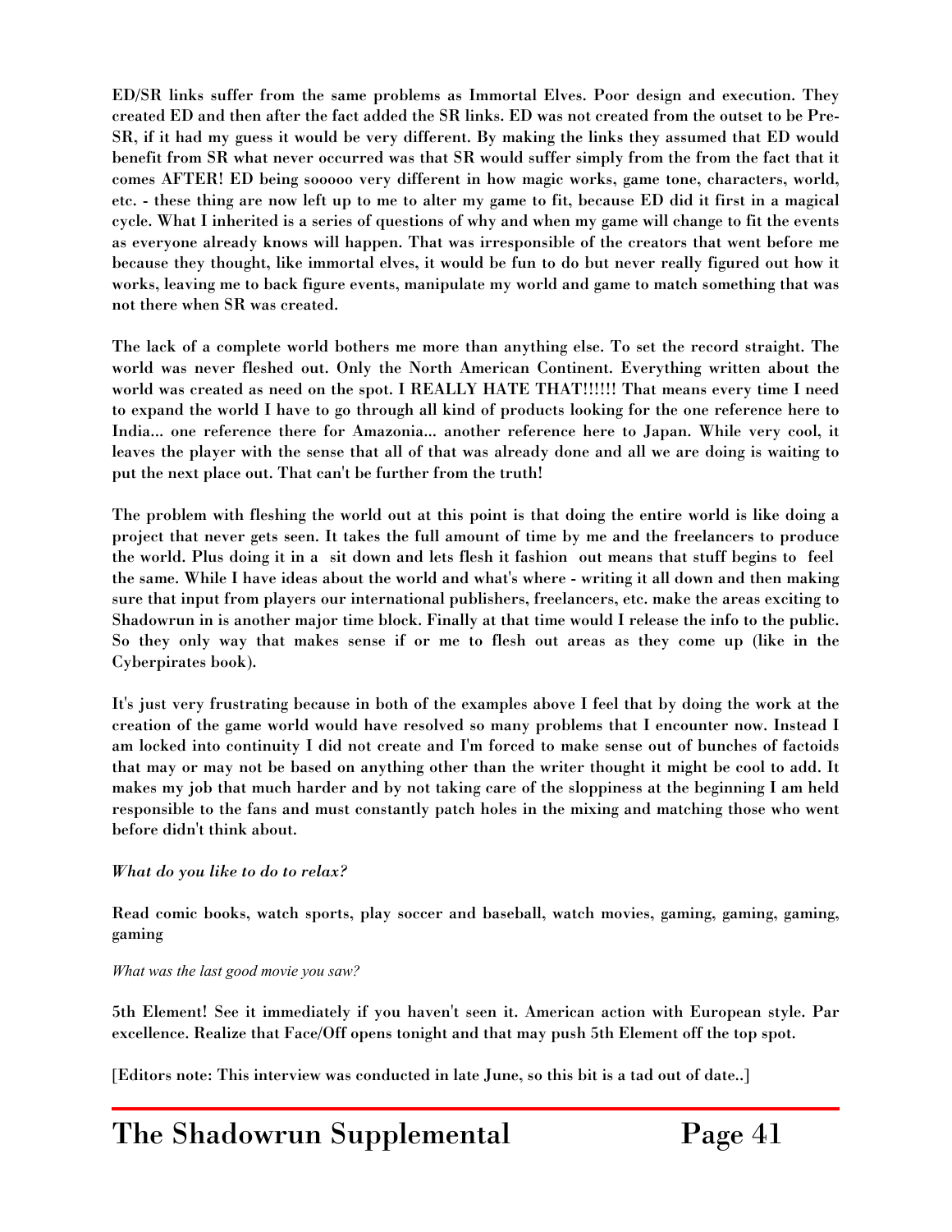**ED/SR links suffer from the same problems as Immortal Elves. Poor design and execution. They created ED and then after the fact added the SR links. ED was not created from the outset to be Pre-SR, if it had my guess it would be very different. By making the links they assumed that ED would benefit from SR what never occurred was that SR would suffer simply from the from the fact that it comes AFTER! ED being sooooo very different in how magic works, game tone, characters, world, etc. - these thing are now left up to me to alter my game to fit, because ED did it first in a magical cycle. What I inherited is a series of questions of why and when my game will change to fit the events as everyone already knows will happen. That was irresponsible of the creators that went before me because they thought, like immortal elves, it would be fun to do but never really figured out how it works, leaving me to back figure events, manipulate my world and game to match something that was not there when SR was created.**

**The lack of a complete world bothers me more than anything else. To set the record straight. The world was never fleshed out. Only the North American Continent. Everything written about the world was created as need on the spot. I REALLY HATE THAT!!!!!! That means every time I need to expand the world I have to go through all kind of products looking for the one reference here to India... one reference there for Amazonia... another reference here to Japan. While very cool, it leaves the player with the sense that all of that was already done and all we are doing is waiting to put the next place out. That can't be further from the truth!**

**The problem with fleshing the world out at this point is that doing the entire world is like doing a project that never gets seen. It takes the full amount of time by me and the freelancers to produce the world. Plus doing it in a sit down and lets flesh it fashion out means that stuff begins to feel the same. While I have ideas about the world and what's where - writing it all down and then making sure that input from players our international publishers, freelancers, etc. make the areas exciting to Shadowrun in is another major time block. Finally at that time would I release the info to the public. So they only way that makes sense if or me to flesh out areas as they come up (like in the Cyberpirates book).**

**It's just very frustrating because in both of the examples above I feel that by doing the work at the creation of the game world would have resolved so many problems that I encounter now. Instead I am locked into continuity I did not create and I'm forced to make sense out of bunches of factoids that may or may not be based on anything other than the writer thought it might be cool to add. It makes my job that much harder and by not taking care of the sloppiness at the beginning I am held responsible to the fans and must constantly patch holes in the mixing and matching those who went before didn't think about.**

*What do you like to do to relax?*

**Read comic books, watch sports, play soccer and baseball, watch movies, gaming, gaming, gaming, gaming**

*What was the last good movie you saw?*

**5th Element! See it immediately if you haven't seen it. American action with European style. Par excellence. Realize that Face/Off opens tonight and that may push 5th Element off the top spot.**

**[Editors note: This interview was conducted in late June, so this bit is a tad out of date..]**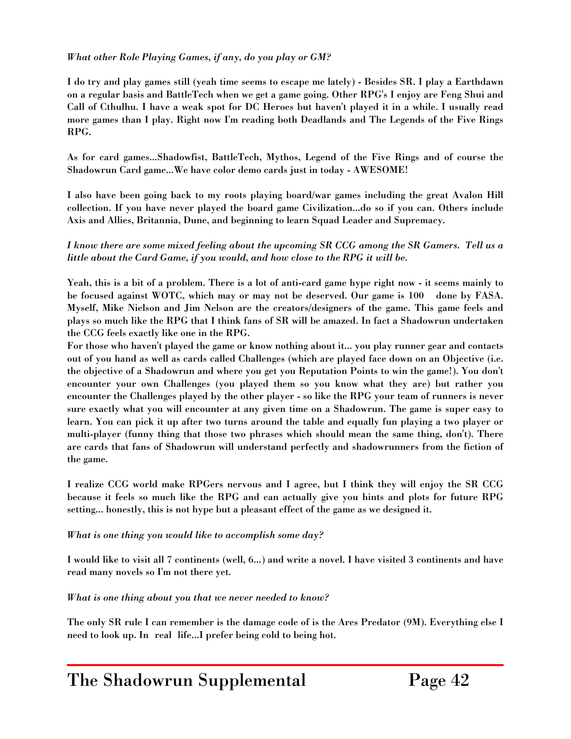*What other Role Playing Games, if any, do you play or GM?*

**I do try and play games still (yeah time seems to escape me lately) - Besides SR. I play a Earthdawn on a regular basis and BattleTech when we get a game going. Other RPG's I enjoy are Feng Shui and Call of Cthulhu. I have a weak spot for DC Heroes but haven't played it in a while. I usually read more games than I play. Right now I'm reading both Deadlands and The Legends of the Five Rings RPG.**

**As for card games...Shadowfist, BattleTech, Mythos, Legend of the Five Rings and of course the Shadowrun Card game...We have color demo cards just in today - AWESOME!**

**I also have been going back to my roots playing board/war games including the great Avalon Hill collection. If you have never played the board game Civilization...do so if you can. Others include Axis and Allies, Britannia, Dune, and beginning to learn Squad Leader and Supremacy.**

*I know there are some mixed feeling about the upcoming SR CCG among the SR Gamers. Tell us a little about the Card Game, if you would, and how close to the RPG it will be.*

**Yeah, this is a bit of a problem. There is a lot of anti-card game hype right now - it seems mainly to be focused against WOTC, which may or may not be deserved. Our game is 100 done by FASA. Myself, Mike Nielson and Jim Nelson are the creators/designers of the game. This game feels and plays so much like the RPG that I think fans of SR will be amazed. In fact a Shadowrun undertaken the CCG feels exactly like one in the RPG.**
**For those who haven't played the game or know nothing about it... you play runner gear and contacts out of you hand as well as cards called Challenges (which are played face down on an Objective (i.e. the objective of a Shadowrun and where you get you Reputation Points to win the game!). You don't encounter your own Challenges (you played them so you know what they are) but rather you encounter the Challenges played by the other player - so like the RPG your team of runners is never sure exactly what you will encounter at any given time on a Shadowrun. The game is super easy to learn. You can pick it up after two turns around the table and equally fun playing a two player or multi-player (funny thing that those two phrases which should mean the same thing, don't). There are cards that fans of Shadowrun will understand perfectly and shadowrunners from the fiction of the game.**

**I realize CCG world make RPGers nervous and I agree, but I think they will enjoy the SR CCG because it feels so much like the RPG and can actually give you hints and plots for future RPG setting... honestly, this is not hype but a pleasant effect of the game as we designed it.**

*What is one thing you would like to accomplish some day?*

**I would like to visit all 7 continents (well, 6...) and write a novel. I have visited 3 continents and have read many novels so I'm not there yet.**

*What is one thing about you that we never needed to know?*

**The only SR rule I can remember is the damage code of is the Ares Predator (9M). Everything else I need to look up. In real life...I prefer being cold to being hot.**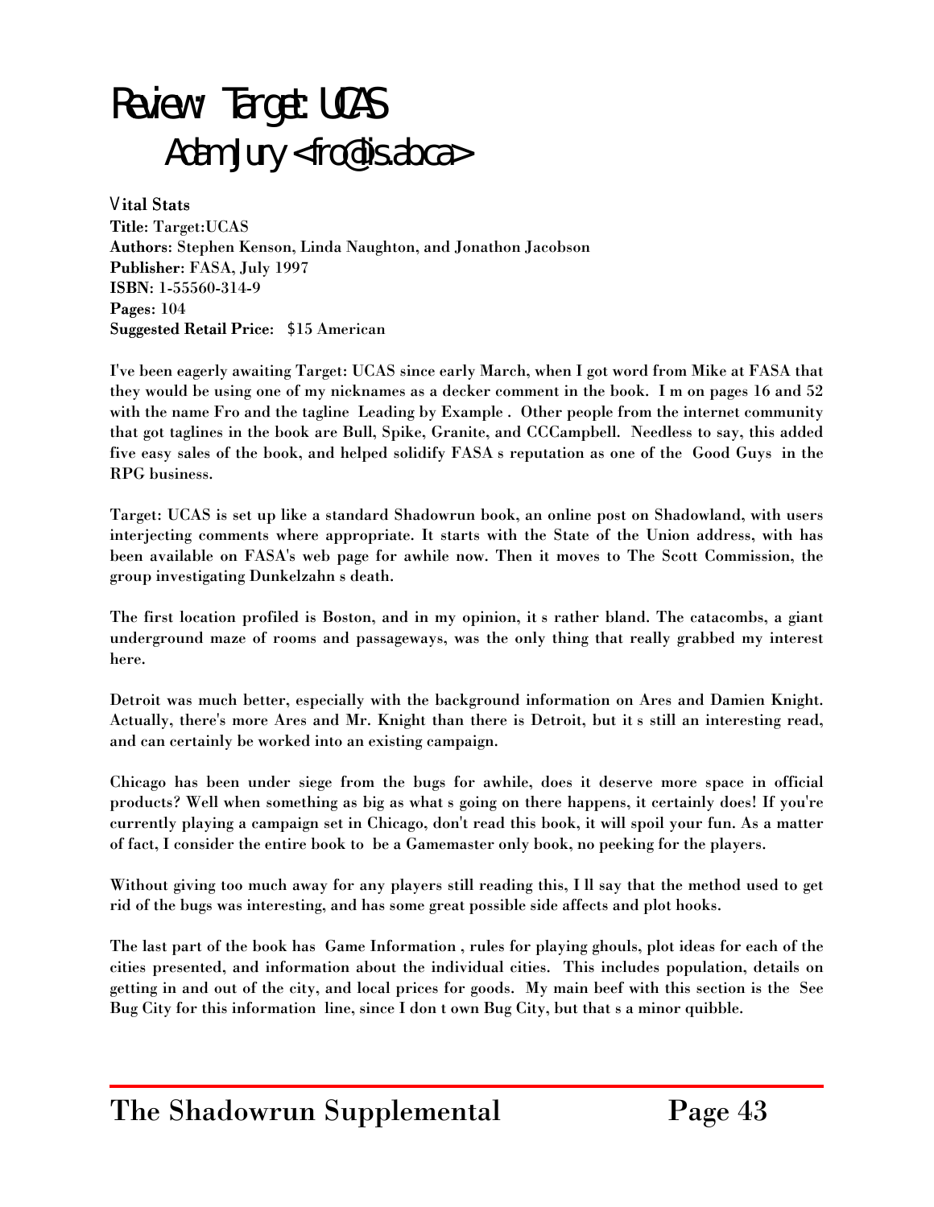# Review: Target: UCAS

## Adam Jury <fro@is.ab.ca>

### Vital Stats

**Title:** Target:UCAS
**Authors:** Stephen Kenson, Linda Naughton, and Jonathon Jacobson
**Publisher:** FASA, July 1997
**ISBN:** 1-55560-314-9
**Pages:** 104
**Suggested Retail Price:** $15 American

I've been eagerly awaiting Target: UCAS since early March, when I got word from Mike at FASA that they would be using one of my nicknames as a decker comment in the book. I m on pages 16 and 52 with the name Fro and the tagline Leading by Example . Other people from the internet community that got taglines in the book are Bull, Spike, Granite, and CCCampbell. Needless to say, this added five easy sales of the book, and helped solidify FASA s reputation as one of the Good Guys in the RPG business.

Target: UCAS is set up like a standard Shadowrun book, an online post on Shadowland, with users interjecting comments where appropriate. It starts with the State of the Union address, with has been available on FASA's web page for awhile now. Then it moves to The Scott Commission, the group investigating Dunkelzahn s death.

The first location profiled is Boston, and in my opinion, it s rather bland. The catacombs, a giant underground maze of rooms and passageways, was the only thing that really grabbed my interest here.

Detroit was much better, especially with the background information on Ares and Damien Knight. Actually, there's more Ares and Mr. Knight than there is Detroit, but it s still an interesting read, and can certainly be worked into an existing campaign.

Chicago has been under siege from the bugs for awhile, does it deserve more space in official products? Well when something as big as what s going on there happens, it certainly does! If you're currently playing a campaign set in Chicago, don't read this book, it will spoil your fun. As a matter of fact, I consider the entire book to be a Gamemaster only book, no peeking for the players.

Without giving too much away for any players still reading this, I ll say that the method used to get rid of the bugs was interesting, and has some great possible side affects and plot hooks.

The last part of the book has Game Information , rules for playing ghouls, plot ideas for each of the cities presented, and information about the individual cities. This includes population, details on getting in and out of the city, and local prices for goods. My main beef with this section is the See Bug City for this information line, since I don t own Bug City, but that s a minor quibble.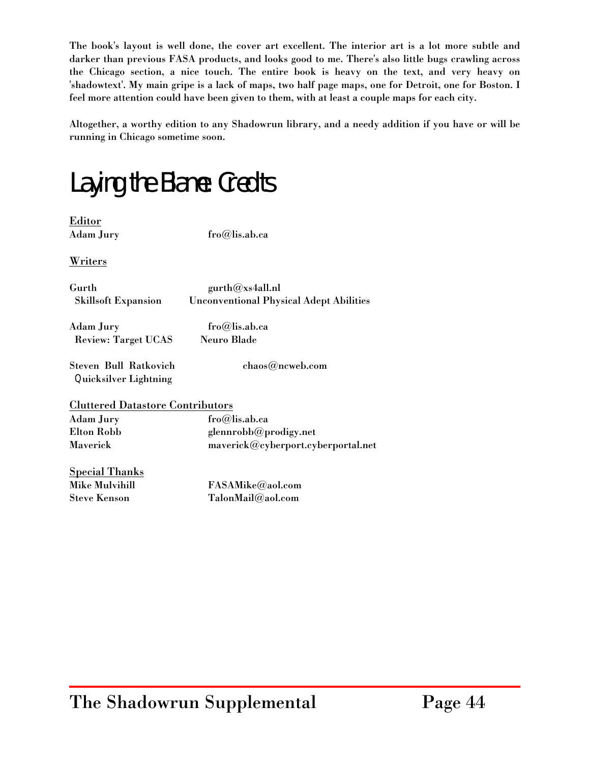The book's layout is well done, the cover art excellent. The interior art is a lot more subtle and darker than previous FASA products, and looks good to me. There's also little bugs crawling across the Chicago section, a nice touch. The entire book is heavy on the text, and very heavy on 'shadowtext'. My main gripe is a lack of maps, two half page maps, one for Detroit, one for Boston. I feel more attention could have been given to them, with at least a couple maps for each city.

Altogether, a worthy edition to any Shadowrun library, and a needy addition if you have or will be running in Chicago sometime soon.

# Laying the Blame: Credits

**Editor**

Adam Jury — fro@lis.ab.ca

**Writers**

Gurth — gurth@xs4all.nl
Skillsoft Expansion — Unconventional Physical Adept Abilities

Adam Jury — fro@lis.ab.ca
Review: Target UCAS — Neuro Blade

Steven Bull Ratkovich — chaos@ncweb.com
Quicksilver Lightning

**Cluttered Datastore Contributors**

Adam Jury — fro@lis.ab.ca
Elton Robb — glennrobb@prodigy.net
Maverick — maverick@cyberport.cyberportal.net

**Special Thanks**

Mike Mulvihill — FASAMike@aol.com
Steve Kenson — TalonMail@aol.com